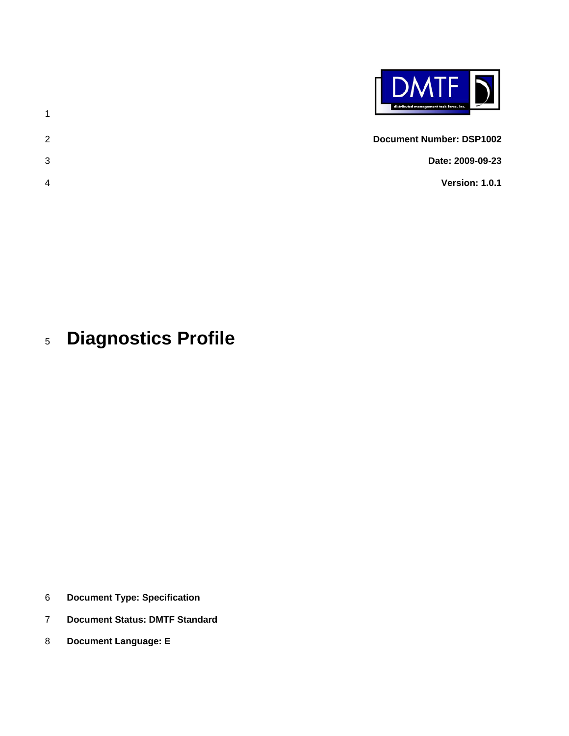**Document Number: DSP1002**

**Date: 2009-09-23**

**Version: 1.0.1**

# Diagnostics Profile

**Document Type: Specification**

**Document Status: DMTF Standard**

**Document Language: E**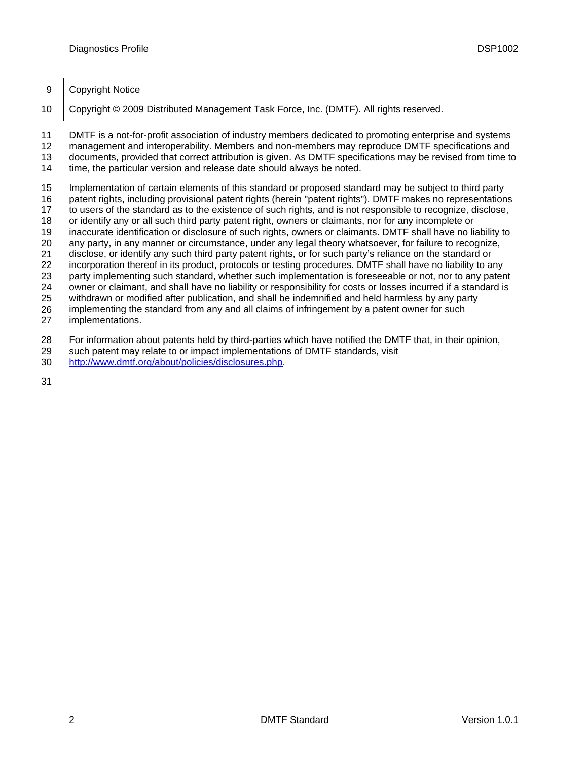Copyright Notice

Copyright © 2009 Distributed Management Task Force, Inc. (DMTF). All rights reserved.

DMTF is a not-for-profit association of industry members dedicated to promoting enterprise and systems management and interoperability. Members and non-members may reproduce DMTF specifications and documents, provided that correct attribution is given. As DMTF specifications may be revised from time to time, the particular version and release date should always be noted.

Implementation of certain elements of this standard or proposed standard may be subject to third party patent rights, including provisional patent rights (herein "patent rights"). DMTF makes no representations to users of the standard as to the existence of such rights, and is not responsible to recognize, disclose, or identify any or all such third party patent right, owners or claimants, nor for any incomplete or inaccurate identification or disclosure of such rights, owners or claimants. DMTF shall have no liability to any party, in any manner or circumstance, under any legal theory whatsoever, for failure to recognize, disclose, or identify any such third party patent rights, or for such party's reliance on the standard or incorporation thereof in its product, protocols or testing procedures. DMTF shall have no liability to any party implementing such standard, whether such implementation is foreseeable or not, nor to any patent owner or claimant, and shall have no liability or responsibility for costs or losses incurred if a standard is withdrawn or modified after publication, and shall be indemnified and held harmless by any party implementing the standard from any and all claims of infringement by a patent owner for such implementations.

For information about patents held by third-parties which have notified the DMTF that, in their opinion, such patent may relate to or impact implementations of DMTF standards, visit http://www.dmtf.org/about/policies/disclosures.php.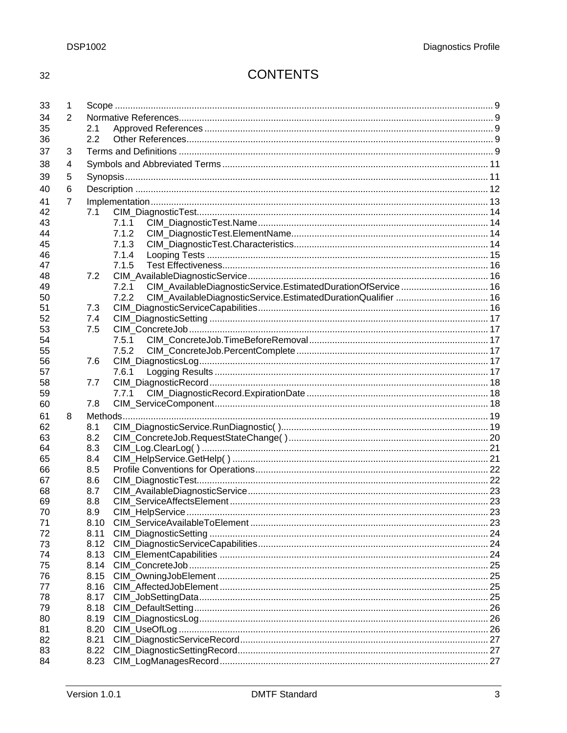# CONTENTS

1 Scope .......... 9

2 Normative References .......... 9

- 2.1 Approved References .......... 9
- 2.2 Other References .......... 9

3 Terms and Definitions .......... 9

4 Symbols and Abbreviated Terms .......... 11

5 Synopsis .......... 11

6 Description .......... 12

7 Implementation .......... 13

- 7.1 CIM_DiagnosticTest .......... 14
  - 7.1.1 CIM_DiagnosticTest.Name .......... 14
  - 7.1.2 CIM_DiagnosticTest.ElementName .......... 14
  - 7.1.3 CIM_DiagnosticTest.Characteristics .......... 14
  - 7.1.4 Looping Tests .......... 15
  - 7.1.5 Test Effectiveness .......... 16
- 7.2 CIM_AvailableDiagnosticService .......... 16
  - 7.2.1 CIM_AvailableDiagnosticService.EstimatedDurationOfService .......... 16
  - 7.2.2 CIM_AvailableDiagnosticService.EstimatedDurationQualifier .......... 16
- 7.3 CIM_DiagnosticServiceCapabilities .......... 16
- 7.4 CIM_DiagnosticSetting .......... 17
- 7.5 CIM_ConcreteJob .......... 17
  - 7.5.1 CIM_ConcreteJob.TimeBeforeRemoval .......... 17
  - 7.5.2 CIM_ConcreteJob.PercentComplete .......... 17
- 7.6 CIM_DiagnosticsLog .......... 17
  - 7.6.1 Logging Results .......... 17
- 7.7 CIM_DiagnosticRecord .......... 18
  - 7.7.1 CIM_DiagnosticRecord.ExpirationDate .......... 18
- 7.8 CIM_ServiceComponent .......... 18

8 Methods .......... 19

- 8.1 CIM_DiagnosticService.RunDiagnostic( ) .......... 19
- 8.2 CIM_ConcreteJob.RequestStateChange( ) .......... 20
- 8.3 CIM_Log.ClearLog( ) .......... 21
- 8.4 CIM_HelpService.GetHelp( ) .......... 21
- 8.5 Profile Conventions for Operations .......... 22
- 8.6 CIM_DiagnosticTest .......... 22
- 8.7 CIM_AvailableDiagnosticService .......... 23
- 8.8 CIM_ServiceAffectsElement .......... 23
- 8.9 CIM_HelpService .......... 23
- 8.10 CIM_ServiceAvailableToElement .......... 23
- 8.11 CIM_DiagnosticSetting .......... 24
- 8.12 CIM_DiagnosticServiceCapabilities .......... 24
- 8.13 CIM_ElementCapabilities .......... 24
- 8.14 CIM_ConcreteJob .......... 25
- 8.15 CIM_OwningJobElement .......... 25
- 8.16 CIM_AffectedJobElement .......... 25
- 8.17 CIM_JobSettingData .......... 25
- 8.18 CIM_DefaultSetting .......... 26
- 8.19 CIM_DiagnosticsLog .......... 26
- 8.20 CIM_UseOfLog .......... 26
- 8.21 CIM_DiagnosticServiceRecord .......... 27
- 8.22 CIM_DiagnosticSettingRecord .......... 27
- 8.23 CIM_LogManagesRecord .......... 27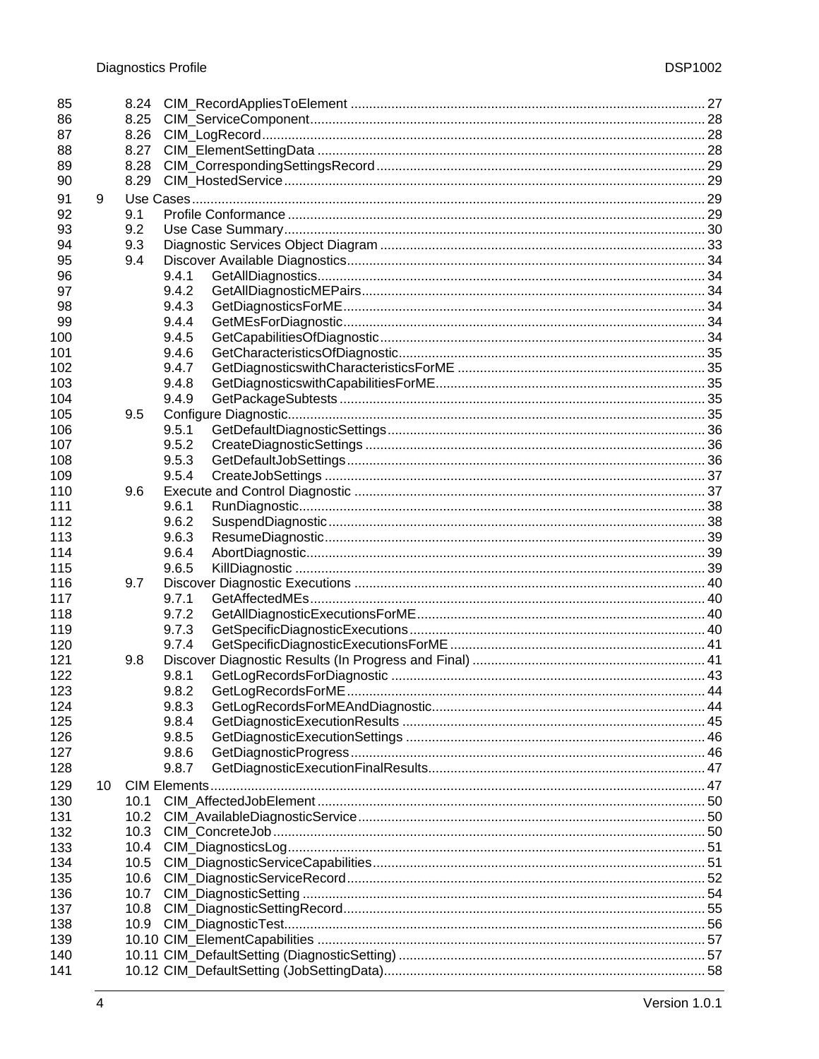8.24 CIM_RecordAppliesToElement ... 27
8.25 CIM_ServiceComponent ... 28
8.26 CIM_LogRecord ... 28
8.27 CIM_ElementSettingData ... 28
8.28 CIM_CorrespondingSettingsRecord ... 29
8.29 CIM_HostedService ... 29

9 Use Cases ... 29
- 9.1 Profile Conformance ... 29
- 9.2 Use Case Summary ... 30
- 9.3 Diagnostic Services Object Diagram ... 33
- 9.4 Discover Available Diagnostics ... 34
  - 9.4.1 GetAllDiagnostics ... 34
  - 9.4.2 GetAllDiagnosticMEPairs ... 34
  - 9.4.3 GetDiagnosticsForME ... 34
  - 9.4.4 GetMEsForDiagnostic ... 34
  - 9.4.5 GetCapabilitiesOfDiagnostic ... 34
  - 9.4.6 GetCharacteristicsOfDiagnostic ... 35
  - 9.4.7 GetDiagnosticswithCharacteristicsForME ... 35
  - 9.4.8 GetDiagnosticswithCapabilitiesForME ... 35
  - 9.4.9 GetPackageSubtests ... 35
- 9.5 Configure Diagnostic ... 35
  - 9.5.1 GetDefaultDiagnosticSettings ... 36
  - 9.5.2 CreateDiagnosticSettings ... 36
  - 9.5.3 GetDefaultJobSettings ... 36
  - 9.5.4 CreateJobSettings ... 37
- 9.6 Execute and Control Diagnostic ... 37
  - 9.6.1 RunDiagnostic ... 38
  - 9.6.2 SuspendDiagnostic ... 38
  - 9.6.3 ResumeDiagnostic ... 39
  - 9.6.4 AbortDiagnostic ... 39
  - 9.6.5 KillDiagnostic ... 39
- 9.7 Discover Diagnostic Executions ... 40
  - 9.7.1 GetAffectedMEs ... 40
  - 9.7.2 GetAllDiagnosticExecutionsForME ... 40
  - 9.7.3 GetSpecificDiagnosticExecutions ... 40
  - 9.7.4 GetSpecificDiagnosticExecutionsForME ... 41
- 9.8 Discover Diagnostic Results (In Progress and Final) ... 41
  - 9.8.1 GetLogRecordsForDiagnostic ... 43
  - 9.8.2 GetLogRecordsForME ... 44
  - 9.8.3 GetLogRecordsForMEAndDiagnostic ... 44
  - 9.8.4 GetDiagnosticExecutionResults ... 45
  - 9.8.5 GetDiagnosticExecutionSettings ... 46
  - 9.8.6 GetDiagnosticProgress ... 46
  - 9.8.7 GetDiagnosticExecutionFinalResults ... 47

10 CIM Elements ... 47
- 10.1 CIM_AffectedJobElement ... 50
- 10.2 CIM_AvailableDiagnosticService ... 50
- 10.3 CIM_ConcreteJob ... 50
- 10.4 CIM_DiagnosticsLog ... 51
- 10.5 CIM_DiagnosticServiceCapabilities ... 51
- 10.6 CIM_DiagnosticServiceRecord ... 52
- 10.7 CIM_DiagnosticSetting ... 54
- 10.8 CIM_DiagnosticSettingRecord ... 55
- 10.9 CIM_DiagnosticTest ... 56
- 10.10 CIM_ElementCapabilities ... 57
- 10.11 CIM_DefaultSetting (DiagnosticSetting) ... 57
- 10.12 CIM_DefaultSetting (JobSettingData) ... 58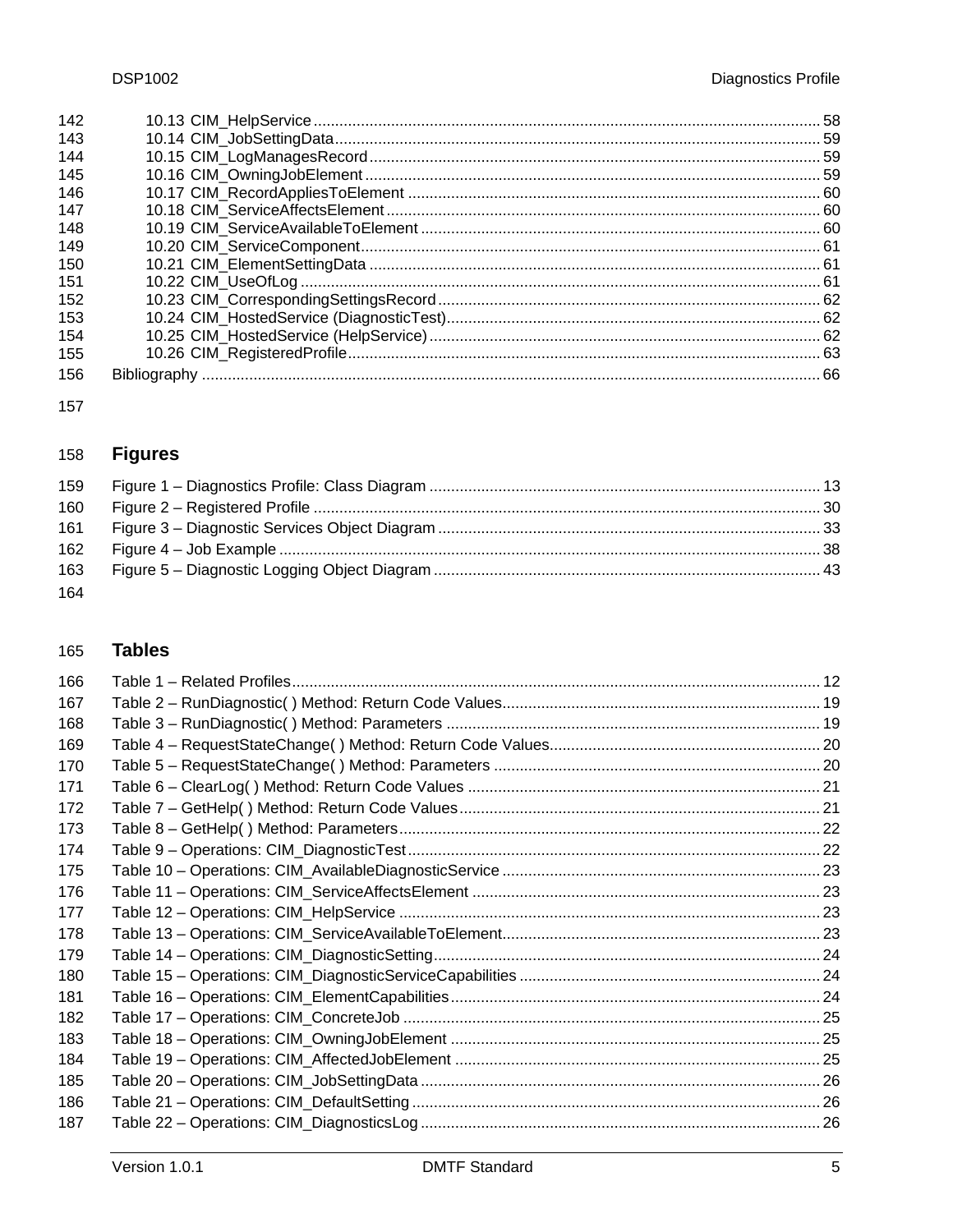10.13 CIM_HelpService ..... 58
10.14 CIM_JobSettingData ..... 59
10.15 CIM_LogManagesRecord ..... 59
10.16 CIM_OwningJobElement ..... 59
10.17 CIM_RecordAppliesToElement ..... 60
10.18 CIM_ServiceAffectsElement ..... 60
10.19 CIM_ServiceAvailableToElement ..... 60
10.20 CIM_ServiceComponent ..... 61
10.21 CIM_ElementSettingData ..... 61
10.22 CIM_UseOfLog ..... 61
10.23 CIM_CorrespondingSettingsRecord ..... 62
10.24 CIM_HostedService (DiagnosticTest) ..... 62
10.25 CIM_HostedService (HelpService) ..... 62
10.26 CIM_RegisteredProfile ..... 63

Bibliography ..... 66

## Figures

Figure 1 – Diagnostics Profile: Class Diagram ..... 13
Figure 2 – Registered Profile ..... 30
Figure 3 – Diagnostic Services Object Diagram ..... 33
Figure 4 – Job Example ..... 38
Figure 5 – Diagnostic Logging Object Diagram ..... 43

## Tables

Table 1 – Related Profiles ..... 12
Table 2 – RunDiagnostic( ) Method: Return Code Values ..... 19
Table 3 – RunDiagnostic( ) Method: Parameters ..... 19
Table 4 – RequestStateChange( ) Method: Return Code Values ..... 20
Table 5 – RequestStateChange( ) Method: Parameters ..... 20
Table 6 – ClearLog( ) Method: Return Code Values ..... 21
Table 7 – GetHelp( ) Method: Return Code Values ..... 21
Table 8 – GetHelp( ) Method: Parameters ..... 22
Table 9 – Operations: CIM_DiagnosticTest ..... 22
Table 10 – Operations: CIM_AvailableDiagnosticService ..... 23
Table 11 – Operations: CIM_ServiceAffectsElement ..... 23
Table 12 – Operations: CIM_HelpService ..... 23
Table 13 – Operations: CIM_ServiceAvailableToElement ..... 23
Table 14 – Operations: CIM_DiagnosticSetting ..... 24
Table 15 – Operations: CIM_DiagnosticServiceCapabilities ..... 24
Table 16 – Operations: CIM_ElementCapabilities ..... 24
Table 17 – Operations: CIM_ConcreteJob ..... 25
Table 18 – Operations: CIM_OwningJobElement ..... 25
Table 19 – Operations: CIM_AffectedJobElement ..... 25
Table 20 – Operations: CIM_JobSettingData ..... 26
Table 21 – Operations: CIM_DefaultSetting ..... 26
Table 22 – Operations: CIM_DiagnosticsLog ..... 26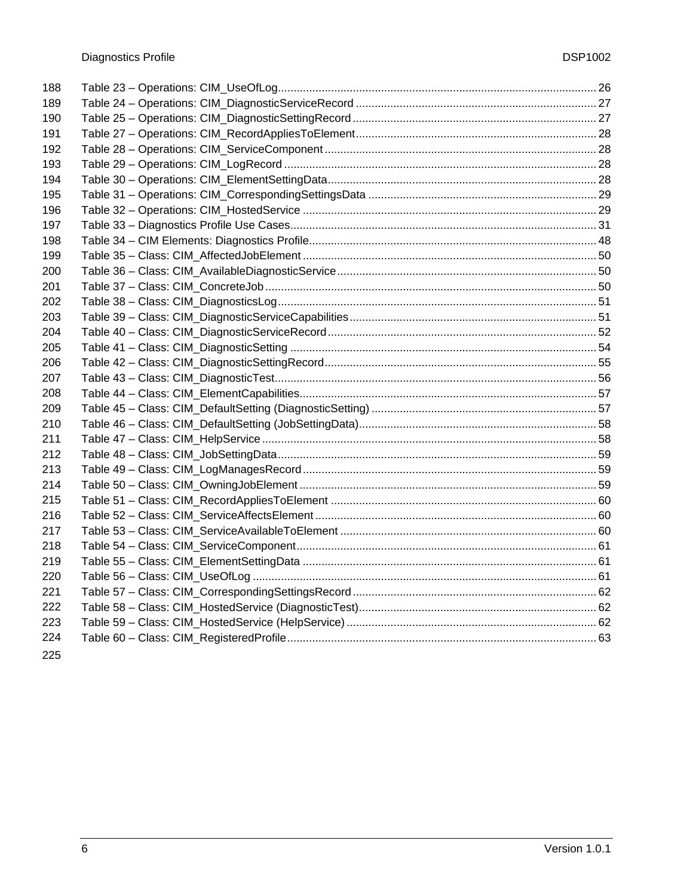188 Table 23 – Operations: CIM_UseOfLog ..................................................................................................... 26
189 Table 24 – Operations: CIM_DiagnosticServiceRecord ............................................................................ 27
190 Table 25 – Operations: CIM_DiagnosticSettingRecord ............................................................................. 27
191 Table 27 – Operations: CIM_RecordAppliesToElement ............................................................................ 28
192 Table 28 – Operations: CIM_ServiceComponent ...................................................................................... 28
193 Table 29 – Operations: CIM_LogRecord ................................................................................................... 28
194 Table 30 – Operations: CIM_ElementSettingData ..................................................................................... 28
195 Table 31 – Operations: CIM_CorrespondingSettingsData ......................................................................... 29
196 Table 32 – Operations: CIM_HostedService ............................................................................................. 29
197 Table 33 – Diagnostics Profile Use Cases ................................................................................................. 31
198 Table 34 – CIM Elements: Diagnostics Profile ........................................................................................... 48
199 Table 35 – Class: CIM_AffectedJobElement ............................................................................................. 50
200 Table 36 – Class: CIM_AvailableDiagnosticService .................................................................................. 50
201 Table 37 – Class: CIM_ConcreteJob ......................................................................................................... 50
202 Table 38 – Class: CIM_DiagnosticsLog ..................................................................................................... 51
203 Table 39 – Class: CIM_DiagnosticServiceCapabilities .............................................................................. 51
204 Table 40 – Class: CIM_DiagnosticServiceRecord ..................................................................................... 52
205 Table 41 – Class: CIM_DiagnosticSetting ................................................................................................. 54
206 Table 42 – Class: CIM_DiagnosticSettingRecord ...................................................................................... 55
207 Table 43 – Class: CIM_DiagnosticTest ...................................................................................................... 56
208 Table 44 – Class: CIM_ElementCapabilities .............................................................................................. 57
209 Table 45 – Class: CIM_DefaultSetting (DiagnosticSetting) ....................................................................... 57
210 Table 46 – Class: CIM_DefaultSetting (JobSettingData) ........................................................................... 58
211 Table 47 – Class: CIM_HelpService .......................................................................................................... 58
212 Table 48 – Class: CIM_JobSettingData ..................................................................................................... 59
213 Table 49 – Class: CIM_LogManagesRecord ............................................................................................. 59
214 Table 50 – Class: CIM_OwningJobElement .............................................................................................. 59
215 Table 51 – Class: CIM_RecordAppliesToElement .................................................................................... 60
216 Table 52 – Class: CIM_ServiceAffectsElement ......................................................................................... 60
217 Table 53 – Class: CIM_ServiceAvailableToElement ................................................................................. 60
218 Table 54 – Class: CIM_ServiceComponent ............................................................................................... 61
219 Table 55 – Class: CIM_ElementSettingData ............................................................................................. 61
220 Table 56 – Class: CIM_UseOfLog ............................................................................................................. 61
221 Table 57 – Class: CIM_CorrespondingSettingsRecord ............................................................................. 62
222 Table 58 – Class: CIM_HostedService (DiagnosticTest) ........................................................................... 62
223 Table 59 – Class: CIM_HostedService (HelpService) ............................................................................... 62
224 Table 60 – Class: CIM_RegisteredProfile .................................................................................................. 63
225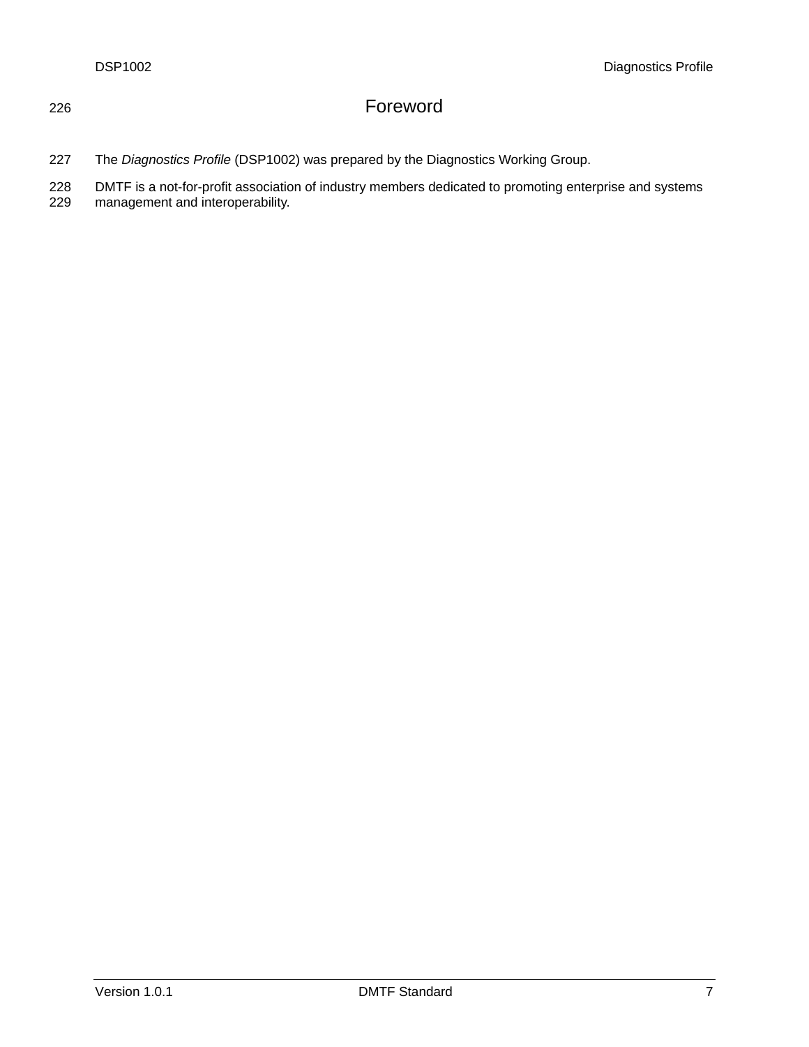# Foreword

The *Diagnostics Profile* (DSP1002) was prepared by the Diagnostics Working Group.

DMTF is a not-for-profit association of industry members dedicated to promoting enterprise and systems management and interoperability.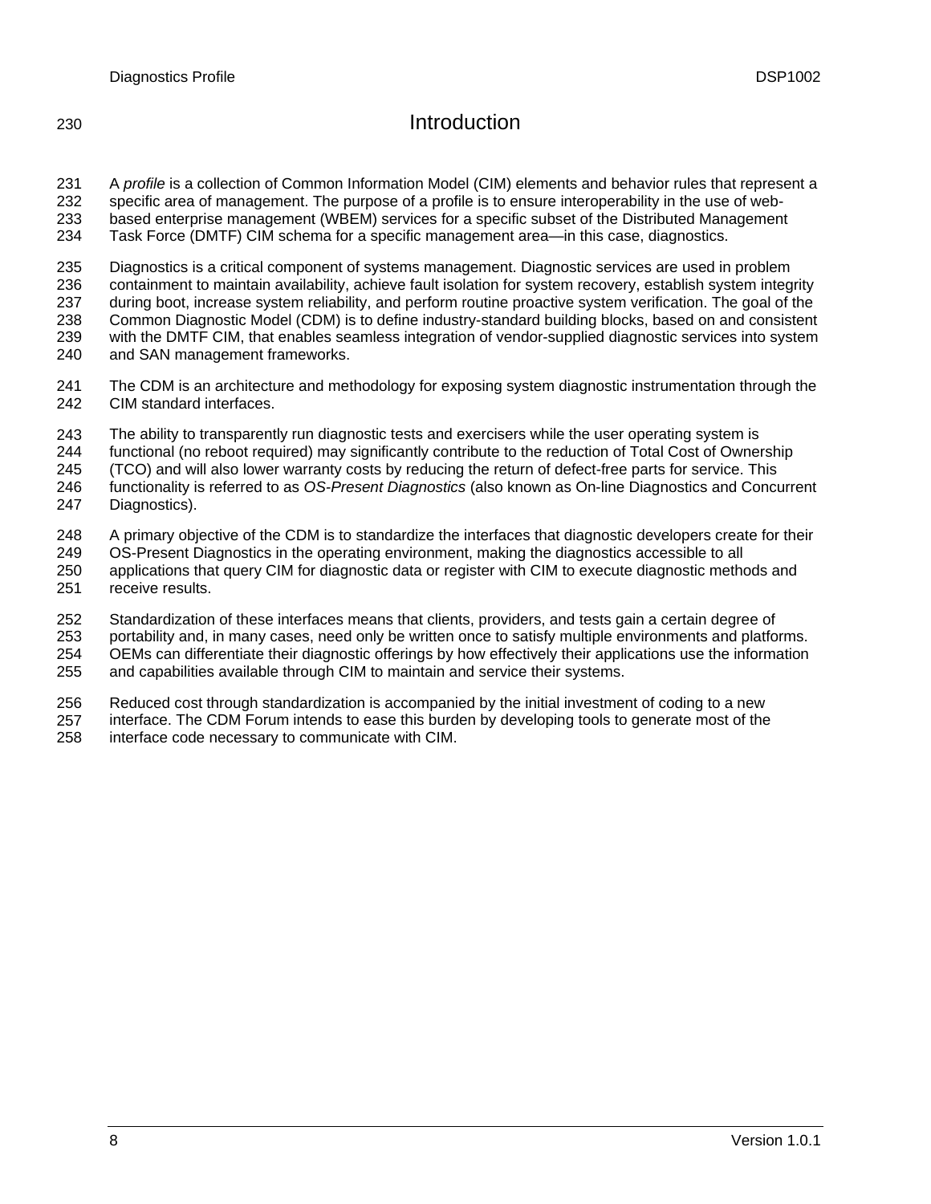# Introduction

A *profile* is a collection of Common Information Model (CIM) elements and behavior rules that represent a specific area of management. The purpose of a profile is to ensure interoperability in the use of web-based enterprise management (WBEM) services for a specific subset of the Distributed Management Task Force (DMTF) CIM schema for a specific management area—in this case, diagnostics.

Diagnostics is a critical component of systems management. Diagnostic services are used in problem containment to maintain availability, achieve fault isolation for system recovery, establish system integrity during boot, increase system reliability, and perform routine proactive system verification. The goal of the Common Diagnostic Model (CDM) is to define industry-standard building blocks, based on and consistent with the DMTF CIM, that enables seamless integration of vendor-supplied diagnostic services into system and SAN management frameworks.

The CDM is an architecture and methodology for exposing system diagnostic instrumentation through the CIM standard interfaces.

The ability to transparently run diagnostic tests and exercisers while the user operating system is functional (no reboot required) may significantly contribute to the reduction of Total Cost of Ownership (TCO) and will also lower warranty costs by reducing the return of defect-free parts for service. This functionality is referred to as *OS-Present Diagnostics* (also known as On-line Diagnostics and Concurrent Diagnostics).

A primary objective of the CDM is to standardize the interfaces that diagnostic developers create for their OS-Present Diagnostics in the operating environment, making the diagnostics accessible to all applications that query CIM for diagnostic data or register with CIM to execute diagnostic methods and receive results.

Standardization of these interfaces means that clients, providers, and tests gain a certain degree of portability and, in many cases, need only be written once to satisfy multiple environments and platforms. OEMs can differentiate their diagnostic offerings by how effectively their applications use the information and capabilities available through CIM to maintain and service their systems.

Reduced cost through standardization is accompanied by the initial investment of coding to a new interface. The CDM Forum intends to ease this burden by developing tools to generate most of the interface code necessary to communicate with CIM.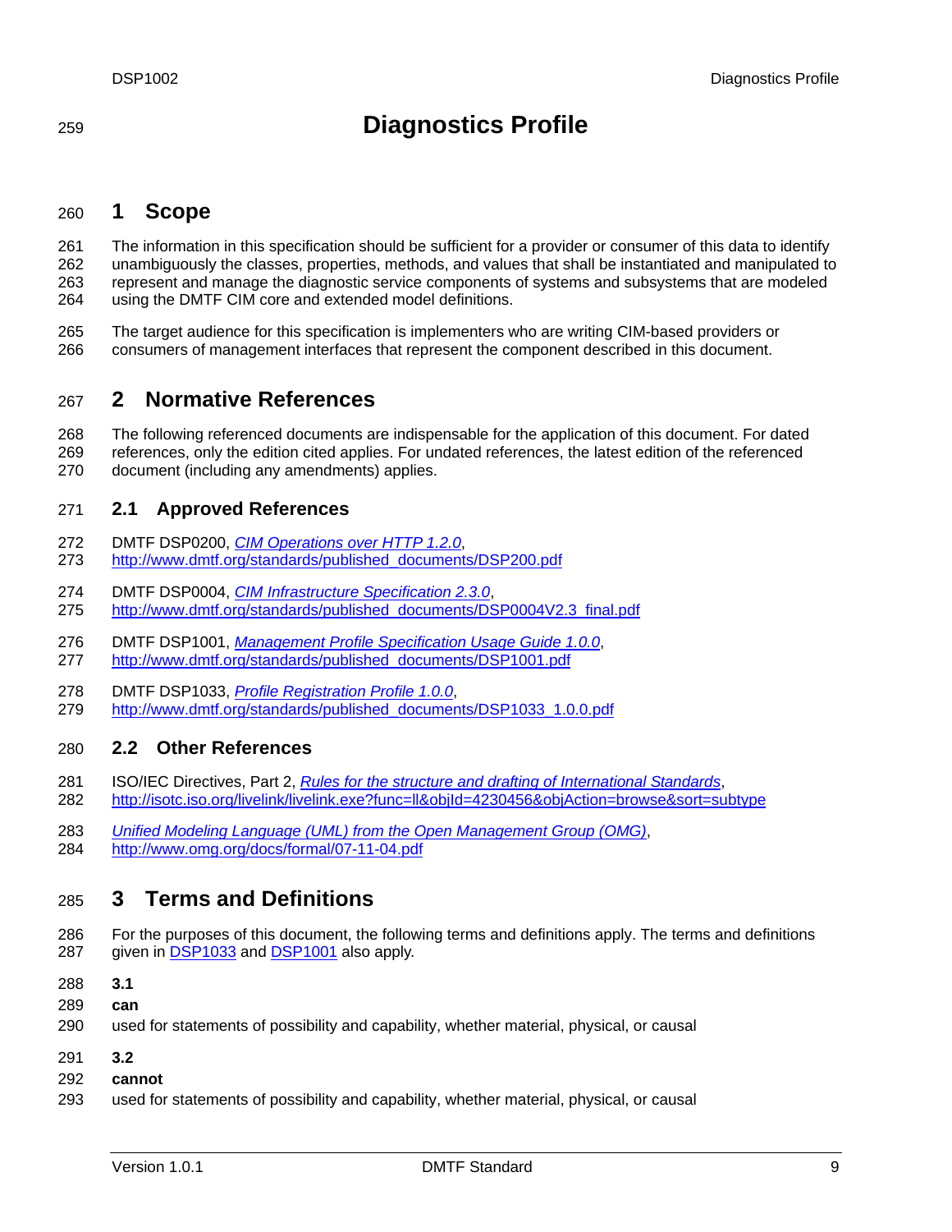# Diagnostics Profile

## 1 Scope

The information in this specification should be sufficient for a provider or consumer of this data to identify unambiguously the classes, properties, methods, and values that shall be instantiated and manipulated to represent and manage the diagnostic service components of systems and subsystems that are modeled using the DMTF CIM core and extended model definitions.

The target audience for this specification is implementers who are writing CIM-based providers or consumers of management interfaces that represent the component described in this document.

## 2 Normative References

The following referenced documents are indispensable for the application of this document. For dated references, only the edition cited applies. For undated references, the latest edition of the referenced document (including any amendments) applies.

### 2.1 Approved References

DMTF DSP0200, *CIM Operations over HTTP 1.2.0*,
http://www.dmtf.org/standards/published_documents/DSP200.pdf

DMTF DSP0004, *CIM Infrastructure Specification 2.3.0*,
http://www.dmtf.org/standards/published_documents/DSP0004V2.3_final.pdf

DMTF DSP1001, *Management Profile Specification Usage Guide 1.0.0*,
http://www.dmtf.org/standards/published_documents/DSP1001.pdf

DMTF DSP1033, *Profile Registration Profile 1.0.0*,
http://www.dmtf.org/standards/published_documents/DSP1033_1.0.0.pdf

### 2.2 Other References

ISO/IEC Directives, Part 2, *Rules for the structure and drafting of International Standards*,
http://isotc.iso.org/livelink/livelink.exe?func=ll&objId=4230456&objAction=browse&sort=subtype

*Unified Modeling Language (UML) from the Open Management Group (OMG)*,
http://www.omg.org/docs/formal/07-11-04.pdf

## 3 Terms and Definitions

For the purposes of this document, the following terms and definitions apply. The terms and definitions given in DSP1033 and DSP1001 also apply.

**3.1**

**can**

used for statements of possibility and capability, whether material, physical, or causal

**3.2**

**cannot**

used for statements of possibility and capability, whether material, physical, or causal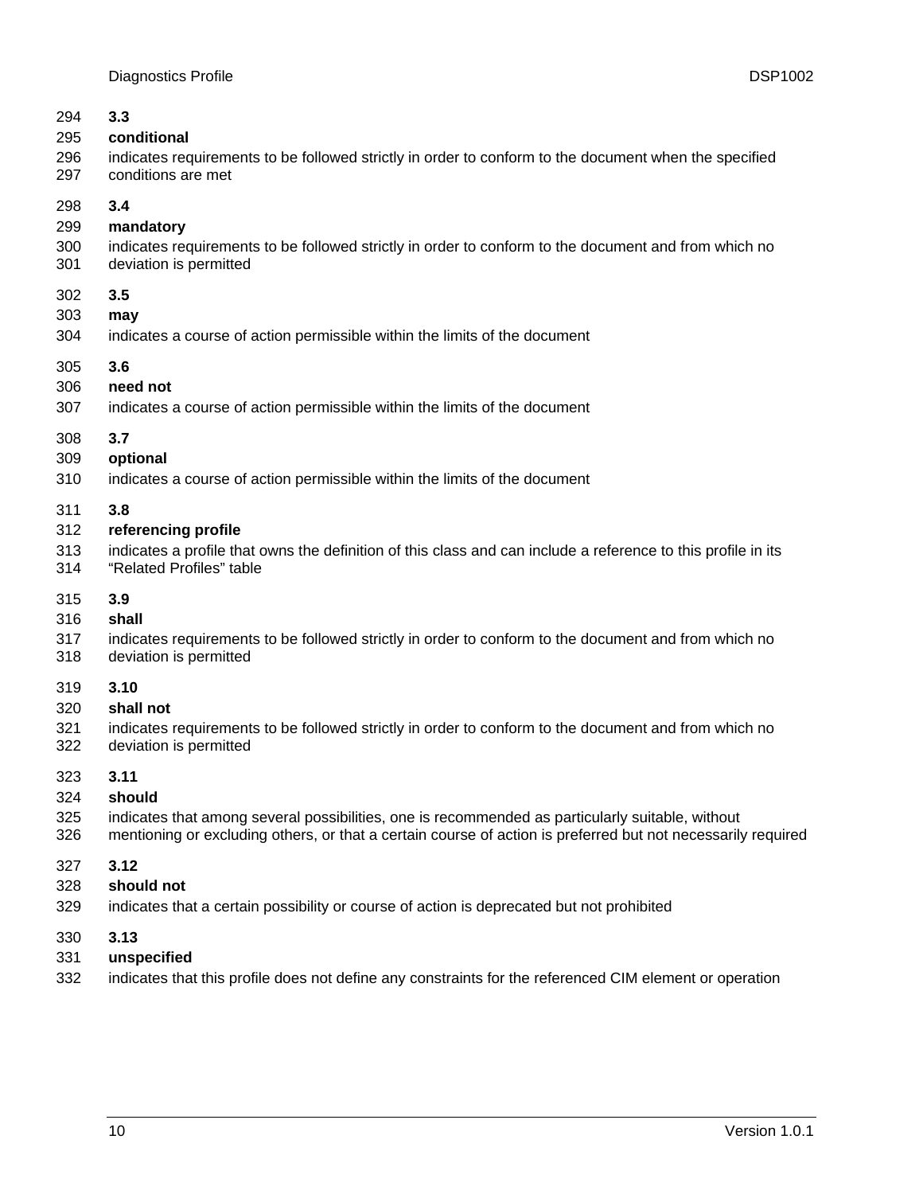### 3.3

**conditional**

indicates requirements to be followed strictly in order to conform to the document when the specified conditions are met

### 3.4

**mandatory**

indicates requirements to be followed strictly in order to conform to the document and from which no deviation is permitted

### 3.5

**may**

indicates a course of action permissible within the limits of the document

### 3.6

**need not**

indicates a course of action permissible within the limits of the document

### 3.7

**optional**

indicates a course of action permissible within the limits of the document

### 3.8

**referencing profile**

indicates a profile that owns the definition of this class and can include a reference to this profile in its "Related Profiles" table

### 3.9

**shall**

indicates requirements to be followed strictly in order to conform to the document and from which no deviation is permitted

### 3.10

**shall not**

indicates requirements to be followed strictly in order to conform to the document and from which no deviation is permitted

### 3.11

**should**

indicates that among several possibilities, one is recommended as particularly suitable, without mentioning or excluding others, or that a certain course of action is preferred but not necessarily required

### 3.12

**should not**

indicates that a certain possibility or course of action is deprecated but not prohibited

### 3.13

**unspecified**

indicates that this profile does not define any constraints for the referenced CIM element or operation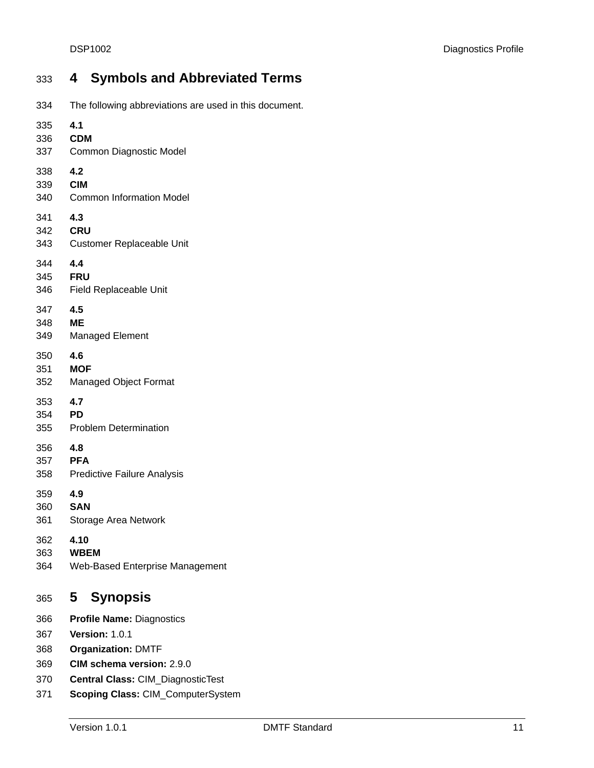# 4 Symbols and Abbreviated Terms

The following abbreviations are used in this document.

**4.1**
**CDM**
Common Diagnostic Model

**4.2**
**CIM**
Common Information Model

**4.3**
**CRU**
Customer Replaceable Unit

**4.4**
**FRU**
Field Replaceable Unit

**4.5**
**ME**
Managed Element

**4.6**
**MOF**
Managed Object Format

**4.7**
**PD**
Problem Determination

**4.8**
**PFA**
Predictive Failure Analysis

**4.9**
**SAN**
Storage Area Network

**4.10**
**WBEM**
Web-Based Enterprise Management

# 5 Synopsis

**Profile Name:** Diagnostics
**Version:** 1.0.1
**Organization:** DMTF
**CIM schema version:** 2.9.0
**Central Class:** CIM_DiagnosticTest
**Scoping Class:** CIM_ComputerSystem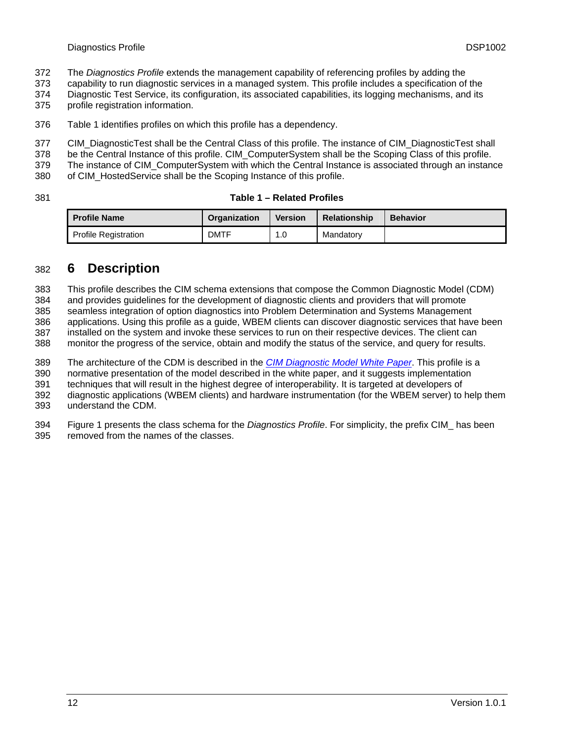The *Diagnostics Profile* extends the management capability of referencing profiles by adding the capability to run diagnostic services in a managed system. This profile includes a specification of the Diagnostic Test Service, its configuration, its associated capabilities, its logging mechanisms, and its profile registration information.

Table 1 identifies profiles on which this profile has a dependency.

CIM_DiagnosticTest shall be the Central Class of this profile. The instance of CIM_DiagnosticTest shall be the Central Instance of this profile. CIM_ComputerSystem shall be the Scoping Class of this profile. The instance of CIM_ComputerSystem with which the Central Instance is associated through an instance of CIM_HostedService shall be the Scoping Instance of this profile.

**Table 1 – Related Profiles**

| Profile Name | Organization | Version | Relationship | Behavior |
|---|---|---|---|---|
| Profile Registration | DMTF | 1.0 | Mandatory | |

# 6 Description

This profile describes the CIM schema extensions that compose the Common Diagnostic Model (CDM) and provides guidelines for the development of diagnostic clients and providers that will promote seamless integration of option diagnostics into Problem Determination and Systems Management applications. Using this profile as a guide, WBEM clients can discover diagnostic services that have been installed on the system and invoke these services to run on their respective devices. The client can monitor the progress of the service, obtain and modify the status of the service, and query for results.

The architecture of the CDM is described in the *CIM Diagnostic Model White Paper*. This profile is a normative presentation of the model described in the white paper, and it suggests implementation techniques that will result in the highest degree of interoperability. It is targeted at developers of diagnostic applications (WBEM clients) and hardware instrumentation (for the WBEM server) to help them understand the CDM.

Figure 1 presents the class schema for the *Diagnostics Profile*. For simplicity, the prefix CIM_ has been removed from the names of the classes.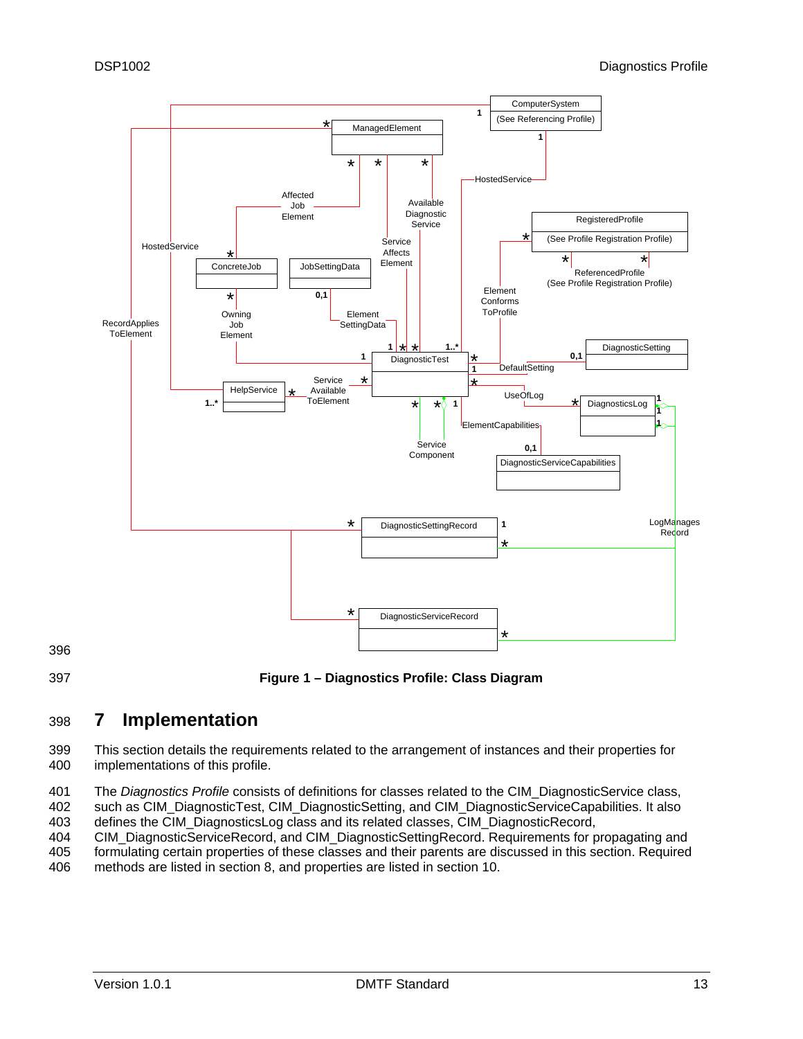Figure 1 – Diagnostics Profile: Class Diagram

# 7 Implementation

This section details the requirements related to the arrangement of instances and their properties for implementations of this profile.

The *Diagnostics Profile* consists of definitions for classes related to the CIM_DiagnosticService class, such as CIM_DiagnosticTest, CIM_DiagnosticSetting, and CIM_DiagnosticServiceCapabilities. It also defines the CIM_DiagnosticsLog class and its related classes, CIM_DiagnosticRecord, CIM_DiagnosticServiceRecord, and CIM_DiagnosticSettingRecord. Requirements for propagating and formulating certain properties of these classes and their parents are discussed in this section. Required methods are listed in section 8, and properties are listed in section 10.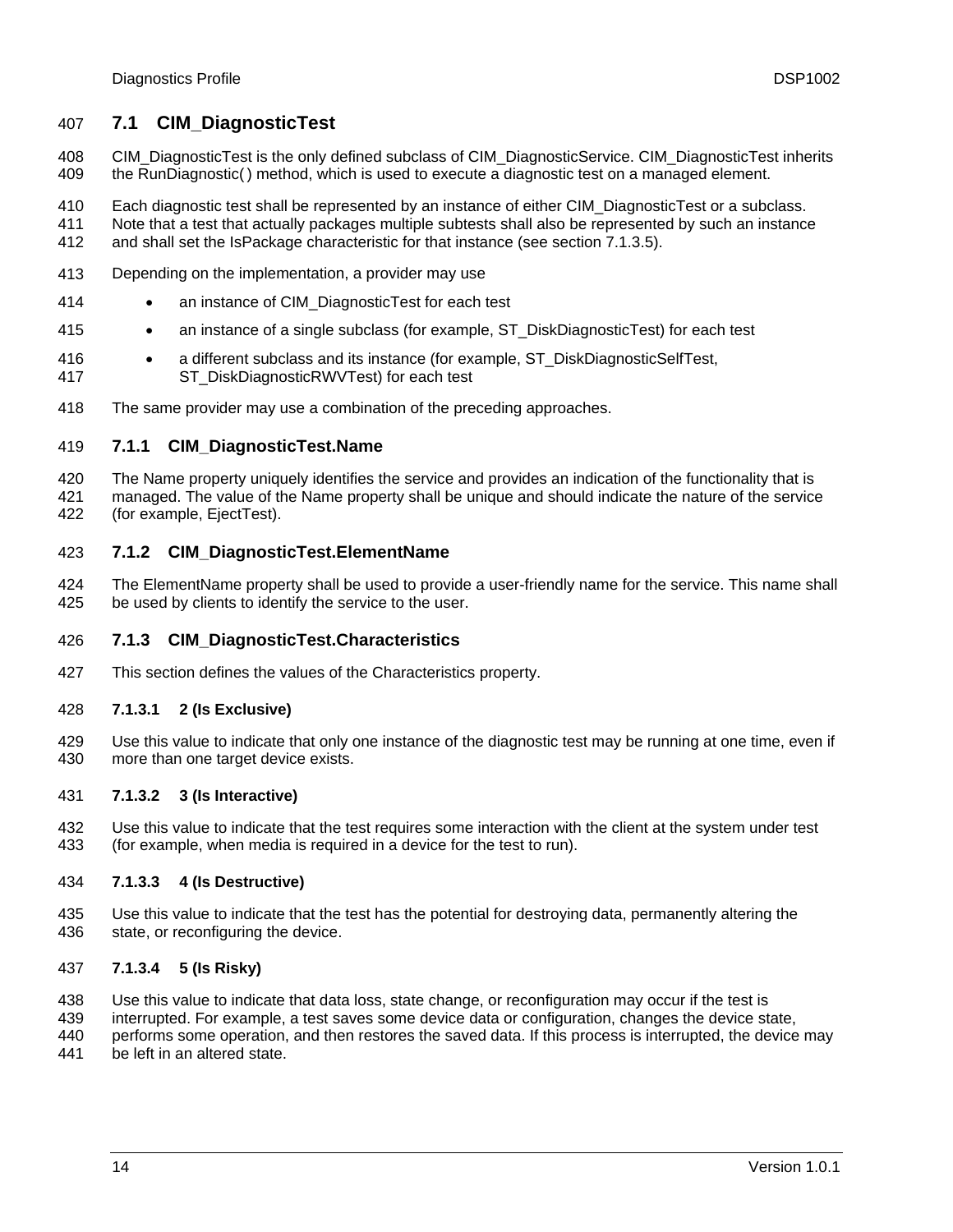## 7.1 CIM_DiagnosticTest

CIM_DiagnosticTest is the only defined subclass of CIM_DiagnosticService. CIM_DiagnosticTest inherits the RunDiagnostic( ) method, which is used to execute a diagnostic test on a managed element.

Each diagnostic test shall be represented by an instance of either CIM_DiagnosticTest or a subclass. Note that a test that actually packages multiple subtests shall also be represented by such an instance and shall set the IsPackage characteristic for that instance (see section 7.1.3.5).

Depending on the implementation, a provider may use

- an instance of CIM_DiagnosticTest for each test
- an instance of a single subclass (for example, ST_DiskDiagnosticTest) for each test
- a different subclass and its instance (for example, ST_DiskDiagnosticSelfTest, ST_DiskDiagnosticRWVTest) for each test

The same provider may use a combination of the preceding approaches.

### 7.1.1 CIM_DiagnosticTest.Name

The Name property uniquely identifies the service and provides an indication of the functionality that is managed. The value of the Name property shall be unique and should indicate the nature of the service (for example, EjectTest).

### 7.1.2 CIM_DiagnosticTest.ElementName

The ElementName property shall be used to provide a user-friendly name for the service. This name shall be used by clients to identify the service to the user.

### 7.1.3 CIM_DiagnosticTest.Characteristics

This section defines the values of the Characteristics property.

#### 7.1.3.1 2 (Is Exclusive)

Use this value to indicate that only one instance of the diagnostic test may be running at one time, even if more than one target device exists.

#### 7.1.3.2 3 (Is Interactive)

Use this value to indicate that the test requires some interaction with the client at the system under test (for example, when media is required in a device for the test to run).

#### 7.1.3.3 4 (Is Destructive)

Use this value to indicate that the test has the potential for destroying data, permanently altering the state, or reconfiguring the device.

#### 7.1.3.4 5 (Is Risky)

Use this value to indicate that data loss, state change, or reconfiguration may occur if the test is interrupted. For example, a test saves some device data or configuration, changes the device state, performs some operation, and then restores the saved data. If this process is interrupted, the device may be left in an altered state.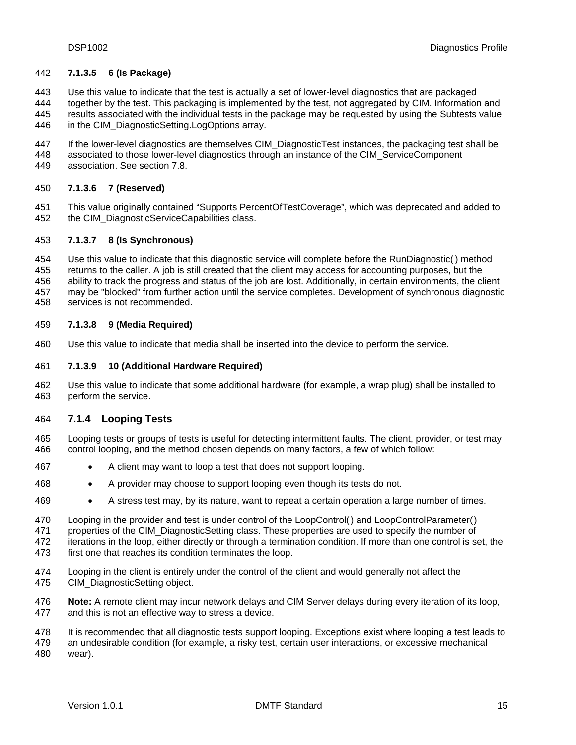#### 7.1.3.5 6 (Is Package)

Use this value to indicate that the test is actually a set of lower-level diagnostics that are packaged together by the test. This packaging is implemented by the test, not aggregated by CIM. Information and results associated with the individual tests in the package may be requested by using the Subtests value in the CIM_DiagnosticSetting.LogOptions array.

If the lower-level diagnostics are themselves CIM_DiagnosticTest instances, the packaging test shall be associated to those lower-level diagnostics through an instance of the CIM_ServiceComponent association. See section 7.8.

#### 7.1.3.6 7 (Reserved)

This value originally contained "Supports PercentOfTestCoverage", which was deprecated and added to the CIM_DiagnosticServiceCapabilities class.

#### 7.1.3.7 8 (Is Synchronous)

Use this value to indicate that this diagnostic service will complete before the RunDiagnostic( ) method returns to the caller. A job is still created that the client may access for accounting purposes, but the ability to track the progress and status of the job are lost. Additionally, in certain environments, the client may be "blocked" from further action until the service completes. Development of synchronous diagnostic services is not recommended.

#### 7.1.3.8 9 (Media Required)

Use this value to indicate that media shall be inserted into the device to perform the service.

#### 7.1.3.9 10 (Additional Hardware Required)

Use this value to indicate that some additional hardware (for example, a wrap plug) shall be installed to perform the service.

### 7.1.4 Looping Tests

Looping tests or groups of tests is useful for detecting intermittent faults. The client, provider, or test may control looping, and the method chosen depends on many factors, a few of which follow:

- A client may want to loop a test that does not support looping.
- A provider may choose to support looping even though its tests do not.
- A stress test may, by its nature, want to repeat a certain operation a large number of times.

Looping in the provider and test is under control of the LoopControl( ) and LoopControlParameter( ) properties of the CIM_DiagnosticSetting class. These properties are used to specify the number of iterations in the loop, either directly or through a termination condition. If more than one control is set, the first one that reaches its condition terminates the loop.

Looping in the client is entirely under the control of the client and would generally not affect the CIM_DiagnosticSetting object.

**Note:** A remote client may incur network delays and CIM Server delays during every iteration of its loop, and this is not an effective way to stress a device.

It is recommended that all diagnostic tests support looping. Exceptions exist where looping a test leads to an undesirable condition (for example, a risky test, certain user interactions, or excessive mechanical wear).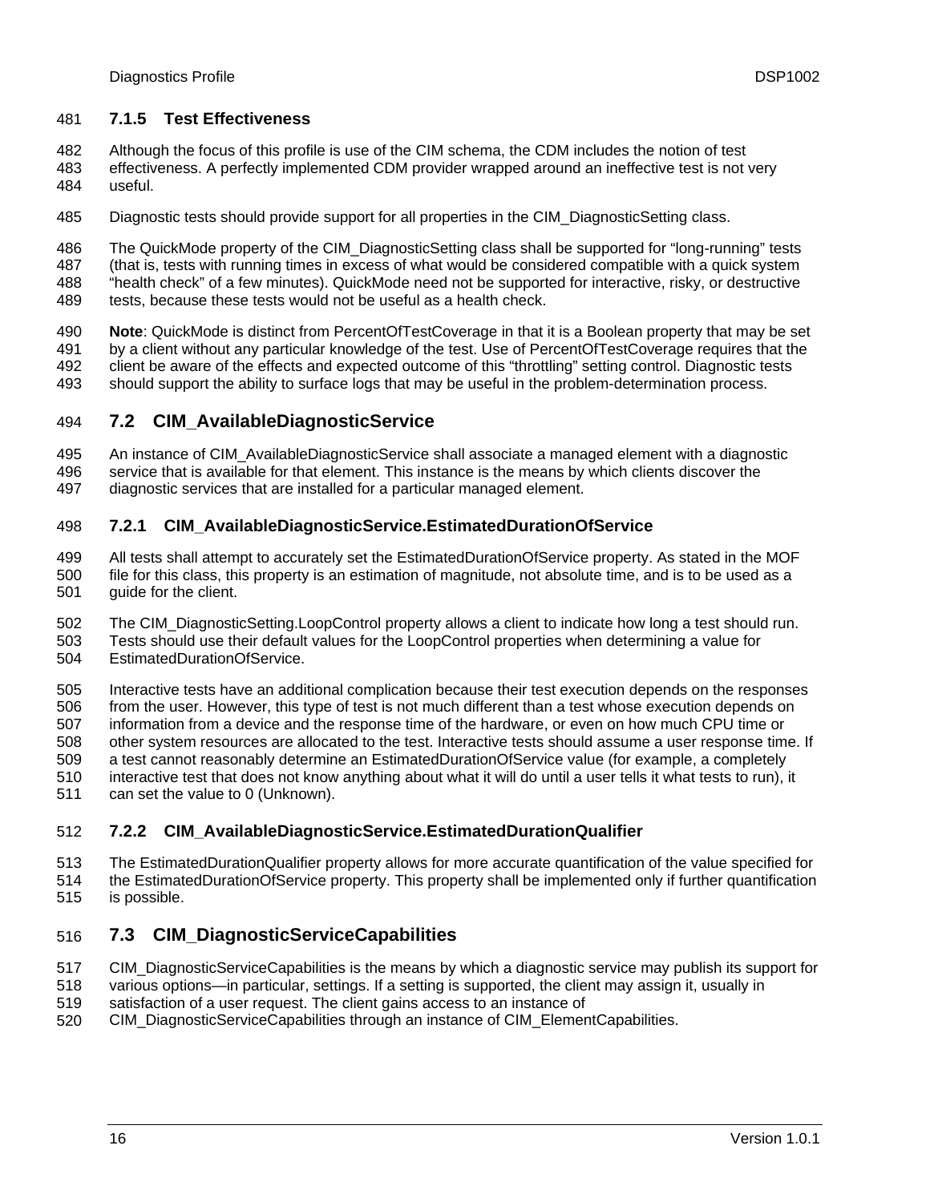### 7.1.5 Test Effectiveness

Although the focus of this profile is use of the CIM schema, the CDM includes the notion of test effectiveness. A perfectly implemented CDM provider wrapped around an ineffective test is not very useful.

Diagnostic tests should provide support for all properties in the CIM_DiagnosticSetting class.

The QuickMode property of the CIM_DiagnosticSetting class shall be supported for "long-running" tests (that is, tests with running times in excess of what would be considered compatible with a quick system "health check" of a few minutes). QuickMode need not be supported for interactive, risky, or destructive tests, because these tests would not be useful as a health check.

**Note**: QuickMode is distinct from PercentOfTestCoverage in that it is a Boolean property that may be set by a client without any particular knowledge of the test. Use of PercentOfTestCoverage requires that the client be aware of the effects and expected outcome of this "throttling" setting control. Diagnostic tests should support the ability to surface logs that may be useful in the problem-determination process.

## 7.2 CIM_AvailableDiagnosticService

An instance of CIM_AvailableDiagnosticService shall associate a managed element with a diagnostic service that is available for that element. This instance is the means by which clients discover the diagnostic services that are installed for a particular managed element.

### 7.2.1 CIM_AvailableDiagnosticService.EstimatedDurationOfService

All tests shall attempt to accurately set the EstimatedDurationOfService property. As stated in the MOF file for this class, this property is an estimation of magnitude, not absolute time, and is to be used as a guide for the client.

The CIM_DiagnosticSetting.LoopControl property allows a client to indicate how long a test should run. Tests should use their default values for the LoopControl properties when determining a value for EstimatedDurationOfService.

Interactive tests have an additional complication because their test execution depends on the responses from the user. However, this type of test is not much different than a test whose execution depends on information from a device and the response time of the hardware, or even on how much CPU time or other system resources are allocated to the test. Interactive tests should assume a user response time. If a test cannot reasonably determine an EstimatedDurationOfService value (for example, a completely interactive test that does not know anything about what it will do until a user tells it what tests to run), it can set the value to 0 (Unknown).

### 7.2.2 CIM_AvailableDiagnosticService.EstimatedDurationQualifier

The EstimatedDurationQualifier property allows for more accurate quantification of the value specified for the EstimatedDurationOfService property. This property shall be implemented only if further quantification is possible.

## 7.3 CIM_DiagnosticServiceCapabilities

CIM_DiagnosticServiceCapabilities is the means by which a diagnostic service may publish its support for various options—in particular, settings. If a setting is supported, the client may assign it, usually in satisfaction of a user request. The client gains access to an instance of CIM_DiagnosticServiceCapabilities through an instance of CIM_ElementCapabilities.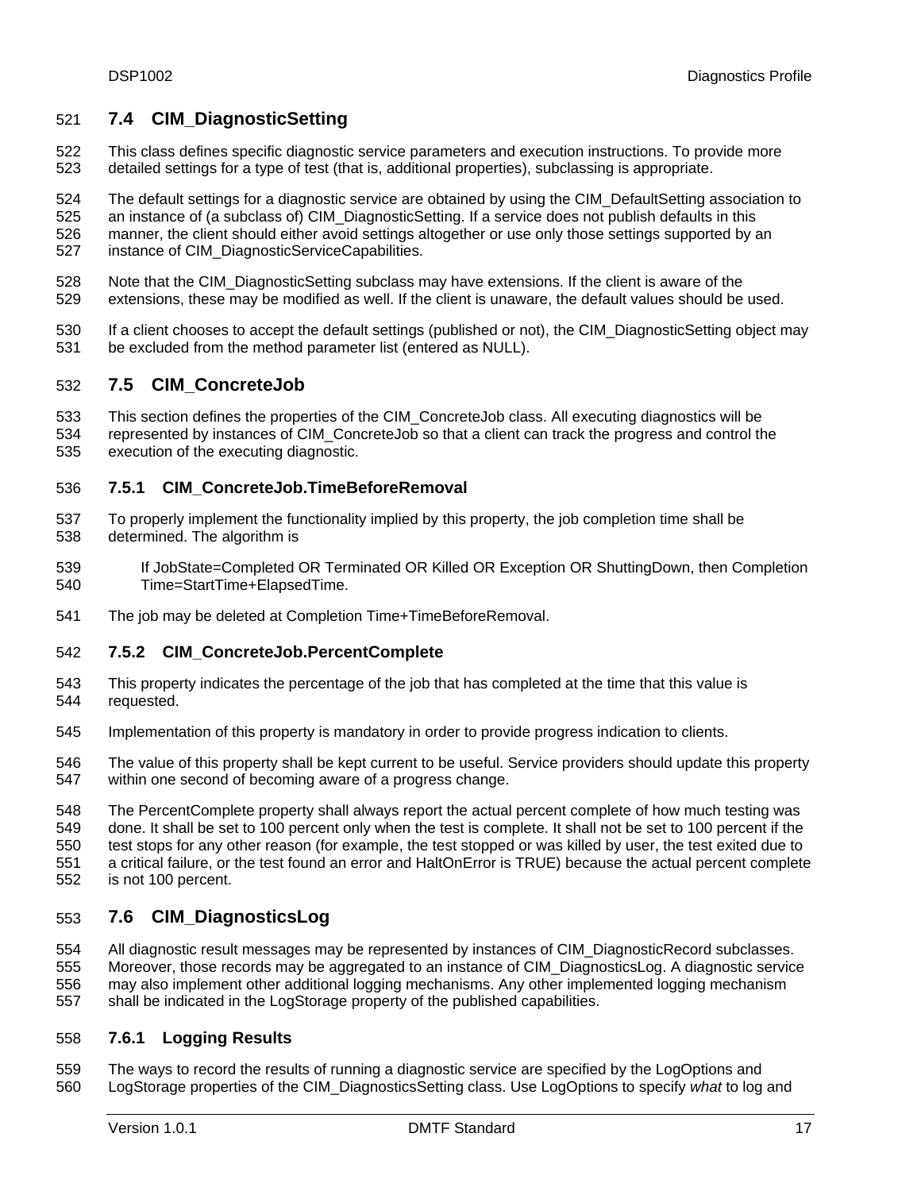## 7.4 CIM_DiagnosticSetting

This class defines specific diagnostic service parameters and execution instructions. To provide more detailed settings for a type of test (that is, additional properties), subclassing is appropriate.

The default settings for a diagnostic service are obtained by using the CIM_DefaultSetting association to an instance of (a subclass of) CIM_DiagnosticSetting. If a service does not publish defaults in this manner, the client should either avoid settings altogether or use only those settings supported by an instance of CIM_DiagnosticServiceCapabilities.

Note that the CIM_DiagnosticSetting subclass may have extensions. If the client is aware of the extensions, these may be modified as well. If the client is unaware, the default values should be used.

If a client chooses to accept the default settings (published or not), the CIM_DiagnosticSetting object may be excluded from the method parameter list (entered as NULL).

## 7.5 CIM_ConcreteJob

This section defines the properties of the CIM_ConcreteJob class. All executing diagnostics will be represented by instances of CIM_ConcreteJob so that a client can track the progress and control the execution of the executing diagnostic.

### 7.5.1 CIM_ConcreteJob.TimeBeforeRemoval

To properly implement the functionality implied by this property, the job completion time shall be determined. The algorithm is

> If JobState=Completed OR Terminated OR Killed OR Exception OR ShuttingDown, then Completion Time=StartTime+ElapsedTime.

The job may be deleted at Completion Time+TimeBeforeRemoval.

### 7.5.2 CIM_ConcreteJob.PercentComplete

This property indicates the percentage of the job that has completed at the time that this value is requested.

Implementation of this property is mandatory in order to provide progress indication to clients.

The value of this property shall be kept current to be useful. Service providers should update this property within one second of becoming aware of a progress change.

The PercentComplete property shall always report the actual percent complete of how much testing was done. It shall be set to 100 percent only when the test is complete. It shall not be set to 100 percent if the test stops for any other reason (for example, the test stopped or was killed by user, the test exited due to a critical failure, or the test found an error and HaltOnError is TRUE) because the actual percent complete is not 100 percent.

## 7.6 CIM_DiagnosticsLog

All diagnostic result messages may be represented by instances of CIM_DiagnosticRecord subclasses. Moreover, those records may be aggregated to an instance of CIM_DiagnosticsLog. A diagnostic service may also implement other additional logging mechanisms. Any other implemented logging mechanism shall be indicated in the LogStorage property of the published capabilities.

### 7.6.1 Logging Results

The ways to record the results of running a diagnostic service are specified by the LogOptions and LogStorage properties of the CIM_DiagnosticsSetting class. Use LogOptions to specify *what* to log and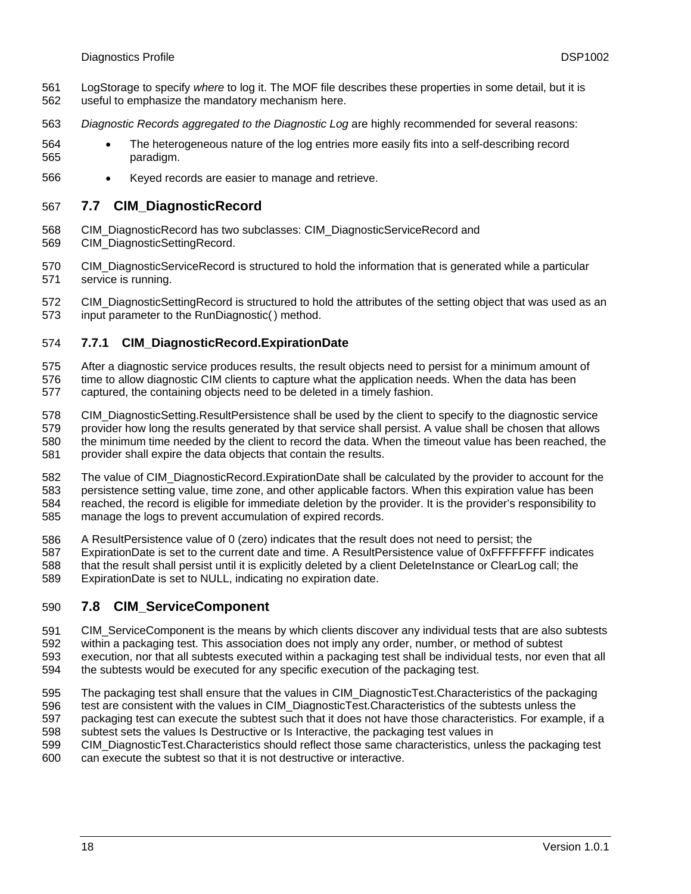LogStorage to specify *where* to log it. The MOF file describes these properties in some detail, but it is useful to emphasize the mandatory mechanism here.

*Diagnostic Records aggregated to the Diagnostic Log* are highly recommended for several reasons:

- The heterogeneous nature of the log entries more easily fits into a self-describing record paradigm.
- Keyed records are easier to manage and retrieve.

## 7.7 CIM_DiagnosticRecord

CIM_DiagnosticRecord has two subclasses: CIM_DiagnosticServiceRecord and CIM_DiagnosticSettingRecord.

CIM_DiagnosticServiceRecord is structured to hold the information that is generated while a particular service is running.

CIM_DiagnosticSettingRecord is structured to hold the attributes of the setting object that was used as an input parameter to the RunDiagnostic( ) method.

### 7.7.1 CIM_DiagnosticRecord.ExpirationDate

After a diagnostic service produces results, the result objects need to persist for a minimum amount of time to allow diagnostic CIM clients to capture what the application needs. When the data has been captured, the containing objects need to be deleted in a timely fashion.

CIM_DiagnosticSetting.ResultPersistence shall be used by the client to specify to the diagnostic service provider how long the results generated by that service shall persist. A value shall be chosen that allows the minimum time needed by the client to record the data. When the timeout value has been reached, the provider shall expire the data objects that contain the results.

The value of CIM_DiagnosticRecord.ExpirationDate shall be calculated by the provider to account for the persistence setting value, time zone, and other applicable factors. When this expiration value has been reached, the record is eligible for immediate deletion by the provider. It is the provider's responsibility to manage the logs to prevent accumulation of expired records.

A ResultPersistence value of 0 (zero) indicates that the result does not need to persist; the ExpirationDate is set to the current date and time. A ResultPersistence value of 0xFFFFFFFF indicates that the result shall persist until it is explicitly deleted by a client DeleteInstance or ClearLog call; the ExpirationDate is set to NULL, indicating no expiration date.

## 7.8 CIM_ServiceComponent

CIM_ServiceComponent is the means by which clients discover any individual tests that are also subtests within a packaging test. This association does not imply any order, number, or method of subtest execution, nor that all subtests executed within a packaging test shall be individual tests, nor even that all the subtests would be executed for any specific execution of the packaging test.

The packaging test shall ensure that the values in CIM_DiagnosticTest.Characteristics of the packaging test are consistent with the values in CIM_DiagnosticTest.Characteristics of the subtests unless the packaging test can execute the subtest such that it does not have those characteristics. For example, if a subtest sets the values Is Destructive or Is Interactive, the packaging test values in CIM_DiagnosticTest.Characteristics should reflect those same characteristics, unless the packaging test can execute the subtest so that it is not destructive or interactive.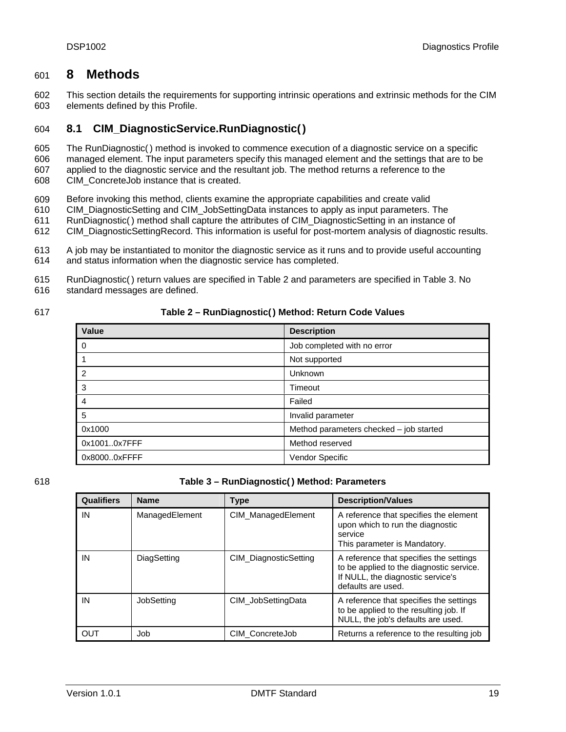# 8 Methods

This section details the requirements for supporting intrinsic operations and extrinsic methods for the CIM elements defined by this Profile.

## 8.1 CIM_DiagnosticService.RunDiagnostic( )

The RunDiagnostic( ) method is invoked to commence execution of a diagnostic service on a specific managed element. The input parameters specify this managed element and the settings that are to be applied to the diagnostic service and the resultant job. The method returns a reference to the CIM_ConcreteJob instance that is created.

Before invoking this method, clients examine the appropriate capabilities and create valid CIM_DiagnosticSetting and CIM_JobSettingData instances to apply as input parameters. The RunDiagnostic( ) method shall capture the attributes of CIM_DiagnosticSetting in an instance of CIM_DiagnosticSettingRecord. This information is useful for post-mortem analysis of diagnostic results.

A job may be instantiated to monitor the diagnostic service as it runs and to provide useful accounting and status information when the diagnostic service has completed.

RunDiagnostic( ) return values are specified in Table 2 and parameters are specified in Table 3. No standard messages are defined.

**Table 2 – RunDiagnostic( ) Method: Return Code Values**

| Value | Description |
|---|---|
| 0 | Job completed with no error |
| 1 | Not supported |
| 2 | Unknown |
| 3 | Timeout |
| 4 | Failed |
| 5 | Invalid parameter |
| 0x1000 | Method parameters checked – job started |
| 0x1001..0x7FFF | Method reserved |
| 0x8000..0xFFFF | Vendor Specific |

**Table 3 – RunDiagnostic( ) Method: Parameters**

| Qualifiers | Name | Type | Description/Values |
|---|---|---|---|
| IN | ManagedElement | CIM_ManagedElement | A reference that specifies the element upon which to run the diagnostic service<br>This parameter is Mandatory. |
| IN | DiagSetting | CIM_DiagnosticSetting | A reference that specifies the settings to be applied to the diagnostic service. If NULL, the diagnostic service's defaults are used. |
| IN | JobSetting | CIM_JobSettingData | A reference that specifies the settings to be applied to the resulting job. If NULL, the job's defaults are used. |
| OUT | Job | CIM_ConcreteJob | Returns a reference to the resulting job |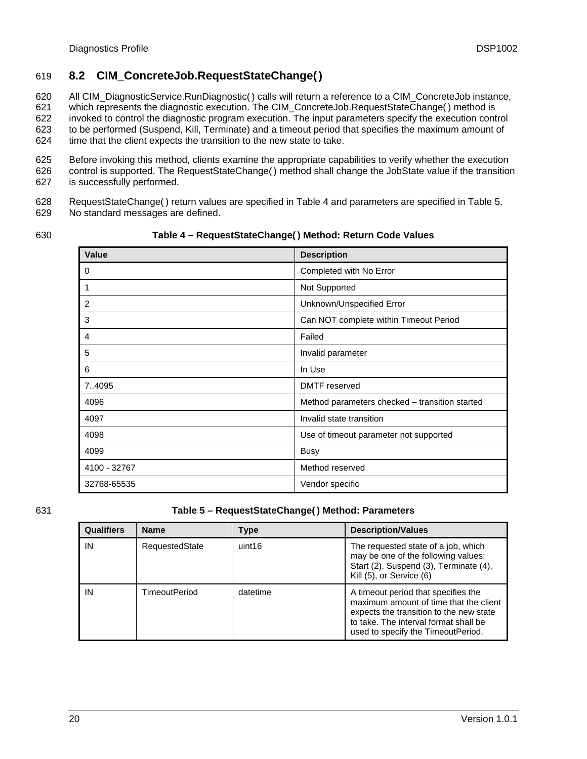## 8.2 CIM_ConcreteJob.RequestStateChange( )

All CIM_DiagnosticService.RunDiagnostic( ) calls will return a reference to a CIM_ConcreteJob instance, which represents the diagnostic execution. The CIM_ConcreteJob.RequestStateChange( ) method is invoked to control the diagnostic program execution. The input parameters specify the execution control to be performed (Suspend, Kill, Terminate) and a timeout period that specifies the maximum amount of time that the client expects the transition to the new state to take.

Before invoking this method, clients examine the appropriate capabilities to verify whether the execution control is supported. The RequestStateChange( ) method shall change the JobState value if the transition is successfully performed.

RequestStateChange( ) return values are specified in Table 4 and parameters are specified in Table 5. No standard messages are defined.

**Table 4 – RequestStateChange( ) Method: Return Code Values**

| Value | Description |
|---|---|
| 0 | Completed with No Error |
| 1 | Not Supported |
| 2 | Unknown/Unspecified Error |
| 3 | Can NOT complete within Timeout Period |
| 4 | Failed |
| 5 | Invalid parameter |
| 6 | In Use |
| 7..4095 | DMTF reserved |
| 4096 | Method parameters checked – transition started |
| 4097 | Invalid state transition |
| 4098 | Use of timeout parameter not supported |
| 4099 | Busy |
| 4100 - 32767 | Method reserved |
| 32768-65535 | Vendor specific |

**Table 5 – RequestStateChange( ) Method: Parameters**

| Qualifiers | Name | Type | Description/Values |
|---|---|---|---|
| IN | RequestedState | uint16 | The requested state of a job, which may be one of the following values: Start (2), Suspend (3), Terminate (4), Kill (5), or Service (6) |
| IN | TimeoutPeriod | datetime | A timeout period that specifies the maximum amount of time that the client expects the transition to the new state to take. The interval format shall be used to specify the TimeoutPeriod. |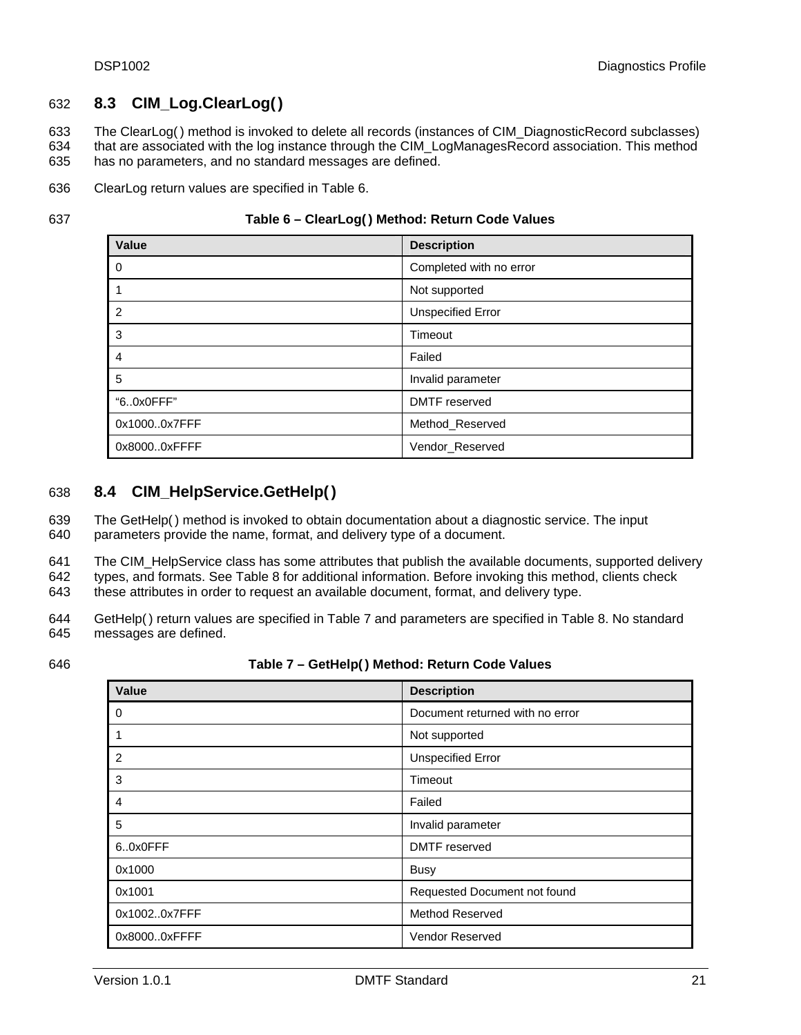## 8.3 CIM_Log.ClearLog( )

The ClearLog( ) method is invoked to delete all records (instances of CIM_DiagnosticRecord subclasses) that are associated with the log instance through the CIM_LogManagesRecord association. This method has no parameters, and no standard messages are defined.

ClearLog return values are specified in Table 6.

**Table 6 – ClearLog( ) Method: Return Code Values**

| Value | Description |
|---|---|
| 0 | Completed with no error |
| 1 | Not supported |
| 2 | Unspecified Error |
| 3 | Timeout |
| 4 | Failed |
| 5 | Invalid parameter |
| "6..0x0FFF" | DMTF reserved |
| 0x1000..0x7FFF | Method_Reserved |
| 0x8000..0xFFFF | Vendor_Reserved |

## 8.4 CIM_HelpService.GetHelp( )

The GetHelp( ) method is invoked to obtain documentation about a diagnostic service. The input parameters provide the name, format, and delivery type of a document.

The CIM_HelpService class has some attributes that publish the available documents, supported delivery types, and formats. See Table 8 for additional information. Before invoking this method, clients check these attributes in order to request an available document, format, and delivery type.

GetHelp( ) return values are specified in Table 7 and parameters are specified in Table 8. No standard messages are defined.

**Table 7 – GetHelp( ) Method: Return Code Values**

| Value | Description |
|---|---|
| 0 | Document returned with no error |
| 1 | Not supported |
| 2 | Unspecified Error |
| 3 | Timeout |
| 4 | Failed |
| 5 | Invalid parameter |
| 6..0x0FFF | DMTF reserved |
| 0x1000 | Busy |
| 0x1001 | Requested Document not found |
| 0x1002..0x7FFF | Method Reserved |
| 0x8000..0xFFFF | Vendor Reserved |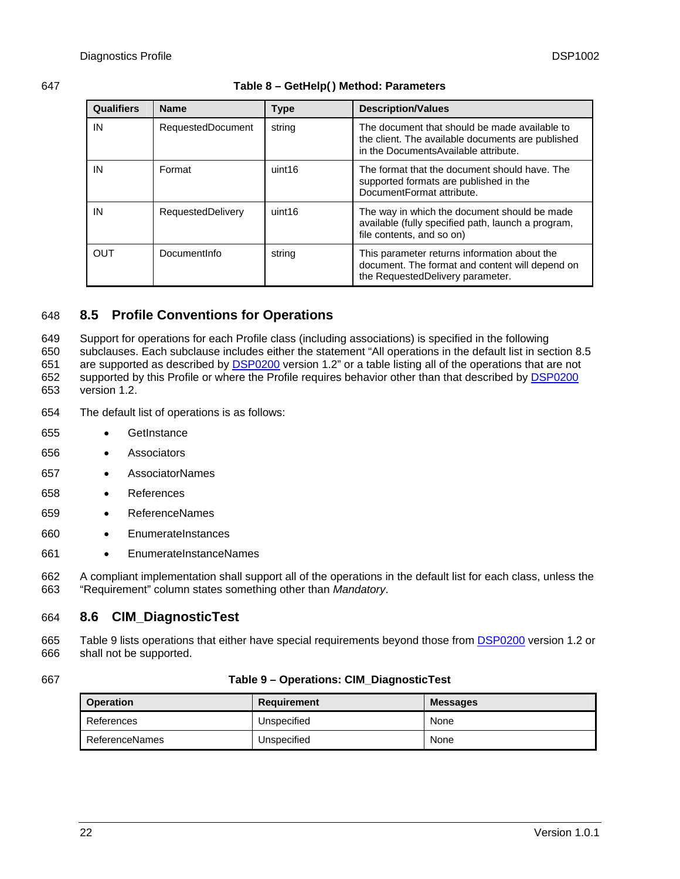**Table 8 – GetHelp( ) Method: Parameters**

| Qualifiers | Name | Type | Description/Values |
|---|---|---|---|
| IN | RequestedDocument | string | The document that should be made available to the client. The available documents are published in the DocumentsAvailable attribute. |
| IN | Format | uint16 | The format that the document should have. The supported formats are published in the DocumentFormat attribute. |
| IN | RequestedDelivery | uint16 | The way in which the document should be made available (fully specified path, launch a program, file contents, and so on) |
| OUT | DocumentInfo | string | This parameter returns information about the document. The format and content will depend on the RequestedDelivery parameter. |

## 8.5 Profile Conventions for Operations

Support for operations for each Profile class (including associations) is specified in the following subclauses. Each subclause includes either the statement "All operations in the default list in section 8.5 are supported as described by DSP0200 version 1.2" or a table listing all of the operations that are not supported by this Profile or where the Profile requires behavior other than that described by DSP0200 version 1.2.

The default list of operations is as follows:

- GetInstance
- Associators
- AssociatorNames
- References
- ReferenceNames
- EnumerateInstances
- EnumerateInstanceNames

A compliant implementation shall support all of the operations in the default list for each class, unless the "Requirement" column states something other than *Mandatory*.

## 8.6 CIM_DiagnosticTest

Table 9 lists operations that either have special requirements beyond those from DSP0200 version 1.2 or shall not be supported.

**Table 9 – Operations: CIM_DiagnosticTest**

| Operation | Requirement | Messages |
|---|---|---|
| References | Unspecified | None |
| ReferenceNames | Unspecified | None |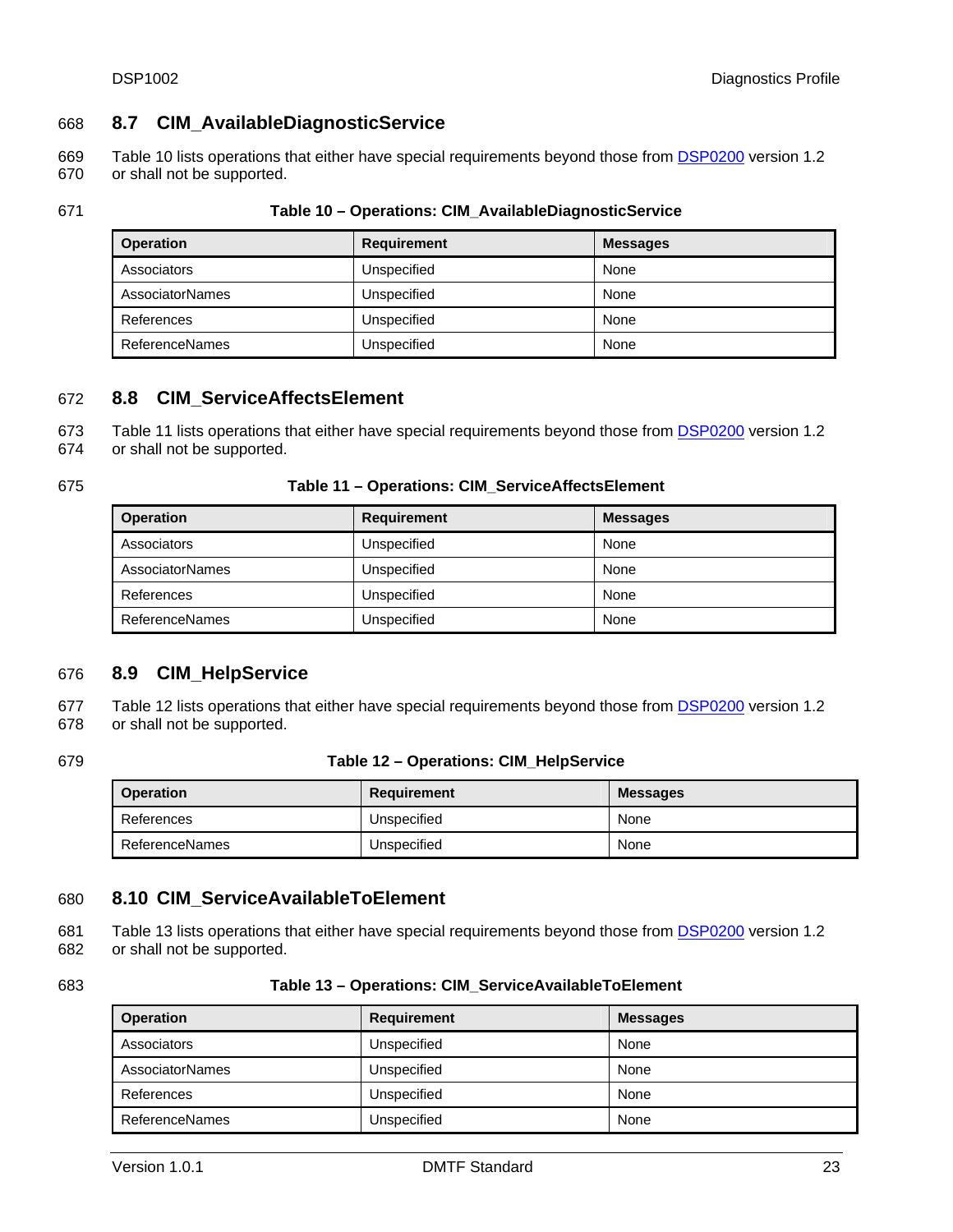## 8.7 CIM_AvailableDiagnosticService

Table 10 lists operations that either have special requirements beyond those from DSP0200 version 1.2 or shall not be supported.

**Table 10 – Operations: CIM_AvailableDiagnosticService**

| Operation | Requirement | Messages |
|---|---|---|
| Associators | Unspecified | None |
| AssociatorNames | Unspecified | None |
| References | Unspecified | None |
| ReferenceNames | Unspecified | None |

## 8.8 CIM_ServiceAffectsElement

Table 11 lists operations that either have special requirements beyond those from DSP0200 version 1.2 or shall not be supported.

**Table 11 – Operations: CIM_ServiceAffectsElement**

| Operation | Requirement | Messages |
|---|---|---|
| Associators | Unspecified | None |
| AssociatorNames | Unspecified | None |
| References | Unspecified | None |
| ReferenceNames | Unspecified | None |

## 8.9 CIM_HelpService

Table 12 lists operations that either have special requirements beyond those from DSP0200 version 1.2 or shall not be supported.

**Table 12 – Operations: CIM_HelpService**

| Operation | Requirement | Messages |
|---|---|---|
| References | Unspecified | None |
| ReferenceNames | Unspecified | None |

## 8.10 CIM_ServiceAvailableToElement

Table 13 lists operations that either have special requirements beyond those from DSP0200 version 1.2 or shall not be supported.

**Table 13 – Operations: CIM_ServiceAvailableToElement**

| Operation | Requirement | Messages |
|---|---|---|
| Associators | Unspecified | None |
| AssociatorNames | Unspecified | None |
| References | Unspecified | None |
| ReferenceNames | Unspecified | None |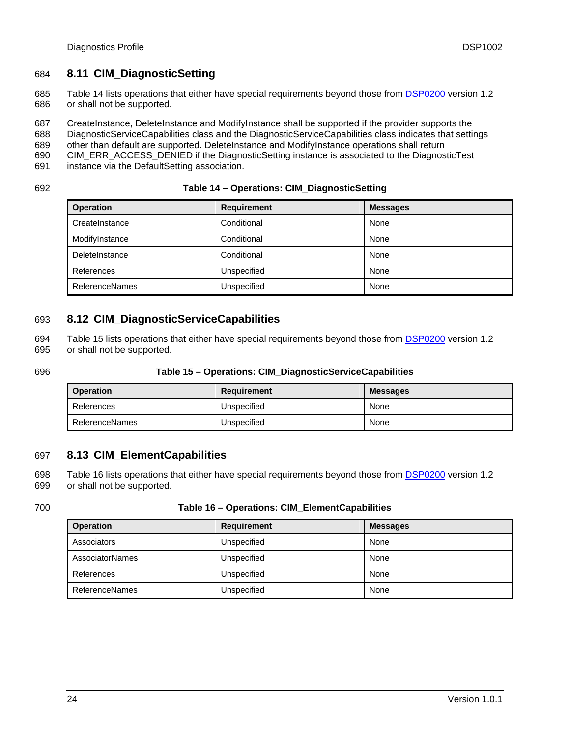## 8.11 CIM_DiagnosticSetting

Table 14 lists operations that either have special requirements beyond those from DSP0200 version 1.2 or shall not be supported.

CreateInstance, DeleteInstance and ModifyInstance shall be supported if the provider supports the DiagnosticServiceCapabilities class and the DiagnosticServiceCapabilities class indicates that settings other than default are supported. DeleteInstance and ModifyInstance operations shall return CIM_ERR_ACCESS_DENIED if the DiagnosticSetting instance is associated to the DiagnosticTest instance via the DefaultSetting association.

**Table 14 – Operations: CIM_DiagnosticSetting**

| Operation | Requirement | Messages |
|---|---|---|
| CreateInstance | Conditional | None |
| ModifyInstance | Conditional | None |
| DeleteInstance | Conditional | None |
| References | Unspecified | None |
| ReferenceNames | Unspecified | None |

## 8.12 CIM_DiagnosticServiceCapabilities

Table 15 lists operations that either have special requirements beyond those from DSP0200 version 1.2 or shall not be supported.

**Table 15 – Operations: CIM_DiagnosticServiceCapabilities**

| Operation | Requirement | Messages |
|---|---|---|
| References | Unspecified | None |
| ReferenceNames | Unspecified | None |

## 8.13 CIM_ElementCapabilities

Table 16 lists operations that either have special requirements beyond those from DSP0200 version 1.2 or shall not be supported.

**Table 16 – Operations: CIM_ElementCapabilities**

| Operation | Requirement | Messages |
|---|---|---|
| Associators | Unspecified | None |
| AssociatorNames | Unspecified | None |
| References | Unspecified | None |
| ReferenceNames | Unspecified | None |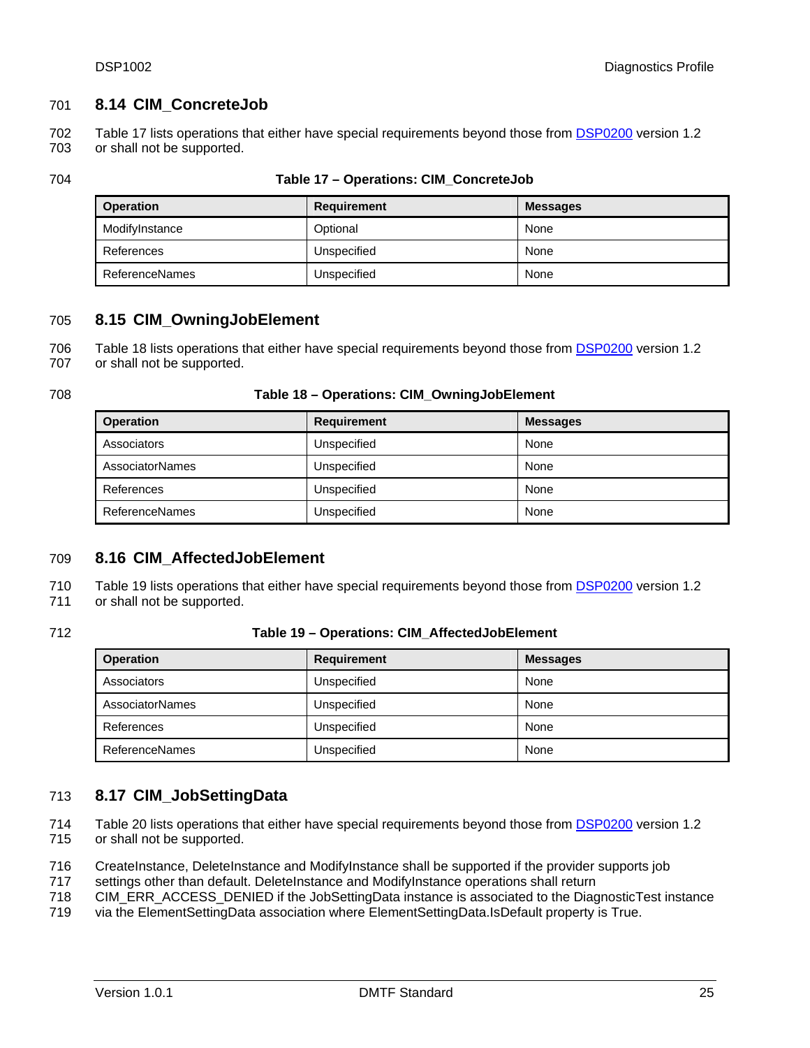## 8.14 CIM_ConcreteJob

Table 17 lists operations that either have special requirements beyond those from DSP0200 version 1.2 or shall not be supported.

**Table 17 – Operations: CIM_ConcreteJob**

| Operation | Requirement | Messages |
|---|---|---|
| ModifyInstance | Optional | None |
| References | Unspecified | None |
| ReferenceNames | Unspecified | None |

## 8.15 CIM_OwningJobElement

Table 18 lists operations that either have special requirements beyond those from DSP0200 version 1.2 or shall not be supported.

**Table 18 – Operations: CIM_OwningJobElement**

| Operation | Requirement | Messages |
|---|---|---|
| Associators | Unspecified | None |
| AssociatorNames | Unspecified | None |
| References | Unspecified | None |
| ReferenceNames | Unspecified | None |

## 8.16 CIM_AffectedJobElement

Table 19 lists operations that either have special requirements beyond those from DSP0200 version 1.2 or shall not be supported.

**Table 19 – Operations: CIM_AffectedJobElement**

| Operation | Requirement | Messages |
|---|---|---|
| Associators | Unspecified | None |
| AssociatorNames | Unspecified | None |
| References | Unspecified | None |
| ReferenceNames | Unspecified | None |

## 8.17 CIM_JobSettingData

Table 20 lists operations that either have special requirements beyond those from DSP0200 version 1.2 or shall not be supported.

CreateInstance, DeleteInstance and ModifyInstance shall be supported if the provider supports job settings other than default. DeleteInstance and ModifyInstance operations shall return CIM_ERR_ACCESS_DENIED if the JobSettingData instance is associated to the DiagnosticTest instance via the ElementSettingData association where ElementSettingData.IsDefault property is True.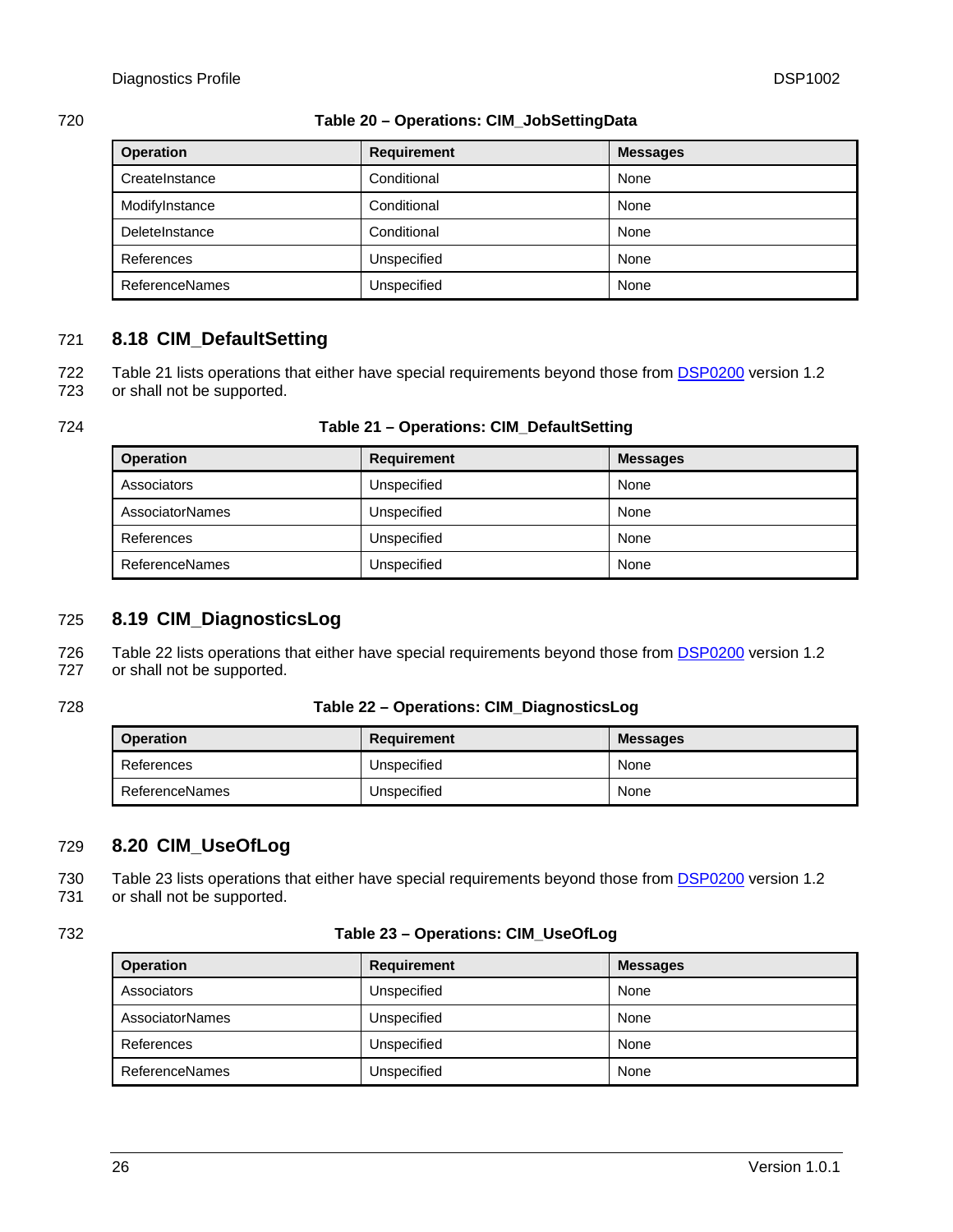**Table 20 – Operations: CIM_JobSettingData**

| Operation | Requirement | Messages |
|---|---|---|
| CreateInstance | Conditional | None |
| ModifyInstance | Conditional | None |
| DeleteInstance | Conditional | None |
| References | Unspecified | None |
| ReferenceNames | Unspecified | None |

## 8.18 CIM_DefaultSetting

Table 21 lists operations that either have special requirements beyond those from DSP0200 version 1.2 or shall not be supported.

**Table 21 – Operations: CIM_DefaultSetting**

| Operation | Requirement | Messages |
|---|---|---|
| Associators | Unspecified | None |
| AssociatorNames | Unspecified | None |
| References | Unspecified | None |
| ReferenceNames | Unspecified | None |

## 8.19 CIM_DiagnosticsLog

Table 22 lists operations that either have special requirements beyond those from DSP0200 version 1.2 or shall not be supported.

**Table 22 – Operations: CIM_DiagnosticsLog**

| Operation | Requirement | Messages |
|---|---|---|
| References | Unspecified | None |
| ReferenceNames | Unspecified | None |

## 8.20 CIM_UseOfLog

Table 23 lists operations that either have special requirements beyond those from DSP0200 version 1.2 or shall not be supported.

**Table 23 – Operations: CIM_UseOfLog**

| Operation | Requirement | Messages |
|---|---|---|
| Associators | Unspecified | None |
| AssociatorNames | Unspecified | None |
| References | Unspecified | None |
| ReferenceNames | Unspecified | None |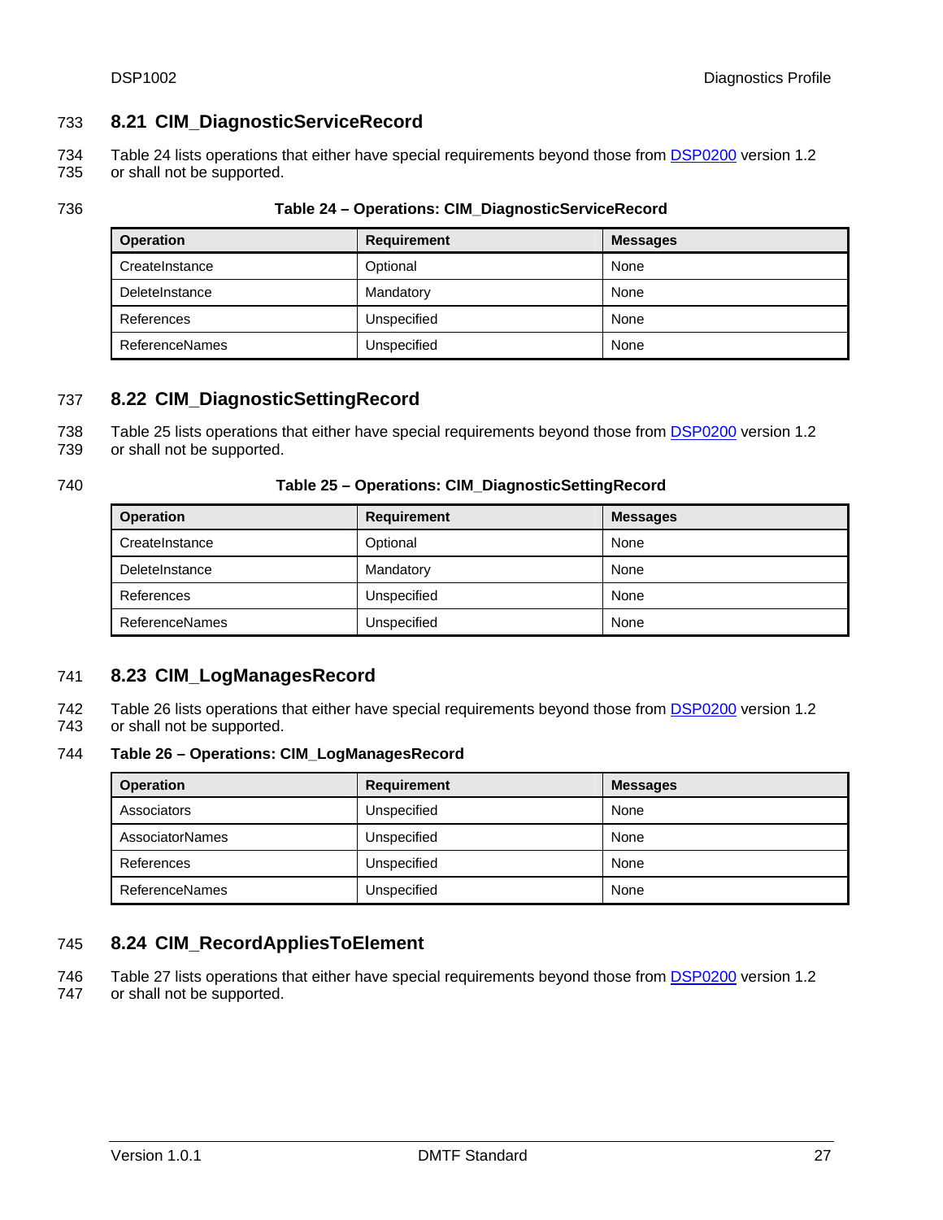## 8.21 CIM_DiagnosticServiceRecord

Table 24 lists operations that either have special requirements beyond those from DSP0200 version 1.2 or shall not be supported.

**Table 24 – Operations: CIM_DiagnosticServiceRecord**

| Operation | Requirement | Messages |
|---|---|---|
| CreateInstance | Optional | None |
| DeleteInstance | Mandatory | None |
| References | Unspecified | None |
| ReferenceNames | Unspecified | None |

## 8.22 CIM_DiagnosticSettingRecord

Table 25 lists operations that either have special requirements beyond those from DSP0200 version 1.2 or shall not be supported.

**Table 25 – Operations: CIM_DiagnosticSettingRecord**

| Operation | Requirement | Messages |
|---|---|---|
| CreateInstance | Optional | None |
| DeleteInstance | Mandatory | None |
| References | Unspecified | None |
| ReferenceNames | Unspecified | None |

## 8.23 CIM_LogManagesRecord

Table 26 lists operations that either have special requirements beyond those from DSP0200 version 1.2 or shall not be supported.

**Table 26 – Operations: CIM_LogManagesRecord**

| Operation | Requirement | Messages |
|---|---|---|
| Associators | Unspecified | None |
| AssociatorNames | Unspecified | None |
| References | Unspecified | None |
| ReferenceNames | Unspecified | None |

## 8.24 CIM_RecordAppliesToElement

Table 27 lists operations that either have special requirements beyond those from DSP0200 version 1.2 or shall not be supported.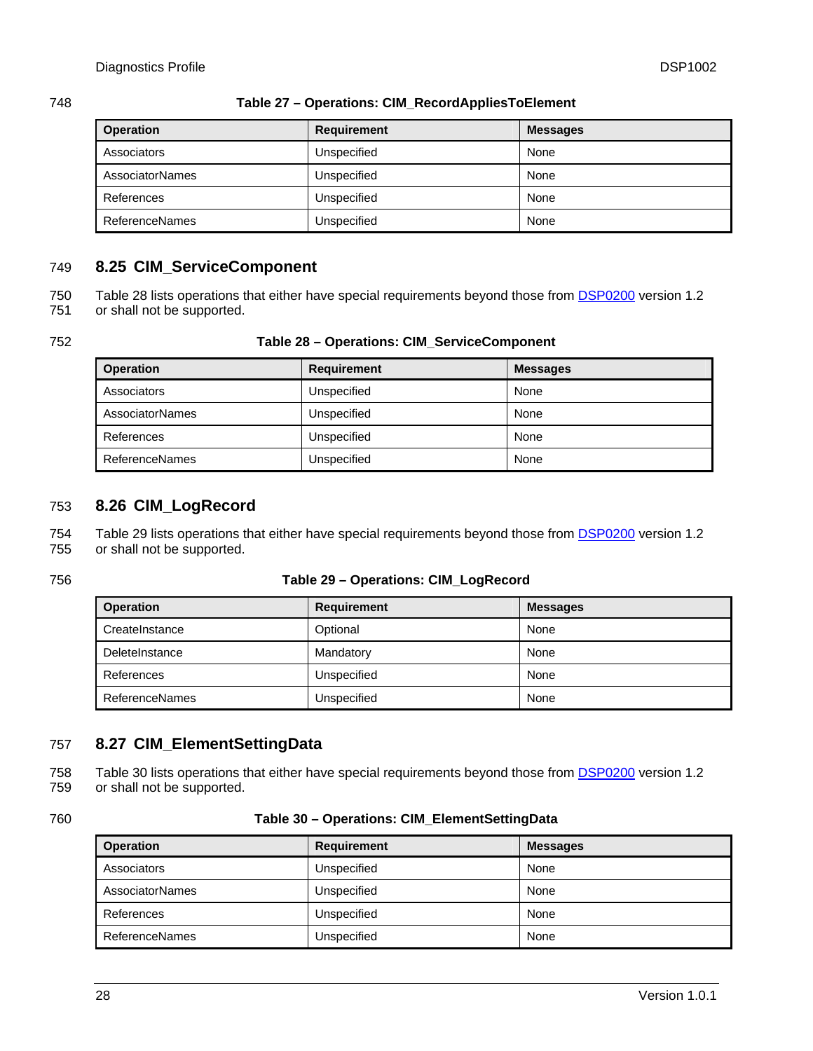**Table 27 – Operations: CIM_RecordAppliesToElement**

| Operation | Requirement | Messages |
|---|---|---|
| Associators | Unspecified | None |
| AssociatorNames | Unspecified | None |
| References | Unspecified | None |
| ReferenceNames | Unspecified | None |

## 8.25 CIM_ServiceComponent

Table 28 lists operations that either have special requirements beyond those from DSP0200 version 1.2 or shall not be supported.

**Table 28 – Operations: CIM_ServiceComponent**

| Operation | Requirement | Messages |
|---|---|---|
| Associators | Unspecified | None |
| AssociatorNames | Unspecified | None |
| References | Unspecified | None |
| ReferenceNames | Unspecified | None |

## 8.26 CIM_LogRecord

Table 29 lists operations that either have special requirements beyond those from DSP0200 version 1.2 or shall not be supported.

**Table 29 – Operations: CIM_LogRecord**

| Operation | Requirement | Messages |
|---|---|---|
| CreateInstance | Optional | None |
| DeleteInstance | Mandatory | None |
| References | Unspecified | None |
| ReferenceNames | Unspecified | None |

## 8.27 CIM_ElementSettingData

Table 30 lists operations that either have special requirements beyond those from DSP0200 version 1.2 or shall not be supported.

**Table 30 – Operations: CIM_ElementSettingData**

| Operation | Requirement | Messages |
|---|---|---|
| Associators | Unspecified | None |
| AssociatorNames | Unspecified | None |
| References | Unspecified | None |
| ReferenceNames | Unspecified | None |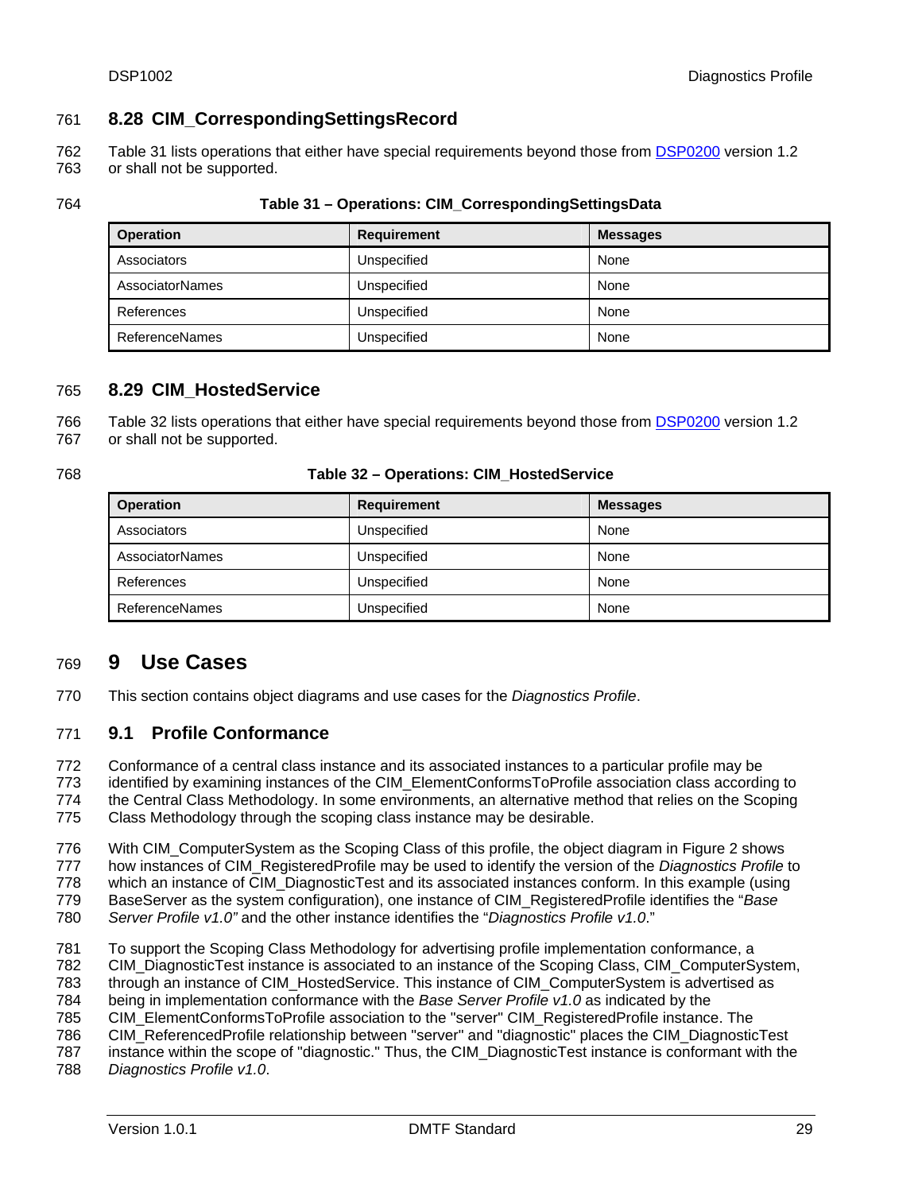## 8.28 CIM_CorrespondingSettingsRecord

Table 31 lists operations that either have special requirements beyond those from [DSP0200](#) version 1.2 or shall not be supported.

**Table 31 – Operations: CIM_CorrespondingSettingsData**

| Operation | Requirement | Messages |
|---|---|---|
| Associators | Unspecified | None |
| AssociatorNames | Unspecified | None |
| References | Unspecified | None |
| ReferenceNames | Unspecified | None |

## 8.29 CIM_HostedService

Table 32 lists operations that either have special requirements beyond those from [DSP0200](#) version 1.2 or shall not be supported.

**Table 32 – Operations: CIM_HostedService**

| Operation | Requirement | Messages |
|---|---|---|
| Associators | Unspecified | None |
| AssociatorNames | Unspecified | None |
| References | Unspecified | None |
| ReferenceNames | Unspecified | None |

# 9 Use Cases

This section contains object diagrams and use cases for the *Diagnostics Profile*.

## 9.1 Profile Conformance

Conformance of a central class instance and its associated instances to a particular profile may be identified by examining instances of the CIM_ElementConformsToProfile association class according to the Central Class Methodology. In some environments, an alternative method that relies on the Scoping Class Methodology through the scoping class instance may be desirable.

With CIM_ComputerSystem as the Scoping Class of this profile, the object diagram in Figure 2 shows how instances of CIM_RegisteredProfile may be used to identify the version of the *Diagnostics Profile* to which an instance of CIM_DiagnosticTest and its associated instances conform. In this example (using BaseServer as the system configuration), one instance of CIM_RegisteredProfile identifies the "*Base Server Profile v1.0"* and the other instance identifies the "*Diagnostics Profile v1.0*."

To support the Scoping Class Methodology for advertising profile implementation conformance, a CIM_DiagnosticTest instance is associated to an instance of the Scoping Class, CIM_ComputerSystem, through an instance of CIM_HostedService. This instance of CIM_ComputerSystem is advertised as being in implementation conformance with the *Base Server Profile v1.0* as indicated by the CIM_ElementConformsToProfile association to the "server" CIM_RegisteredProfile instance. The CIM_ReferencedProfile relationship between "server" and "diagnostic" places the CIM_DiagnosticTest instance within the scope of "diagnostic." Thus, the CIM_DiagnosticTest instance is conformant with the *Diagnostics Profile v1.0*.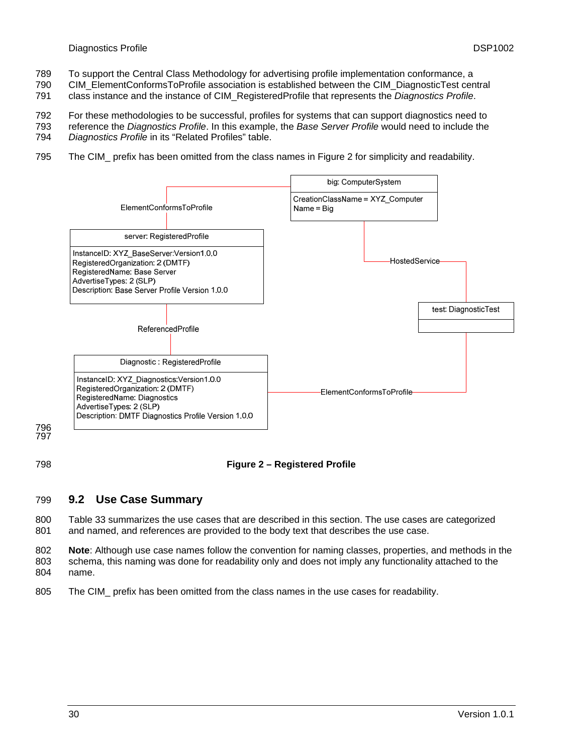To support the Central Class Methodology for advertising profile implementation conformance, a CIM_ElementConformsToProfile association is established between the CIM_DiagnosticTest central class instance and the instance of CIM_RegisteredProfile that represents the *Diagnostics Profile*.

For these methodologies to be successful, profiles for systems that can support diagnostics need to reference the *Diagnostics Profile*. In this example, the *Base Server Profile* would need to include the *Diagnostics Profile* in its "Related Profiles" table.

The CIM_ prefix has been omitted from the class names in Figure 2 for simplicity and readability.

big: ComputerSystem
CreationClassName = XYZ_Computer
Name = Big

ElementConformsToProfile

server: RegisteredProfile
InstanceID: XYZ_BaseServer:Version1.0.0
RegisteredOrganization: 2 (DMTF)
RegisteredName: Base Server
AdvertiseTypes: 2 (SLP)
Description: Base Server Profile Version 1.0.0

HostedService

test: DiagnosticTest

ReferencedProfile

Diagnostic : RegisteredProfile
InstanceID: XYZ_Diagnostics:Version1.0.0
RegisteredOrganization: 2 (DMTF)
RegisteredName: Diagnostics
AdvertiseTypes: 2 (SLP)
Description: DMTF Diagnostics Profile Version 1.0.0

ElementConformsToProfile

**Figure 2 – Registered Profile**

## 9.2 Use Case Summary

Table 33 summarizes the use cases that are described in this section. The use cases are categorized and named, and references are provided to the body text that describes the use case.

**Note**: Although use case names follow the convention for naming classes, properties, and methods in the schema, this naming was done for readability only and does not imply any functionality attached to the name.

The CIM_ prefix has been omitted from the class names in the use cases for readability.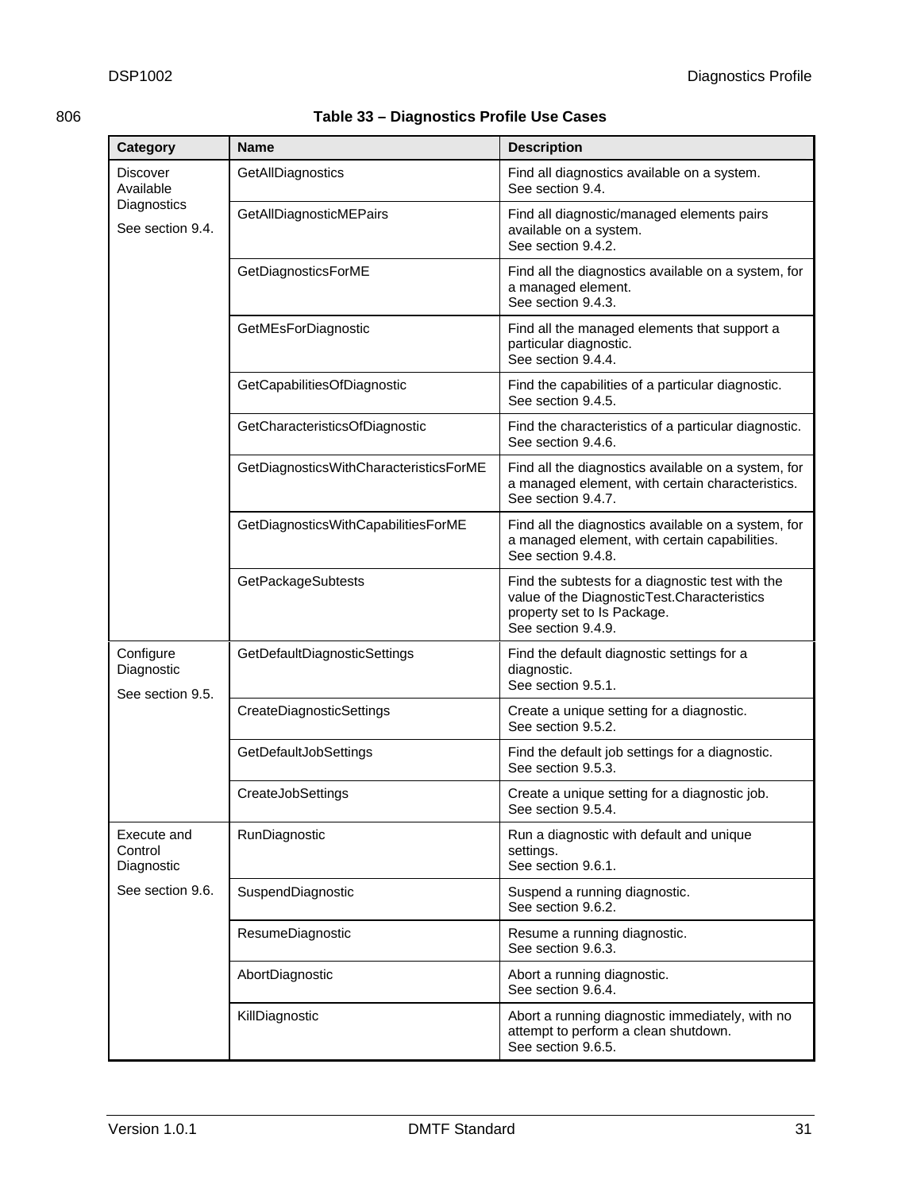**Table 33 – Diagnostics Profile Use Cases**

| Category | Name | Description |
|---|---|---|
| Discover Available Diagnostics<br>See section 9.4. | GetAllDiagnostics | Find all diagnostics available on a system.<br>See section 9.4. |
| | GetAllDiagnosticMEPairs | Find all diagnostic/managed elements pairs available on a system.<br>See section 9.4.2. |
| | GetDiagnosticsForME | Find all the diagnostics available on a system, for a managed element.<br>See section 9.4.3. |
| | GetMEsForDiagnostic | Find all the managed elements that support a particular diagnostic.<br>See section 9.4.4. |
| | GetCapabilitiesOfDiagnostic | Find the capabilities of a particular diagnostic.<br>See section 9.4.5. |
| | GetCharacteristicsOfDiagnostic | Find the characteristics of a particular diagnostic.<br>See section 9.4.6. |
| | GetDiagnosticsWithCharacteristicsForME | Find all the diagnostics available on a system, for a managed element, with certain characteristics.<br>See section 9.4.7. |
| | GetDiagnosticsWithCapabilitiesForME | Find all the diagnostics available on a system, for a managed element, with certain capabilities.<br>See section 9.4.8. |
| | GetPackageSubtests | Find the subtests for a diagnostic test with the value of the DiagnosticTest.Characteristics property set to Is Package.<br>See section 9.4.9. |
| Configure Diagnostic<br>See section 9.5. | GetDefaultDiagnosticSettings | Find the default diagnostic settings for a diagnostic.<br>See section 9.5.1. |
| | CreateDiagnosticSettings | Create a unique setting for a diagnostic.<br>See section 9.5.2. |
| | GetDefaultJobSettings | Find the default job settings for a diagnostic.<br>See section 9.5.3. |
| | CreateJobSettings | Create a unique setting for a diagnostic job.<br>See section 9.5.4. |
| Execute and Control Diagnostic<br>See section 9.6. | RunDiagnostic | Run a diagnostic with default and unique settings.<br>See section 9.6.1. |
| | SuspendDiagnostic | Suspend a running diagnostic.<br>See section 9.6.2. |
| | ResumeDiagnostic | Resume a running diagnostic.<br>See section 9.6.3. |
| | AbortDiagnostic | Abort a running diagnostic.<br>See section 9.6.4. |
| | KillDiagnostic | Abort a running diagnostic immediately, with no attempt to perform a clean shutdown.<br>See section 9.6.5. |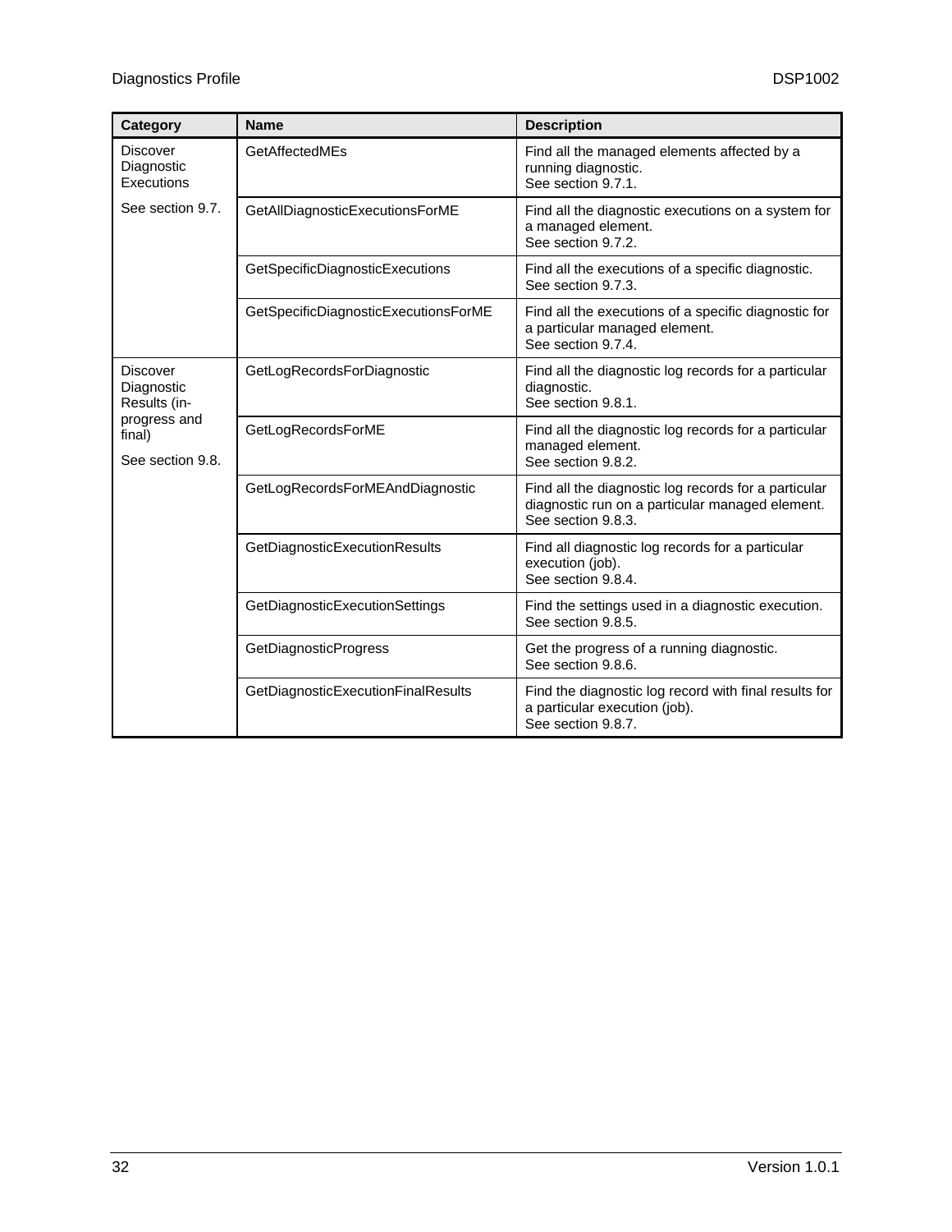| Category | Name | Description |
|---|---|---|
| Discover Diagnostic Executions<br><br>See section 9.7. | GetAffectedMEs | Find all the managed elements affected by a running diagnostic.<br>See section 9.7.1. |
| | GetAllDiagnosticExecutionsForME | Find all the diagnostic executions on a system for a managed element.<br>See section 9.7.2. |
| | GetSpecificDiagnosticExecutions | Find all the executions of a specific diagnostic.<br>See section 9.7.3. |
| | GetSpecificDiagnosticExecutionsForME | Find all the executions of a specific diagnostic for a particular managed element.<br>See section 9.7.4. |
| Discover Diagnostic Results (in-progress and final)<br><br>See section 9.8. | GetLogRecordsForDiagnostic | Find all the diagnostic log records for a particular diagnostic.<br>See section 9.8.1. |
| | GetLogRecordsForME | Find all the diagnostic log records for a particular managed element.<br>See section 9.8.2. |
| | GetLogRecordsForMEAndDiagnostic | Find all the diagnostic log records for a particular diagnostic run on a particular managed element.<br>See section 9.8.3. |
| | GetDiagnosticExecutionResults | Find all diagnostic log records for a particular execution (job).<br>See section 9.8.4. |
| | GetDiagnosticExecutionSettings | Find the settings used in a diagnostic execution.<br>See section 9.8.5. |
| | GetDiagnosticProgress | Get the progress of a running diagnostic.<br>See section 9.8.6. |
| | GetDiagnosticExecutionFinalResults | Find the diagnostic log record with final results for a particular execution (job).<br>See section 9.8.7. |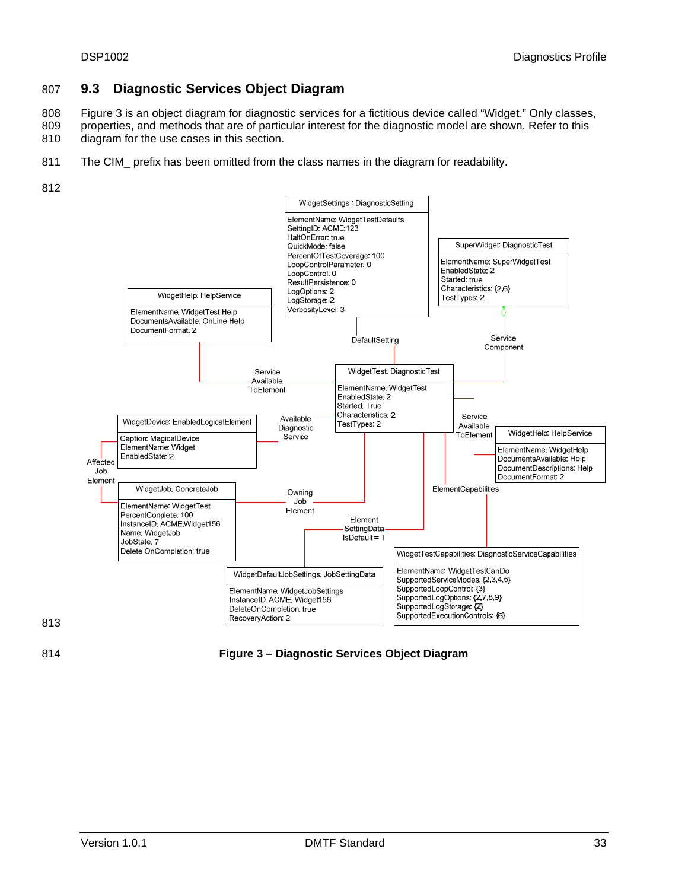## 9.3 Diagnostic Services Object Diagram

Figure 3 is an object diagram for diagnostic services for a fictitious device called "Widget." Only classes, properties, and methods that are of particular interest for the diagnostic model are shown. Refer to this diagram for the use cases in this section.

The CIM_ prefix has been omitted from the class names in the diagram for readability.

**Figure 3 – Diagnostic Services Object Diagram**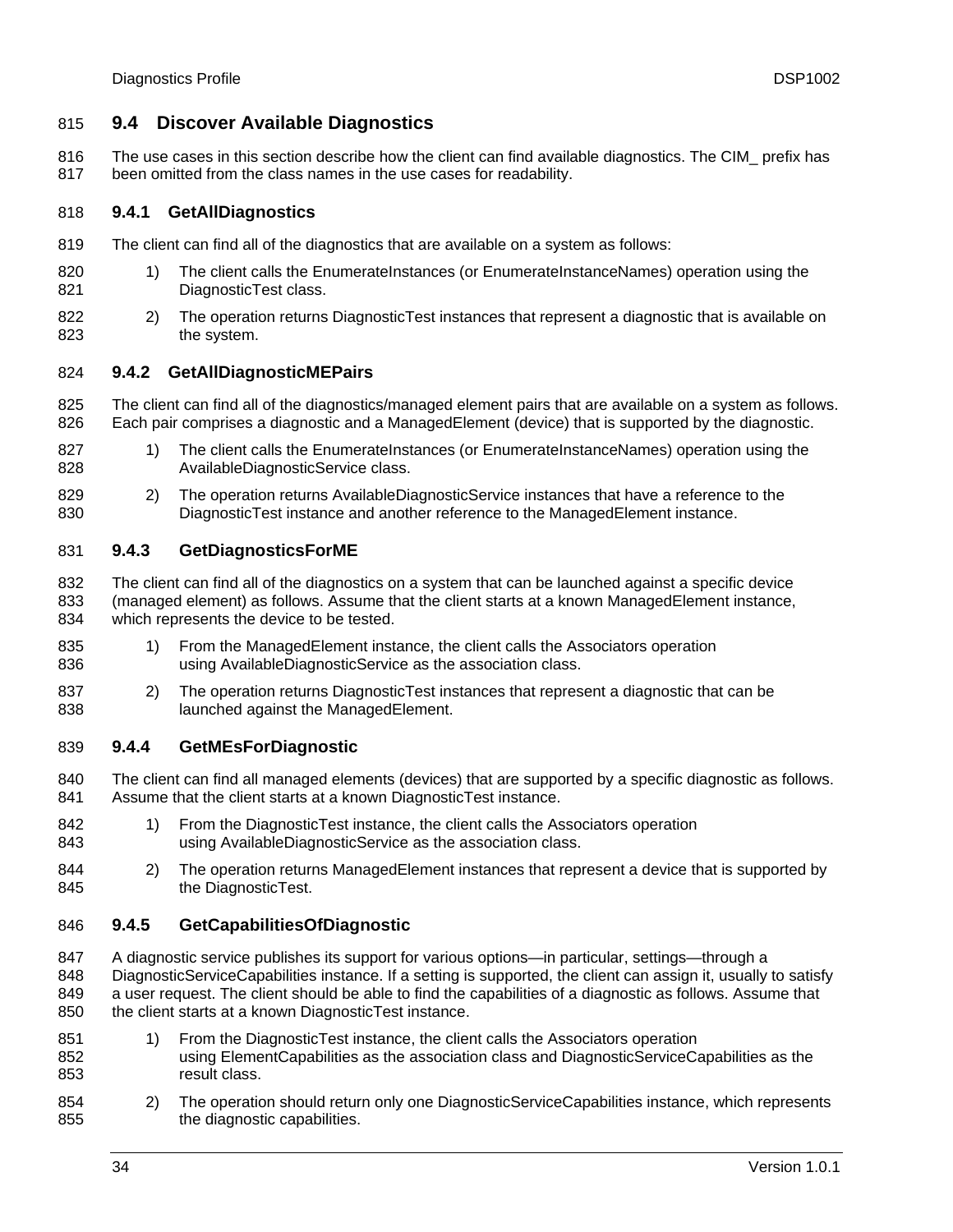## 9.4 Discover Available Diagnostics

The use cases in this section describe how the client can find available diagnostics. The CIM_ prefix has been omitted from the class names in the use cases for readability.

### 9.4.1 GetAllDiagnostics

The client can find all of the diagnostics that are available on a system as follows:

1) The client calls the EnumerateInstances (or EnumerateInstanceNames) operation using the DiagnosticTest class.

2) The operation returns DiagnosticTest instances that represent a diagnostic that is available on the system.

### 9.4.2 GetAllDiagnosticMEPairs

The client can find all of the diagnostics/managed element pairs that are available on a system as follows. Each pair comprises a diagnostic and a ManagedElement (device) that is supported by the diagnostic.

1) The client calls the EnumerateInstances (or EnumerateInstanceNames) operation using the AvailableDiagnosticService class.

2) The operation returns AvailableDiagnosticService instances that have a reference to the DiagnosticTest instance and another reference to the ManagedElement instance.

### 9.4.3 GetDiagnosticsForME

The client can find all of the diagnostics on a system that can be launched against a specific device (managed element) as follows. Assume that the client starts at a known ManagedElement instance, which represents the device to be tested.

1) From the ManagedElement instance, the client calls the Associators operation using AvailableDiagnosticService as the association class.

2) The operation returns DiagnosticTest instances that represent a diagnostic that can be launched against the ManagedElement.

### 9.4.4 GetMEsForDiagnostic

The client can find all managed elements (devices) that are supported by a specific diagnostic as follows. Assume that the client starts at a known DiagnosticTest instance.

1) From the DiagnosticTest instance, the client calls the Associators operation using AvailableDiagnosticService as the association class.

2) The operation returns ManagedElement instances that represent a device that is supported by the DiagnosticTest.

### 9.4.5 GetCapabilitiesOfDiagnostic

A diagnostic service publishes its support for various options—in particular, settings—through a DiagnosticServiceCapabilities instance. If a setting is supported, the client can assign it, usually to satisfy a user request. The client should be able to find the capabilities of a diagnostic as follows. Assume that the client starts at a known DiagnosticTest instance.

1) From the DiagnosticTest instance, the client calls the Associators operation using ElementCapabilities as the association class and DiagnosticServiceCapabilities as the result class.

2) The operation should return only one DiagnosticServiceCapabilities instance, which represents the diagnostic capabilities.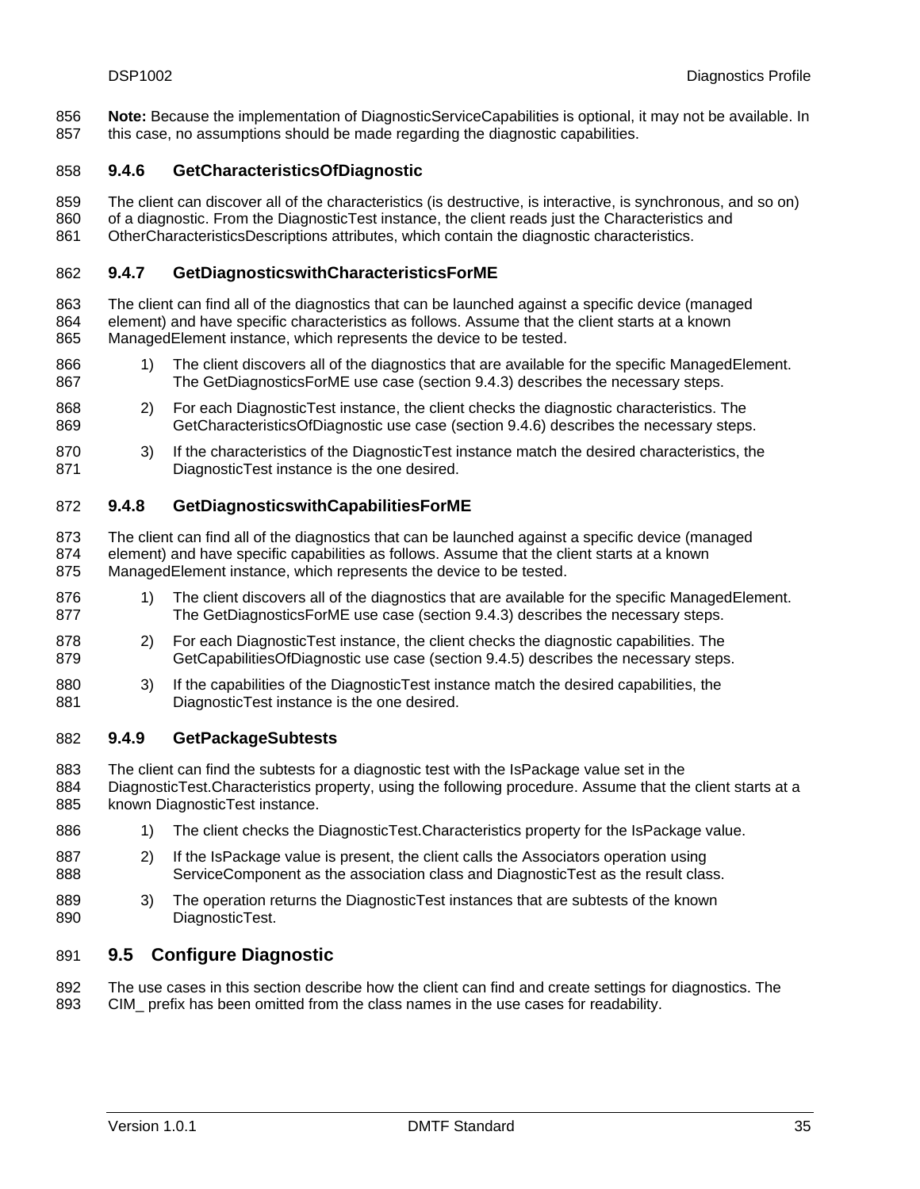**Note:** Because the implementation of DiagnosticServiceCapabilities is optional, it may not be available. In this case, no assumptions should be made regarding the diagnostic capabilities.

#### 9.4.6 GetCharacteristicsOfDiagnostic

The client can discover all of the characteristics (is destructive, is interactive, is synchronous, and so on) of a diagnostic. From the DiagnosticTest instance, the client reads just the Characteristics and OtherCharacteristicsDescriptions attributes, which contain the diagnostic characteristics.

#### 9.4.7 GetDiagnosticswithCharacteristicsForME

The client can find all of the diagnostics that can be launched against a specific device (managed element) and have specific characteristics as follows. Assume that the client starts at a known ManagedElement instance, which represents the device to be tested.

1) The client discovers all of the diagnostics that are available for the specific ManagedElement. The GetDiagnosticsForME use case (section 9.4.3) describes the necessary steps.
2) For each DiagnosticTest instance, the client checks the diagnostic characteristics. The GetCharacteristicsOfDiagnostic use case (section 9.4.6) describes the necessary steps.
3) If the characteristics of the DiagnosticTest instance match the desired characteristics, the DiagnosticTest instance is the one desired.

#### 9.4.8 GetDiagnosticswithCapabilitiesForME

The client can find all of the diagnostics that can be launched against a specific device (managed element) and have specific capabilities as follows. Assume that the client starts at a known ManagedElement instance, which represents the device to be tested.

1) The client discovers all of the diagnostics that are available for the specific ManagedElement. The GetDiagnosticsForME use case (section 9.4.3) describes the necessary steps.
2) For each DiagnosticTest instance, the client checks the diagnostic capabilities. The GetCapabilitiesOfDiagnostic use case (section 9.4.5) describes the necessary steps.
3) If the capabilities of the DiagnosticTest instance match the desired capabilities, the DiagnosticTest instance is the one desired.

#### 9.4.9 GetPackageSubtests

The client can find the subtests for a diagnostic test with the IsPackage value set in the DiagnosticTest.Characteristics property, using the following procedure. Assume that the client starts at a known DiagnosticTest instance.

1) The client checks the DiagnosticTest.Characteristics property for the IsPackage value.
2) If the IsPackage value is present, the client calls the Associators operation using ServiceComponent as the association class and DiagnosticTest as the result class.
3) The operation returns the DiagnosticTest instances that are subtests of the known DiagnosticTest.

### 9.5 Configure Diagnostic

The use cases in this section describe how the client can find and create settings for diagnostics. The CIM_ prefix has been omitted from the class names in the use cases for readability.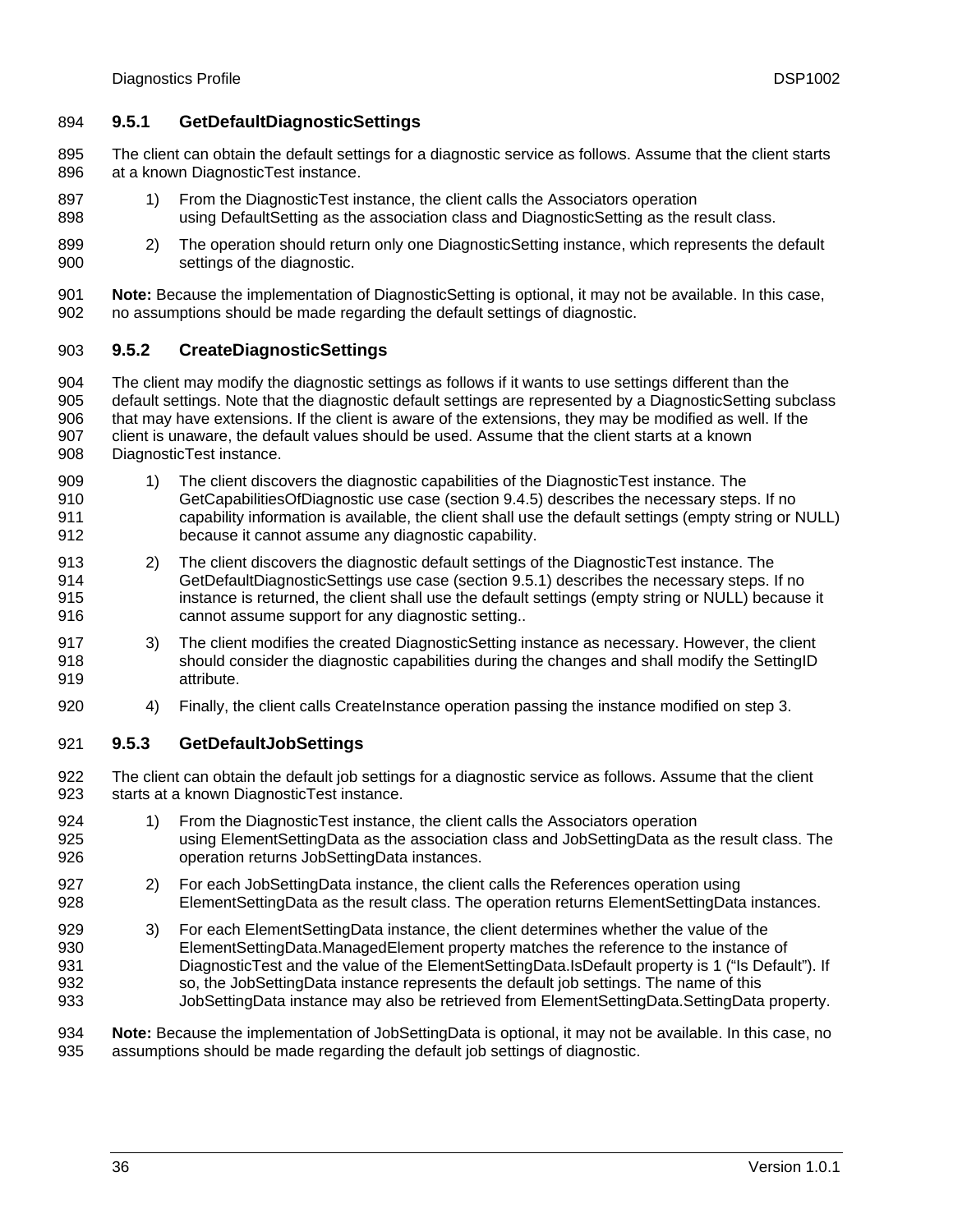### 9.5.1 GetDefaultDiagnosticSettings

The client can obtain the default settings for a diagnostic service as follows. Assume that the client starts at a known DiagnosticTest instance.

1) From the DiagnosticTest instance, the client calls the Associators operation using DefaultSetting as the association class and DiagnosticSetting as the result class.
2) The operation should return only one DiagnosticSetting instance, which represents the default settings of the diagnostic.

**Note:** Because the implementation of DiagnosticSetting is optional, it may not be available. In this case, no assumptions should be made regarding the default settings of diagnostic.

### 9.5.2 CreateDiagnosticSettings

The client may modify the diagnostic settings as follows if it wants to use settings different than the default settings. Note that the diagnostic default settings are represented by a DiagnosticSetting subclass that may have extensions. If the client is aware of the extensions, they may be modified as well. If the client is unaware, the default values should be used. Assume that the client starts at a known DiagnosticTest instance.

1) The client discovers the diagnostic capabilities of the DiagnosticTest instance. The GetCapabilitiesOfDiagnostic use case (section 9.4.5) describes the necessary steps. If no capability information is available, the client shall use the default settings (empty string or NULL) because it cannot assume any diagnostic capability.
2) The client discovers the diagnostic default settings of the DiagnosticTest instance. The GetDefaultDiagnosticSettings use case (section 9.5.1) describes the necessary steps. If no instance is returned, the client shall use the default settings (empty string or NULL) because it cannot assume support for any diagnostic setting..
3) The client modifies the created DiagnosticSetting instance as necessary. However, the client should consider the diagnostic capabilities during the changes and shall modify the SettingID attribute.
4) Finally, the client calls CreateInstance operation passing the instance modified on step 3.

### 9.5.3 GetDefaultJobSettings

The client can obtain the default job settings for a diagnostic service as follows. Assume that the client starts at a known DiagnosticTest instance.

1) From the DiagnosticTest instance, the client calls the Associators operation using ElementSettingData as the association class and JobSettingData as the result class. The operation returns JobSettingData instances.
2) For each JobSettingData instance, the client calls the References operation using ElementSettingData as the result class. The operation returns ElementSettingData instances.
3) For each ElementSettingData instance, the client determines whether the value of the ElementSettingData.ManagedElement property matches the reference to the instance of DiagnosticTest and the value of the ElementSettingData.IsDefault property is 1 ("Is Default"). If so, the JobSettingData instance represents the default job settings. The name of this JobSettingData instance may also be retrieved from ElementSettingData.SettingData property.

**Note:** Because the implementation of JobSettingData is optional, it may not be available. In this case, no assumptions should be made regarding the default job settings of diagnostic.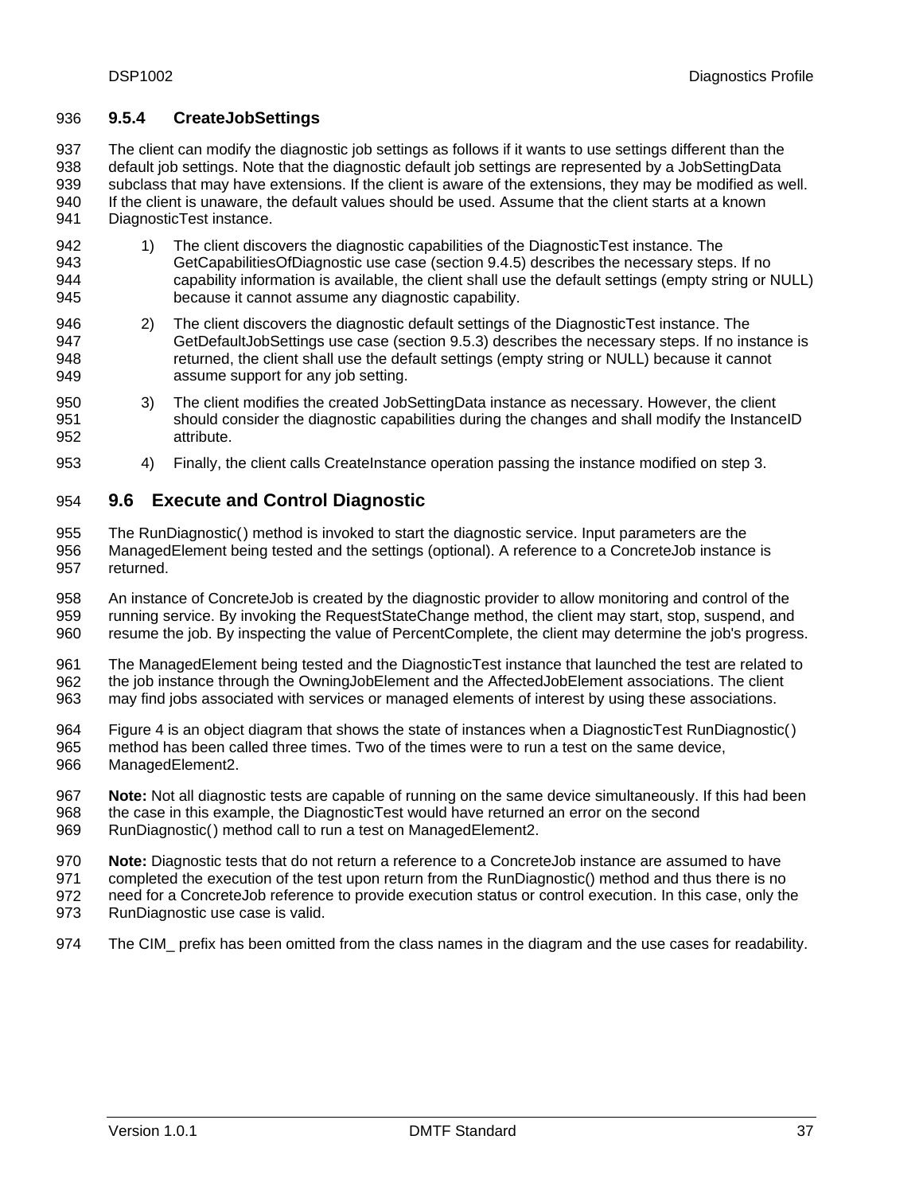### 9.5.4 CreateJobSettings

The client can modify the diagnostic job settings as follows if it wants to use settings different than the default job settings. Note that the diagnostic default job settings are represented by a JobSettingData subclass that may have extensions. If the client is aware of the extensions, they may be modified as well. If the client is unaware, the default values should be used. Assume that the client starts at a known DiagnosticTest instance.

1) The client discovers the diagnostic capabilities of the DiagnosticTest instance. The GetCapabilitiesOfDiagnostic use case (section 9.4.5) describes the necessary steps. If no capability information is available, the client shall use the default settings (empty string or NULL) because it cannot assume any diagnostic capability.

2) The client discovers the diagnostic default settings of the DiagnosticTest instance. The GetDefaultJobSettings use case (section 9.5.3) describes the necessary steps. If no instance is returned, the client shall use the default settings (empty string or NULL) because it cannot assume support for any job setting.

3) The client modifies the created JobSettingData instance as necessary. However, the client should consider the diagnostic capabilities during the changes and shall modify the InstanceID attribute.

4) Finally, the client calls CreateInstance operation passing the instance modified on step 3.

## 9.6 Execute and Control Diagnostic

The RunDiagnostic( ) method is invoked to start the diagnostic service. Input parameters are the ManagedElement being tested and the settings (optional). A reference to a ConcreteJob instance is returned.

An instance of ConcreteJob is created by the diagnostic provider to allow monitoring and control of the running service. By invoking the RequestStateChange method, the client may start, stop, suspend, and resume the job. By inspecting the value of PercentComplete, the client may determine the job's progress.

The ManagedElement being tested and the DiagnosticTest instance that launched the test are related to the job instance through the OwningJobElement and the AffectedJobElement associations. The client may find jobs associated with services or managed elements of interest by using these associations.

Figure 4 is an object diagram that shows the state of instances when a DiagnosticTest RunDiagnostic( ) method has been called three times. Two of the times were to run a test on the same device, ManagedElement2.

**Note:** Not all diagnostic tests are capable of running on the same device simultaneously. If this had been the case in this example, the DiagnosticTest would have returned an error on the second RunDiagnostic( ) method call to run a test on ManagedElement2.

**Note:** Diagnostic tests that do not return a reference to a ConcreteJob instance are assumed to have completed the execution of the test upon return from the RunDiagnostic() method and thus there is no need for a ConcreteJob reference to provide execution status or control execution. In this case, only the RunDiagnostic use case is valid.

The CIM_ prefix has been omitted from the class names in the diagram and the use cases for readability.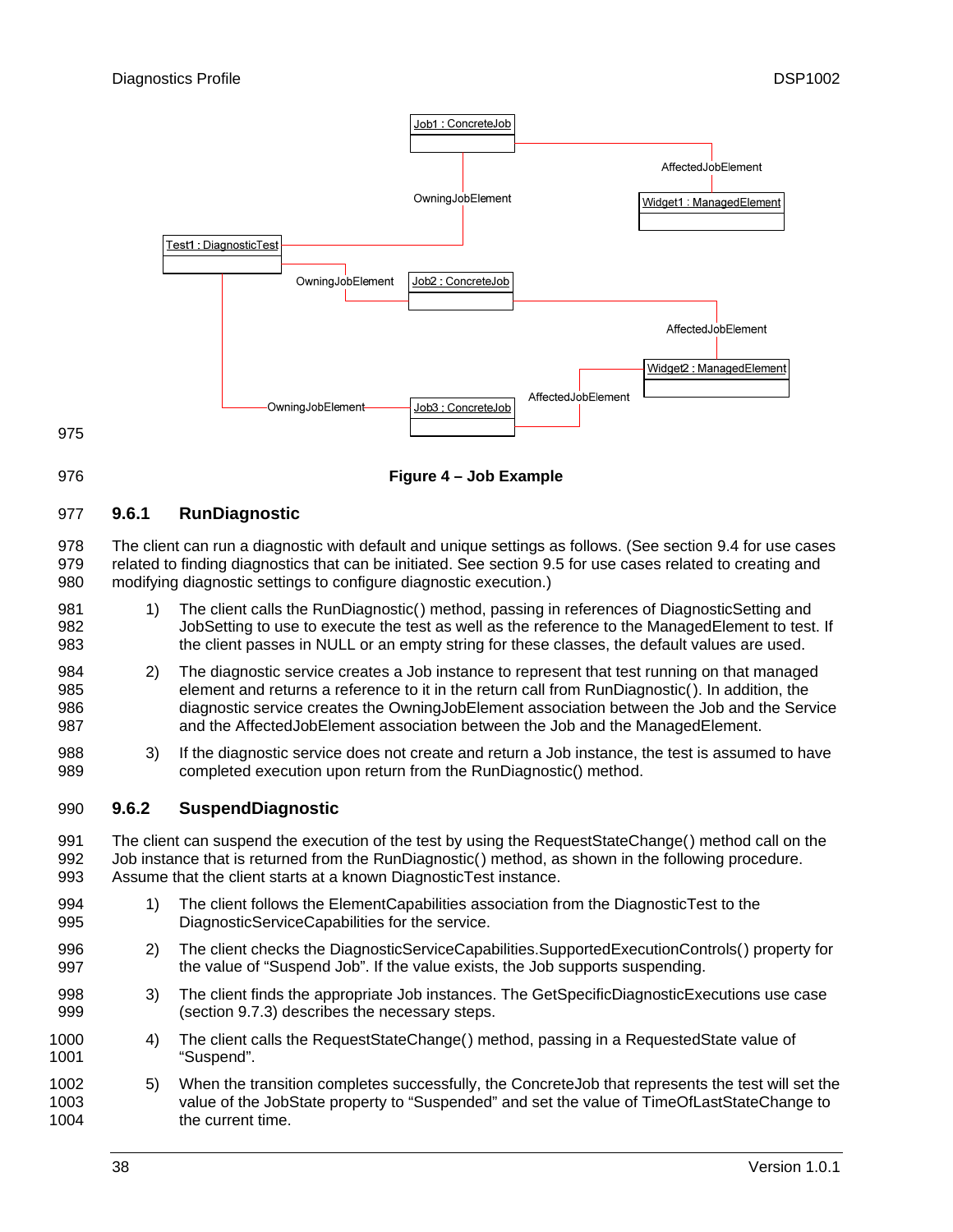Figure 4 – Job Example

### 9.6.1 RunDiagnostic

The client can run a diagnostic with default and unique settings as follows. (See section 9.4 for use cases related to finding diagnostics that can be initiated. See section 9.5 for use cases related to creating and modifying diagnostic settings to configure diagnostic execution.)

1) The client calls the RunDiagnostic() method, passing in references of DiagnosticSetting and JobSetting to use to execute the test as well as the reference to the ManagedElement to test. If the client passes in NULL or an empty string for these classes, the default values are used.

2) The diagnostic service creates a Job instance to represent that test running on that managed element and returns a reference to it in the return call from RunDiagnostic(). In addition, the diagnostic service creates the OwningJobElement association between the Job and the Service and the AffectedJobElement association between the Job and the ManagedElement.

3) If the diagnostic service does not create and return a Job instance, the test is assumed to have completed execution upon return from the RunDiagnostic() method.

### 9.6.2 SuspendDiagnostic

The client can suspend the execution of the test by using the RequestStateChange() method call on the Job instance that is returned from the RunDiagnostic() method, as shown in the following procedure. Assume that the client starts at a known DiagnosticTest instance.

1) The client follows the ElementCapabilities association from the DiagnosticTest to the DiagnosticServiceCapabilities for the service.

2) The client checks the DiagnosticServiceCapabilities.SupportedExecutionControls() property for the value of "Suspend Job". If the value exists, the Job supports suspending.

3) The client finds the appropriate Job instances. The GetSpecificDiagnosticExecutions use case (section 9.7.3) describes the necessary steps.

4) The client calls the RequestStateChange() method, passing in a RequestedState value of "Suspend".

5) When the transition completes successfully, the ConcreteJob that represents the test will set the value of the JobState property to "Suspended" and set the value of TimeOfLastStateChange to the current time.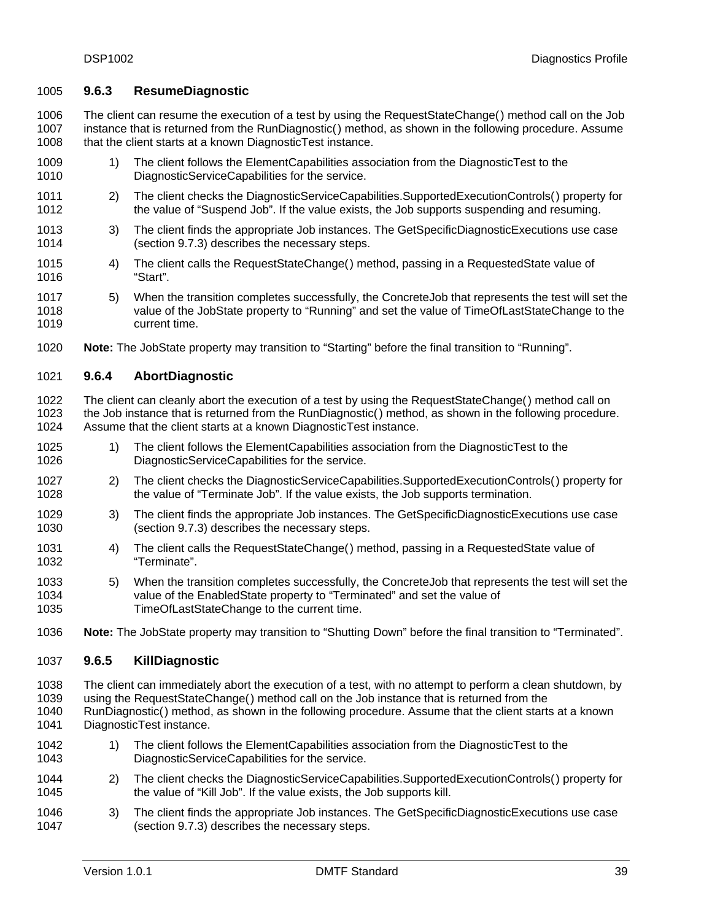### 9.6.3 ResumeDiagnostic

The client can resume the execution of a test by using the RequestStateChange() method call on the Job instance that is returned from the RunDiagnostic() method, as shown in the following procedure. Assume that the client starts at a known DiagnosticTest instance.

1) The client follows the ElementCapabilities association from the DiagnosticTest to the DiagnosticServiceCapabilities for the service.
2) The client checks the DiagnosticServiceCapabilities.SupportedExecutionControls() property for the value of "Suspend Job". If the value exists, the Job supports suspending and resuming.
3) The client finds the appropriate Job instances. The GetSpecificDiagnosticExecutions use case (section 9.7.3) describes the necessary steps.
4) The client calls the RequestStateChange() method, passing in a RequestedState value of "Start".
5) When the transition completes successfully, the ConcreteJob that represents the test will set the value of the JobState property to "Running" and set the value of TimeOfLastStateChange to the current time.

**Note:** The JobState property may transition to "Starting" before the final transition to "Running".

### 9.6.4 AbortDiagnostic

The client can cleanly abort the execution of a test by using the RequestStateChange() method call on the Job instance that is returned from the RunDiagnostic() method, as shown in the following procedure. Assume that the client starts at a known DiagnosticTest instance.

1) The client follows the ElementCapabilities association from the DiagnosticTest to the DiagnosticServiceCapabilities for the service.
2) The client checks the DiagnosticServiceCapabilities.SupportedExecutionControls() property for the value of "Terminate Job". If the value exists, the Job supports termination.
3) The client finds the appropriate Job instances. The GetSpecificDiagnosticExecutions use case (section 9.7.3) describes the necessary steps.
4) The client calls the RequestStateChange() method, passing in a RequestedState value of "Terminate".
5) When the transition completes successfully, the ConcreteJob that represents the test will set the value of the EnabledState property to "Terminated" and set the value of TimeOfLastStateChange to the current time.

**Note:** The JobState property may transition to "Shutting Down" before the final transition to "Terminated".

### 9.6.5 KillDiagnostic

The client can immediately abort the execution of a test, with no attempt to perform a clean shutdown, by using the RequestStateChange() method call on the Job instance that is returned from the RunDiagnostic() method, as shown in the following procedure. Assume that the client starts at a known DiagnosticTest instance.

1) The client follows the ElementCapabilities association from the DiagnosticTest to the DiagnosticServiceCapabilities for the service.
2) The client checks the DiagnosticServiceCapabilities.SupportedExecutionControls() property for the value of "Kill Job". If the value exists, the Job supports kill.
3) The client finds the appropriate Job instances. The GetSpecificDiagnosticExecutions use case (section 9.7.3) describes the necessary steps.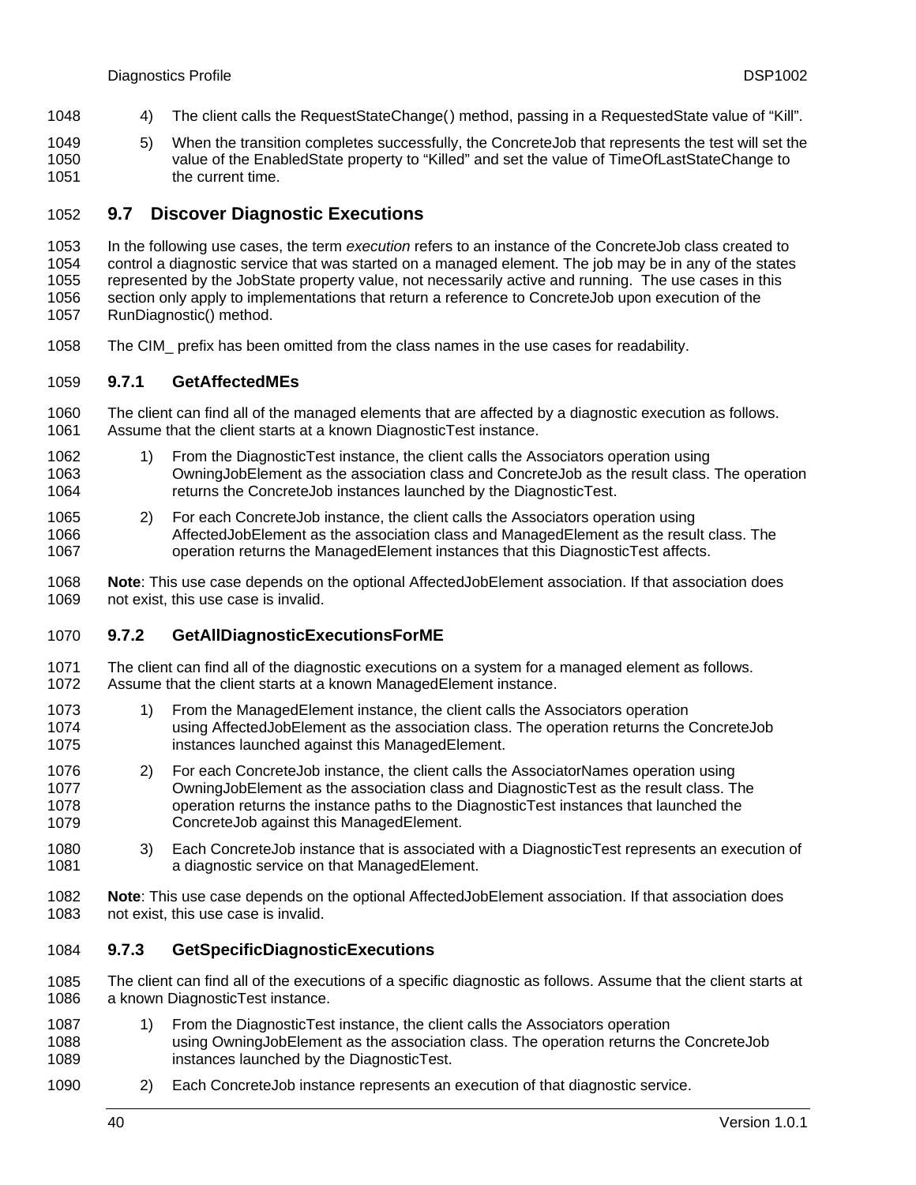4) The client calls the RequestStateChange() method, passing in a RequestedState value of "Kill".

5) When the transition completes successfully, the ConcreteJob that represents the test will set the value of the EnabledState property to "Killed" and set the value of TimeOfLastStateChange to the current time.

## 9.7 Discover Diagnostic Executions

In the following use cases, the term *execution* refers to an instance of the ConcreteJob class created to control a diagnostic service that was started on a managed element. The job may be in any of the states represented by the JobState property value, not necessarily active and running. The use cases in this section only apply to implementations that return a reference to ConcreteJob upon execution of the RunDiagnostic() method.

The CIM_ prefix has been omitted from the class names in the use cases for readability.

### 9.7.1 GetAffectedMEs

The client can find all of the managed elements that are affected by a diagnostic execution as follows. Assume that the client starts at a known DiagnosticTest instance.

1) From the DiagnosticTest instance, the client calls the Associators operation using OwningJobElement as the association class and ConcreteJob as the result class. The operation returns the ConcreteJob instances launched by the DiagnosticTest.

2) For each ConcreteJob instance, the client calls the Associators operation using AffectedJobElement as the association class and ManagedElement as the result class. The operation returns the ManagedElement instances that this DiagnosticTest affects.

**Note**: This use case depends on the optional AffectedJobElement association. If that association does not exist, this use case is invalid.

### 9.7.2 GetAllDiagnosticExecutionsForME

The client can find all of the diagnostic executions on a system for a managed element as follows. Assume that the client starts at a known ManagedElement instance.

1) From the ManagedElement instance, the client calls the Associators operation using AffectedJobElement as the association class. The operation returns the ConcreteJob instances launched against this ManagedElement.

2) For each ConcreteJob instance, the client calls the AssociatorNames operation using OwningJobElement as the association class and DiagnosticTest as the result class. The operation returns the instance paths to the DiagnosticTest instances that launched the ConcreteJob against this ManagedElement.

3) Each ConcreteJob instance that is associated with a DiagnosticTest represents an execution of a diagnostic service on that ManagedElement.

**Note**: This use case depends on the optional AffectedJobElement association. If that association does not exist, this use case is invalid.

### 9.7.3 GetSpecificDiagnosticExecutions

The client can find all of the executions of a specific diagnostic as follows. Assume that the client starts at a known DiagnosticTest instance.

1) From the DiagnosticTest instance, the client calls the Associators operation using OwningJobElement as the association class. The operation returns the ConcreteJob instances launched by the DiagnosticTest.

2) Each ConcreteJob instance represents an execution of that diagnostic service.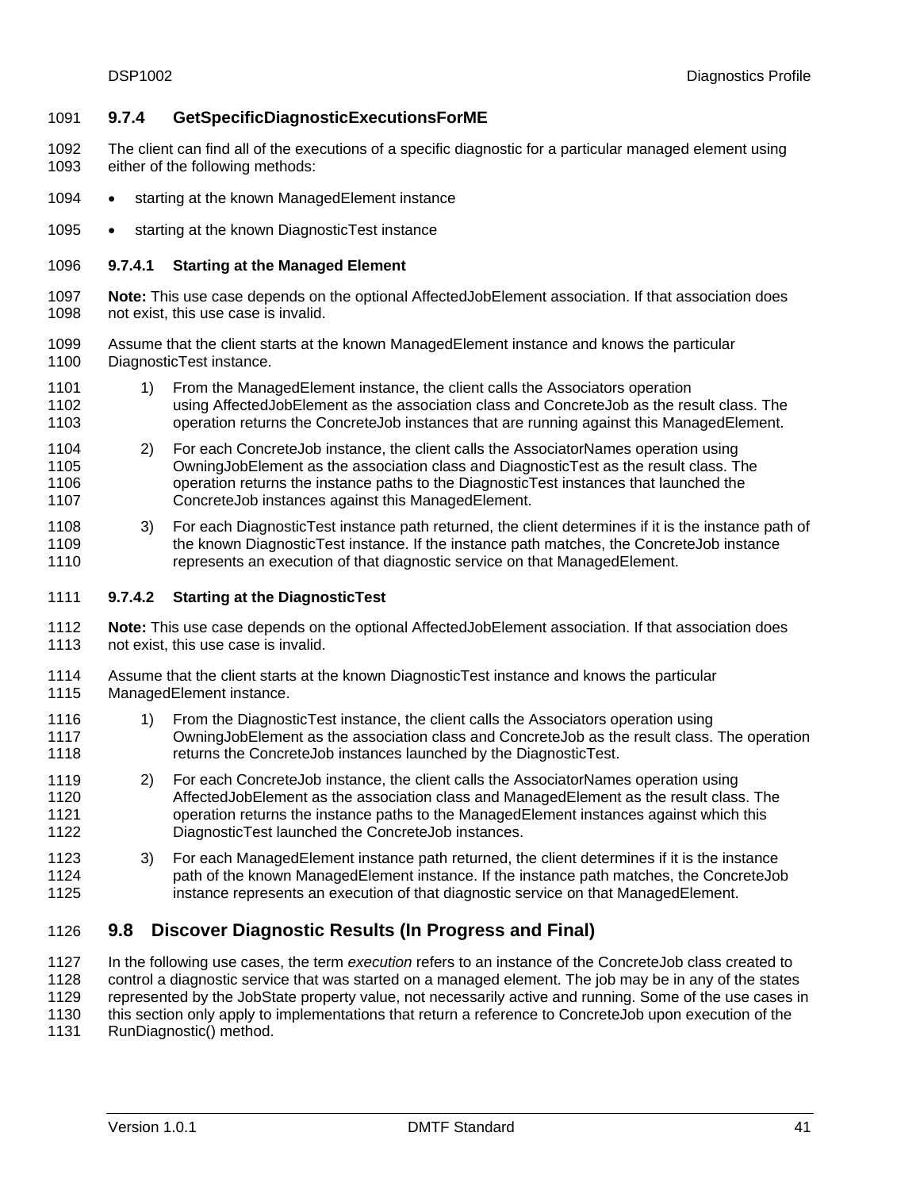### 9.7.4 GetSpecificDiagnosticExecutionsForME

The client can find all of the executions of a specific diagnostic for a particular managed element using either of the following methods:

- starting at the known ManagedElement instance
- starting at the known DiagnosticTest instance

#### 9.7.4.1 Starting at the Managed Element

**Note:** This use case depends on the optional AffectedJobElement association. If that association does not exist, this use case is invalid.

Assume that the client starts at the known ManagedElement instance and knows the particular DiagnosticTest instance.

1) From the ManagedElement instance, the client calls the Associators operation using AffectedJobElement as the association class and ConcreteJob as the result class. The operation returns the ConcreteJob instances that are running against this ManagedElement.
2) For each ConcreteJob instance, the client calls the AssociatorNames operation using OwningJobElement as the association class and DiagnosticTest as the result class. The operation returns the instance paths to the DiagnosticTest instances that launched the ConcreteJob instances against this ManagedElement.
3) For each DiagnosticTest instance path returned, the client determines if it is the instance path of the known DiagnosticTest instance. If the instance path matches, the ConcreteJob instance represents an execution of that diagnostic service on that ManagedElement.

#### 9.7.4.2 Starting at the DiagnosticTest

**Note:** This use case depends on the optional AffectedJobElement association. If that association does not exist, this use case is invalid.

Assume that the client starts at the known DiagnosticTest instance and knows the particular ManagedElement instance.

1) From the DiagnosticTest instance, the client calls the Associators operation using OwningJobElement as the association class and ConcreteJob as the result class. The operation returns the ConcreteJob instances launched by the DiagnosticTest.
2) For each ConcreteJob instance, the client calls the AssociatorNames operation using AffectedJobElement as the association class and ManagedElement as the result class. The operation returns the instance paths to the ManagedElement instances against which this DiagnosticTest launched the ConcreteJob instances.
3) For each ManagedElement instance path returned, the client determines if it is the instance path of the known ManagedElement instance. If the instance path matches, the ConcreteJob instance represents an execution of that diagnostic service on that ManagedElement.

## 9.8 Discover Diagnostic Results (In Progress and Final)

In the following use cases, the term *execution* refers to an instance of the ConcreteJob class created to control a diagnostic service that was started on a managed element. The job may be in any of the states represented by the JobState property value, not necessarily active and running. Some of the use cases in this section only apply to implementations that return a reference to ConcreteJob upon execution of the RunDiagnostic() method.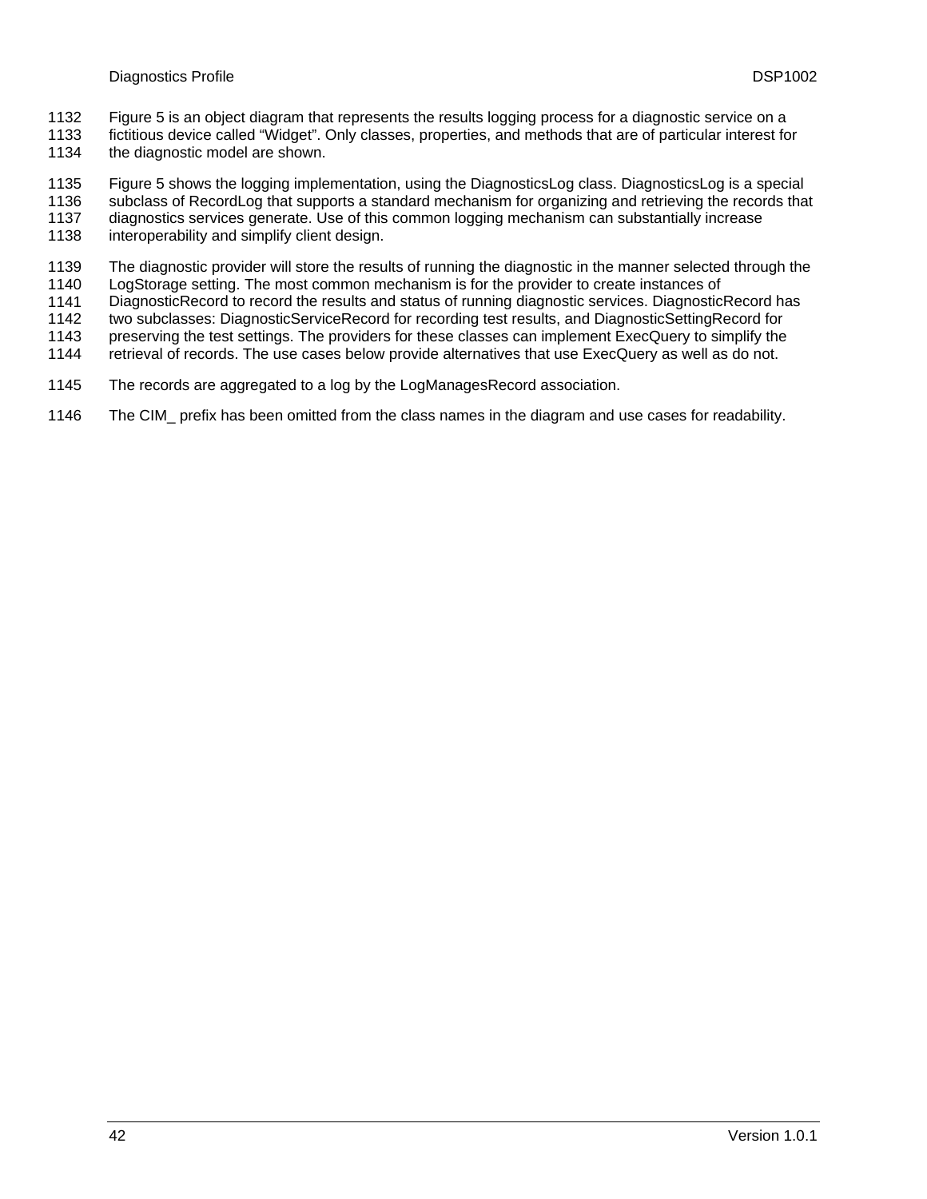Figure 5 is an object diagram that represents the results logging process for a diagnostic service on a fictitious device called “Widget”. Only classes, properties, and methods that are of particular interest for the diagnostic model are shown.

Figure 5 shows the logging implementation, using the DiagnosticsLog class. DiagnosticsLog is a special subclass of RecordLog that supports a standard mechanism for organizing and retrieving the records that diagnostics services generate. Use of this common logging mechanism can substantially increase interoperability and simplify client design.

The diagnostic provider will store the results of running the diagnostic in the manner selected through the LogStorage setting. The most common mechanism is for the provider to create instances of DiagnosticRecord to record the results and status of running diagnostic services. DiagnosticRecord has two subclasses: DiagnosticServiceRecord for recording test results, and DiagnosticSettingRecord for preserving the test settings. The providers for these classes can implement ExecQuery to simplify the retrieval of records. The use cases below provide alternatives that use ExecQuery as well as do not.

The records are aggregated to a log by the LogManagesRecord association.

The CIM_ prefix has been omitted from the class names in the diagram and use cases for readability.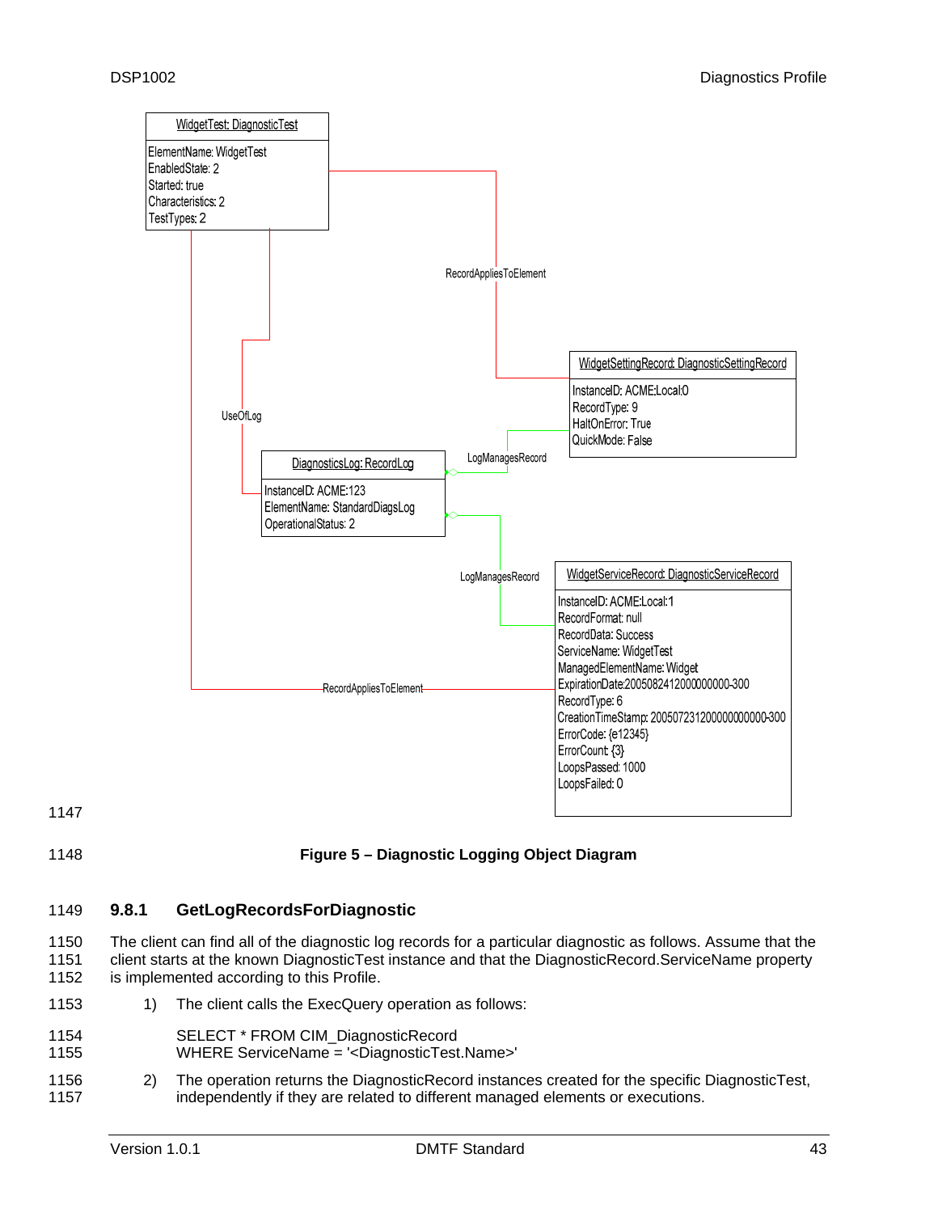**Figure 5 – Diagnostic Logging Object Diagram**

### 9.8.1 GetLogRecordsForDiagnostic

The client can find all of the diagnostic log records for a particular diagnostic as follows. Assume that the client starts at the known DiagnosticTest instance and that the DiagnosticRecord.ServiceName property is implemented according to this Profile.

1) The client calls the ExecQuery operation as follows:

   SELECT * FROM CIM_DiagnosticRecord
   WHERE ServiceName = '<DiagnosticTest.Name>'

2) The operation returns the DiagnosticRecord instances created for the specific DiagnosticTest, independently if they are related to different managed elements or executions.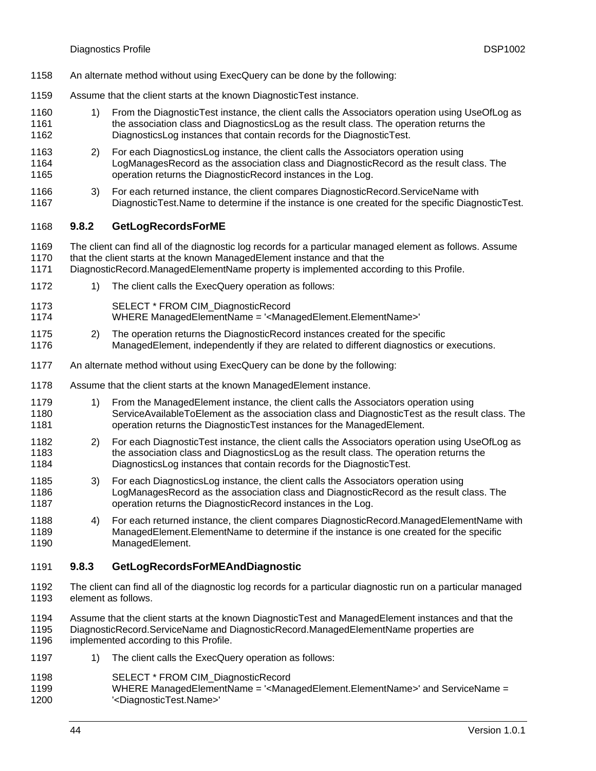An alternate method without using ExecQuery can be done by the following:

Assume that the client starts at the known DiagnosticTest instance.

1) From the DiagnosticTest instance, the client calls the Associators operation using UseOfLog as the association class and DiagnosticsLog as the result class. The operation returns the DiagnosticsLog instances that contain records for the DiagnosticTest.
2) For each DiagnosticsLog instance, the client calls the Associators operation using LogManagesRecord as the association class and DiagnosticRecord as the result class. The operation returns the DiagnosticRecord instances in the Log.
3) For each returned instance, the client compares DiagnosticRecord.ServiceName with DiagnosticTest.Name to determine if the instance is one created for the specific DiagnosticTest.

### 9.8.2 GetLogRecordsForME

The client can find all of the diagnostic log records for a particular managed element as follows. Assume that the client starts at the known ManagedElement instance and that the DiagnosticRecord.ManagedElementName property is implemented according to this Profile.

1) The client calls the ExecQuery operation as follows:

   ```
   SELECT * FROM CIM_DiagnosticRecord
   WHERE ManagedElementName = '<ManagedElement.ElementName>'
   ```

2) The operation returns the DiagnosticRecord instances created for the specific ManagedElement, independently if they are related to different diagnostics or executions.

An alternate method without using ExecQuery can be done by the following:

Assume that the client starts at the known ManagedElement instance.

1) From the ManagedElement instance, the client calls the Associators operation using ServiceAvailableToElement as the association class and DiagnosticTest as the result class. The operation returns the DiagnosticTest instances for the ManagedElement.
2) For each DiagnosticTest instance, the client calls the Associators operation using UseOfLog as the association class and DiagnosticsLog as the result class. The operation returns the DiagnosticsLog instances that contain records for the DiagnosticTest.
3) For each DiagnosticsLog instance, the client calls the Associators operation using LogManagesRecord as the association class and DiagnosticRecord as the result class. The operation returns the DiagnosticRecord instances in the Log.
4) For each returned instance, the client compares DiagnosticRecord.ManagedElementName with ManagedElement.ElementName to determine if the instance is one created for the specific ManagedElement.

### 9.8.3 GetLogRecordsForMEAndDiagnostic

The client can find all of the diagnostic log records for a particular diagnostic run on a particular managed element as follows.

Assume that the client starts at the known DiagnosticTest and ManagedElement instances and that the DiagnosticRecord.ServiceName and DiagnosticRecord.ManagedElementName properties are implemented according to this Profile.

1) The client calls the ExecQuery operation as follows:

   ```
   SELECT * FROM CIM_DiagnosticRecord
   WHERE ManagedElementName = '<ManagedElement.ElementName>' and ServiceName =
   '<DiagnosticTest.Name>'
   ```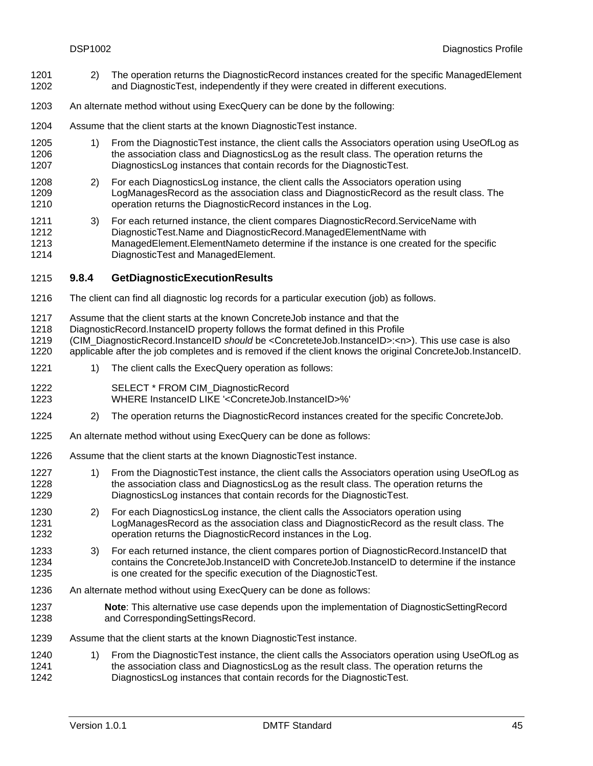2) The operation returns the DiagnosticRecord instances created for the specific ManagedElement and DiagnosticTest, independently if they were created in different executions.

An alternate method without using ExecQuery can be done by the following:

Assume that the client starts at the known DiagnosticTest instance.

1) From the DiagnosticTest instance, the client calls the Associators operation using UseOfLog as the association class and DiagnosticsLog as the result class. The operation returns the DiagnosticsLog instances that contain records for the DiagnosticTest.

2) For each DiagnosticsLog instance, the client calls the Associators operation using LogManagesRecord as the association class and DiagnosticRecord as the result class. The operation returns the DiagnosticRecord instances in the Log.

3) For each returned instance, the client compares DiagnosticRecord.ServiceName with DiagnosticTest.Name and DiagnosticRecord.ManagedElementName with ManagedElement.ElementNameto determine if the instance is one created for the specific DiagnosticTest and ManagedElement.

### 9.8.4 GetDiagnosticExecutionResults

The client can find all diagnostic log records for a particular execution (job) as follows.

Assume that the client starts at the known ConcreteJob instance and that the DiagnosticRecord.InstanceID property follows the format defined in this Profile (CIM_DiagnosticRecord.InstanceID *should* be <ConcreteteJob.InstanceID>:<n>). This use case is also applicable after the job completes and is removed if the client knows the original ConcreteJob.InstanceID.

1) The client calls the ExecQuery operation as follows:

```
SELECT * FROM CIM_DiagnosticRecord
WHERE InstanceID LIKE '<ConcreteJob.InstanceID>%'
```

2) The operation returns the DiagnosticRecord instances created for the specific ConcreteJob.

An alternate method without using ExecQuery can be done as follows:

Assume that the client starts at the known DiagnosticTest instance.

1) From the DiagnosticTest instance, the client calls the Associators operation using UseOfLog as the association class and DiagnosticsLog as the result class. The operation returns the DiagnosticsLog instances that contain records for the DiagnosticTest.

2) For each DiagnosticsLog instance, the client calls the Associators operation using LogManagesRecord as the association class and DiagnosticRecord as the result class. The operation returns the DiagnosticRecord instances in the Log.

3) For each returned instance, the client compares portion of DiagnosticRecord.InstanceID that contains the ConcreteJob.InstanceID with ConcreteJob.InstanceID to determine if the instance is one created for the specific execution of the DiagnosticTest.

An alternate method without using ExecQuery can be done as follows:

**Note**: This alternative use case depends upon the implementation of DiagnosticSettingRecord and CorrespondingSettingsRecord.

Assume that the client starts at the known DiagnosticTest instance.

1) From the DiagnosticTest instance, the client calls the Associators operation using UseOfLog as the association class and DiagnosticsLog as the result class. The operation returns the DiagnosticsLog instances that contain records for the DiagnosticTest.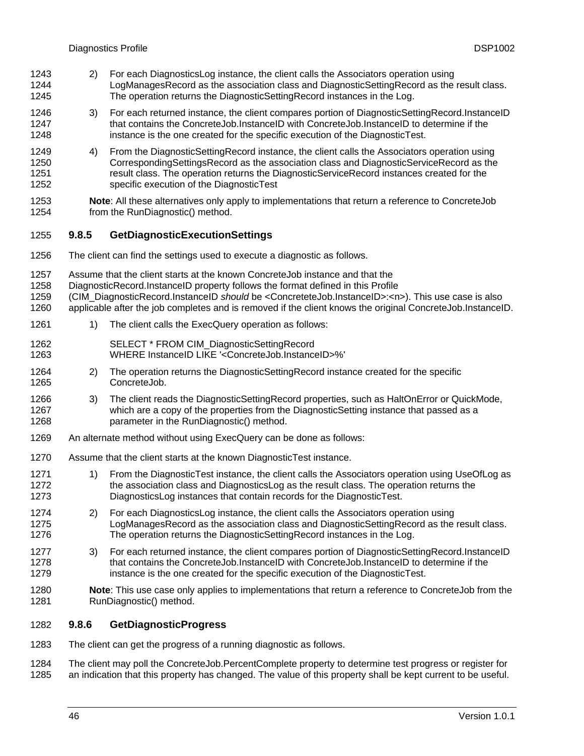2) For each DiagnosticsLog instance, the client calls the Associators operation using LogManagesRecord as the association class and DiagnosticSettingRecord as the result class. The operation returns the DiagnosticSettingRecord instances in the Log.

3) For each returned instance, the client compares portion of DiagnosticSettingRecord.InstanceID that contains the ConcreteJob.InstanceID with ConcreteJob.InstanceID to determine if the instance is the one created for the specific execution of the DiagnosticTest.

4) From the DiagnosticSettingRecord instance, the client calls the Associators operation using CorrespondingSettingsRecord as the association class and DiagnosticServiceRecord as the result class. The operation returns the DiagnosticServiceRecord instances created for the specific execution of the DiagnosticTest

**Note**: All these alternatives only apply to implementations that return a reference to ConcreteJob from the RunDiagnostic() method.

### 9.8.5 GetDiagnosticExecutionSettings

The client can find the settings used to execute a diagnostic as follows.

Assume that the client starts at the known ConcreteJob instance and that the DiagnosticRecord.InstanceID property follows the format defined in this Profile (CIM_DiagnosticRecord.InstanceID *should* be <ConcreteteJob.InstanceID>:<n>). This use case is also applicable after the job completes and is removed if the client knows the original ConcreteJob.InstanceID.

1) The client calls the ExecQuery operation as follows:

```
SELECT * FROM CIM_DiagnosticSettingRecord
WHERE InstanceID LIKE '<ConcreteJob.InstanceID>%'
```

2) The operation returns the DiagnosticSettingRecord instance created for the specific ConcreteJob.

3) The client reads the DiagnosticSettingRecord properties, such as HaltOnError or QuickMode, which are a copy of the properties from the DiagnosticSetting instance that passed as a parameter in the RunDiagnostic() method.

An alternate method without using ExecQuery can be done as follows:

Assume that the client starts at the known DiagnosticTest instance.

1) From the DiagnosticTest instance, the client calls the Associators operation using UseOfLog as the association class and DiagnosticsLog as the result class. The operation returns the DiagnosticsLog instances that contain records for the DiagnosticTest.

2) For each DiagnosticsLog instance, the client calls the Associators operation using LogManagesRecord as the association class and DiagnosticSettingRecord as the result class. The operation returns the DiagnosticSettingRecord instances in the Log.

3) For each returned instance, the client compares portion of DiagnosticSettingRecord.InstanceID that contains the ConcreteJob.InstanceID with ConcreteJob.InstanceID to determine if the instance is the one created for the specific execution of the DiagnosticTest.

**Note**: This use case only applies to implementations that return a reference to ConcreteJob from the RunDiagnostic() method.

### 9.8.6 GetDiagnosticProgress

The client can get the progress of a running diagnostic as follows.

The client may poll the ConcreteJob.PercentComplete property to determine test progress or register for an indication that this property has changed. The value of this property shall be kept current to be useful.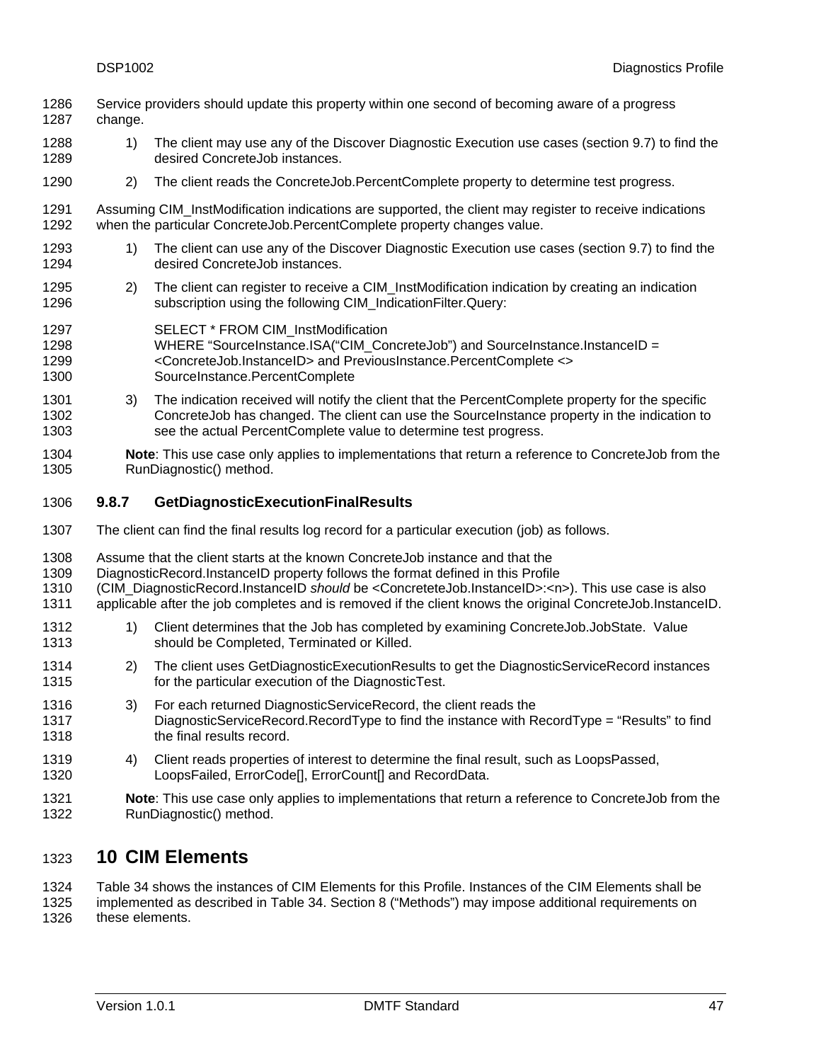Service providers should update this property within one second of becoming aware of a progress change.

1) The client may use any of the Discover Diagnostic Execution use cases (section 9.7) to find the desired ConcreteJob instances.

2) The client reads the ConcreteJob.PercentComplete property to determine test progress.

Assuming CIM_InstModification indications are supported, the client may register to receive indications when the particular ConcreteJob.PercentComplete property changes value.

1) The client can use any of the Discover Diagnostic Execution use cases (section 9.7) to find the desired ConcreteJob instances.

2) The client can register to receive a CIM_InstModification indication by creating an indication subscription using the following CIM_IndicationFilter.Query:

   SELECT * FROM CIM_InstModification
   WHERE "SourceInstance.ISA("CIM_ConcreteJob") and SourceInstance.InstanceID = <ConcreteJob.InstanceID> and PreviousInstance.PercentComplete <> SourceInstance.PercentComplete

3) The indication received will notify the client that the PercentComplete property for the specific ConcreteJob has changed. The client can use the SourceInstance property in the indication to see the actual PercentComplete value to determine test progress.

**Note**: This use case only applies to implementations that return a reference to ConcreteJob from the RunDiagnostic() method.

### 9.8.7 GetDiagnosticExecutionFinalResults

The client can find the final results log record for a particular execution (job) as follows.

Assume that the client starts at the known ConcreteJob instance and that the DiagnosticRecord.InstanceID property follows the format defined in this Profile (CIM_DiagnosticRecord.InstanceID *should* be <ConcreteteJob.InstanceID>:<n>). This use case is also applicable after the job completes and is removed if the client knows the original ConcreteJob.InstanceID.

1) Client determines that the Job has completed by examining ConcreteJob.JobState. Value should be Completed, Terminated or Killed.

2) The client uses GetDiagnosticExecutionResults to get the DiagnosticServiceRecord instances for the particular execution of the DiagnosticTest.

3) For each returned DiagnosticServiceRecord, the client reads the DiagnosticServiceRecord.RecordType to find the instance with RecordType = "Results" to find the final results record.

4) Client reads properties of interest to determine the final result, such as LoopsPassed, LoopsFailed, ErrorCode[], ErrorCount[] and RecordData.

**Note**: This use case only applies to implementations that return a reference to ConcreteJob from the RunDiagnostic() method.

## 10 CIM Elements

Table 34 shows the instances of CIM Elements for this Profile. Instances of the CIM Elements shall be implemented as described in Table 34. Section 8 ("Methods") may impose additional requirements on these elements.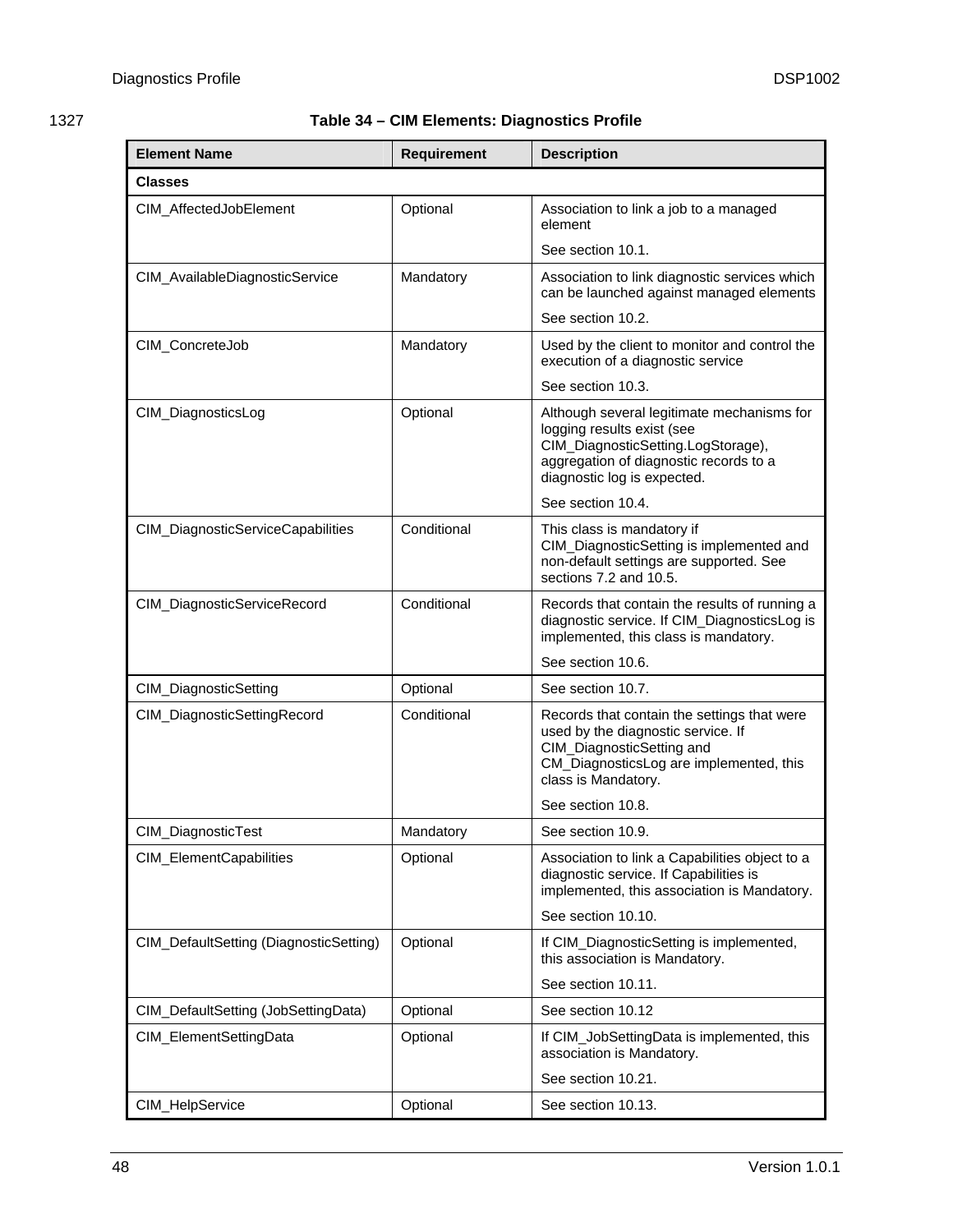Table 34 – CIM Elements: Diagnostics Profile

| Element Name | Requirement | Description |
|---|---|---|
| **Classes** | | |
| CIM_AffectedJobElement | Optional | Association to link a job to a managed element<br><br>See section 10.1. |
| CIM_AvailableDiagnosticService | Mandatory | Association to link diagnostic services which can be launched against managed elements<br><br>See section 10.2. |
| CIM_ConcreteJob | Mandatory | Used by the client to monitor and control the execution of a diagnostic service<br><br>See section 10.3. |
| CIM_DiagnosticsLog | Optional | Although several legitimate mechanisms for logging results exist (see CIM_DiagnosticSetting.LogStorage), aggregation of diagnostic records to a diagnostic log is expected.<br><br>See section 10.4. |
| CIM_DiagnosticServiceCapabilities | Conditional | This class is mandatory if CIM_DiagnosticSetting is implemented and non-default settings are supported. See sections 7.2 and 10.5. |
| CIM_DiagnosticServiceRecord | Conditional | Records that contain the results of running a diagnostic service. If CIM_DiagnosticsLog is implemented, this class is mandatory.<br><br>See section 10.6. |
| CIM_DiagnosticSetting | Optional | See section 10.7. |
| CIM_DiagnosticSettingRecord | Conditional | Records that contain the settings that were used by the diagnostic service. If CIM_DiagnosticSetting and CM_DiagnosticsLog are implemented, this class is Mandatory.<br><br>See section 10.8. |
| CIM_DiagnosticTest | Mandatory | See section 10.9. |
| CIM_ElementCapabilities | Optional | Association to link a Capabilities object to a diagnostic service. If Capabilities is implemented, this association is Mandatory.<br><br>See section 10.10. |
| CIM_DefaultSetting (DiagnosticSetting) | Optional | If CIM_DiagnosticSetting is implemented, this association is Mandatory.<br><br>See section 10.11. |
| CIM_DefaultSetting (JobSettingData) | Optional | See section 10.12 |
| CIM_ElementSettingData | Optional | If CIM_JobSettingData is implemented, this association is Mandatory.<br><br>See section 10.21. |
| CIM_HelpService | Optional | See section 10.13. |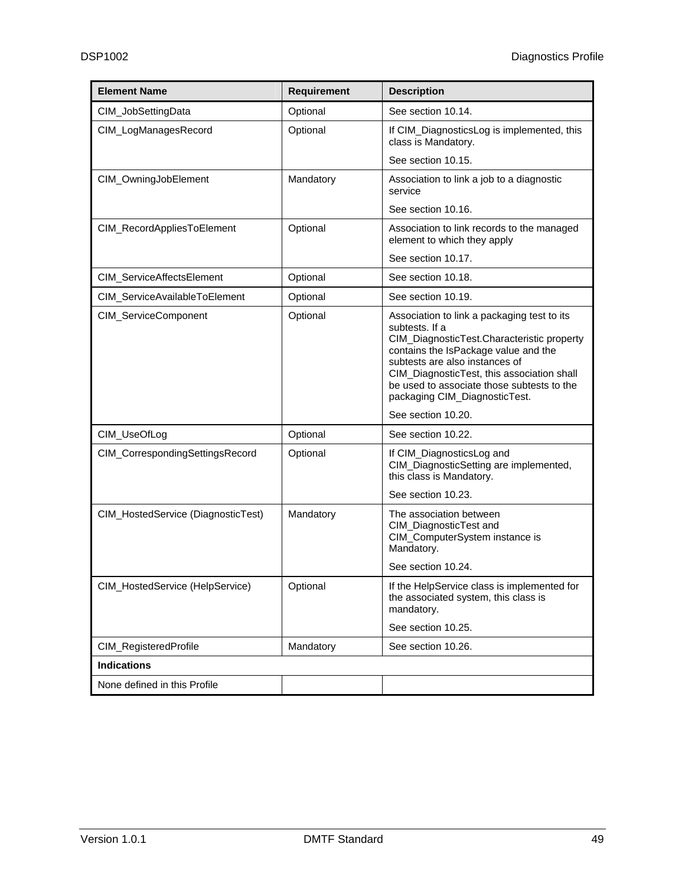| Element Name | Requirement | Description |
|---|---|---|
| CIM_JobSettingData | Optional | See section 10.14. |
| CIM_LogManagesRecord | Optional | If CIM_DiagnosticsLog is implemented, this class is Mandatory.<br><br>See section 10.15. |
| CIM_OwningJobElement | Mandatory | Association to link a job to a diagnostic service<br><br>See section 10.16. |
| CIM_RecordAppliesToElement | Optional | Association to link records to the managed element to which they apply<br><br>See section 10.17. |
| CIM_ServiceAffectsElement | Optional | See section 10.18. |
| CIM_ServiceAvailableToElement | Optional | See section 10.19. |
| CIM_ServiceComponent | Optional | Association to link a packaging test to its subtests. If a CIM_DiagnosticTest.Characteristic property contains the IsPackage value and the subtests are also instances of CIM_DiagnosticTest, this association shall be used to associate those subtests to the packaging CIM_DiagnosticTest.<br><br>See section 10.20. |
| CIM_UseOfLog | Optional | See section 10.22. |
| CIM_CorrespondingSettingsRecord | Optional | If CIM_DiagnosticsLog and CIM_DiagnosticSetting are implemented, this class is Mandatory.<br><br>See section 10.23. |
| CIM_HostedService (DiagnosticTest) | Mandatory | The association between CIM_DiagnosticTest and CIM_ComputerSystem instance is Mandatory.<br><br>See section 10.24. |
| CIM_HostedService (HelpService) | Optional | If the HelpService class is implemented for the associated system, this class is mandatory.<br><br>See section 10.25. |
| CIM_RegisteredProfile | Mandatory | See section 10.26. |
| **Indications** | | |
| None defined in this Profile | | |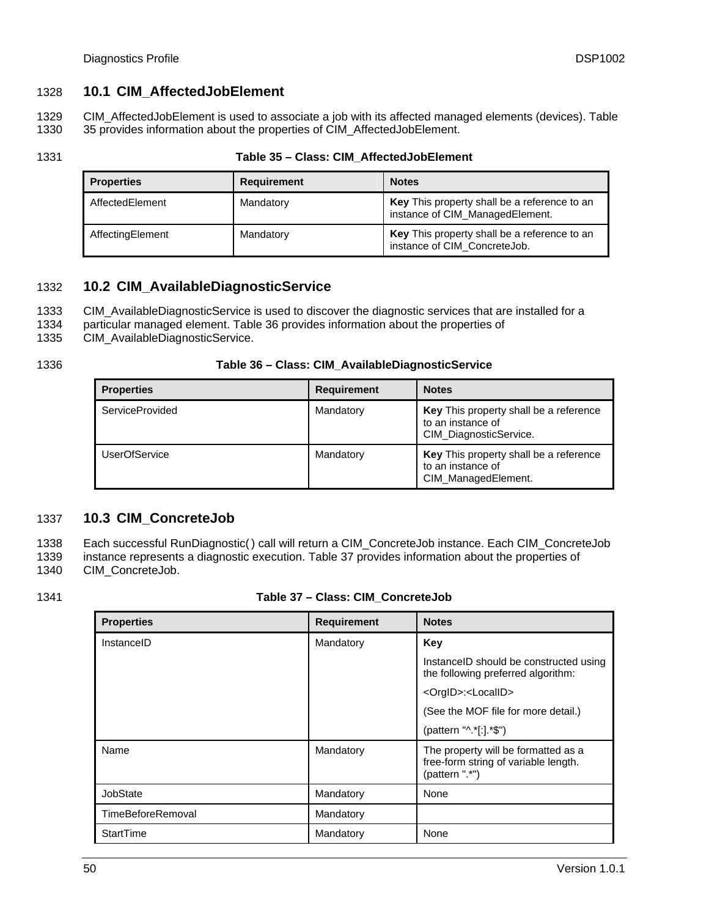## 10.1 CIM_AffectedJobElement

CIM_AffectedJobElement is used to associate a job with its affected managed elements (devices). Table 35 provides information about the properties of CIM_AffectedJobElement.

**Table 35 – Class: CIM_AffectedJobElement**

| Properties | Requirement | Notes |
|---|---|---|
| AffectedElement | Mandatory | **Key** This property shall be a reference to an instance of CIM_ManagedElement. |
| AffectingElement | Mandatory | **Key** This property shall be a reference to an instance of CIM_ConcreteJob. |

## 10.2 CIM_AvailableDiagnosticService

CIM_AvailableDiagnosticService is used to discover the diagnostic services that are installed for a particular managed element. Table 36 provides information about the properties of CIM_AvailableDiagnosticService.

**Table 36 – Class: CIM_AvailableDiagnosticService**

| Properties | Requirement | Notes |
|---|---|---|
| ServiceProvided | Mandatory | **Key** This property shall be a reference to an instance of CIM_DiagnosticService. |
| UserOfService | Mandatory | **Key** This property shall be a reference to an instance of CIM_ManagedElement. |

## 10.3 CIM_ConcreteJob

Each successful RunDiagnostic( ) call will return a CIM_ConcreteJob instance. Each CIM_ConcreteJob instance represents a diagnostic execution. Table 37 provides information about the properties of CIM_ConcreteJob.

**Table 37 – Class: CIM_ConcreteJob**

| Properties | Requirement | Notes |
|---|---|---|
| InstanceID | Mandatory | **Key**<br>InstanceID should be constructed using the following preferred algorithm:<br><OrgID>:<LocalID><br>(See the MOF file for more detail.)<br>(pattern "^.*[:].*$") |
| Name | Mandatory | The property will be formatted as a free-form string of variable length. (pattern ".*") |
| JobState | Mandatory | None |
| TimeBeforeRemoval | Mandatory | |
| StartTime | Mandatory | None |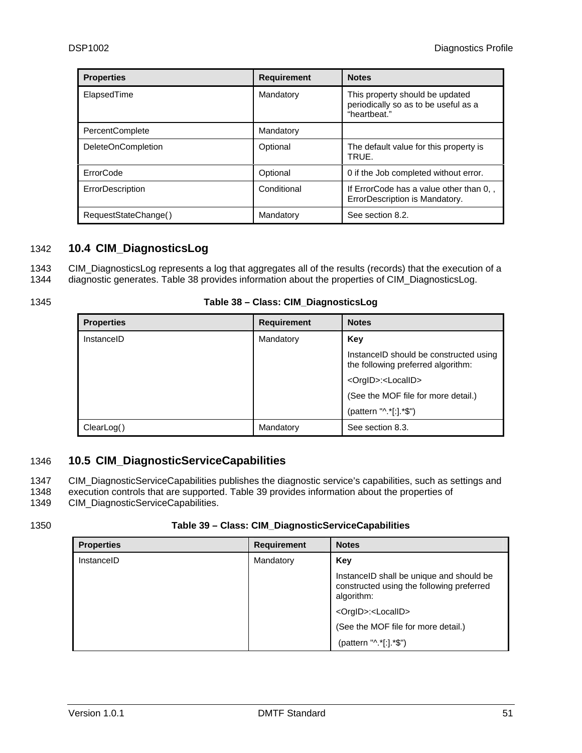| Properties | Requirement | Notes |
| --- | --- | --- |
| ElapsedTime | Mandatory | This property should be updated periodically so as to be useful as a “heartbeat.” |
| PercentComplete | Mandatory | |
| DeleteOnCompletion | Optional | The default value for this property is TRUE. |
| ErrorCode | Optional | 0 if the Job completed without error. |
| ErrorDescription | Conditional | If ErrorCode has a value other than 0, , ErrorDescription is Mandatory. |
| RequestStateChange( ) | Mandatory | See section 8.2. |

## 10.4 CIM_DiagnosticsLog

CIM_DiagnosticsLog represents a log that aggregates all of the results (records) that the execution of a diagnostic generates. Table 38 provides information about the properties of CIM_DiagnosticsLog.

**Table 38 – Class: CIM_DiagnosticsLog**

| Properties | Requirement | Notes |
| --- | --- | --- |
| InstanceID | Mandatory | **Key**<br>InstanceID should be constructed using the following preferred algorithm:<br><OrgID>:<LocalID><br>(See the MOF file for more detail.)<br>(pattern "^.*[:].*$") |
| ClearLog( ) | Mandatory | See section 8.3. |

## 10.5 CIM_DiagnosticServiceCapabilities

CIM_DiagnosticServiceCapabilities publishes the diagnostic service's capabilities, such as settings and execution controls that are supported. Table 39 provides information about the properties of CIM_DiagnosticServiceCapabilities.

**Table 39 – Class: CIM_DiagnosticServiceCapabilities**

| Properties | Requirement | Notes |
| --- | --- | --- |
| InstanceID | Mandatory | **Key**<br>InstanceID shall be unique and should be constructed using the following preferred algorithm:<br><OrgID>:<LocalID><br>(See the MOF file for more detail.)<br>(pattern "^.*[:].*$") |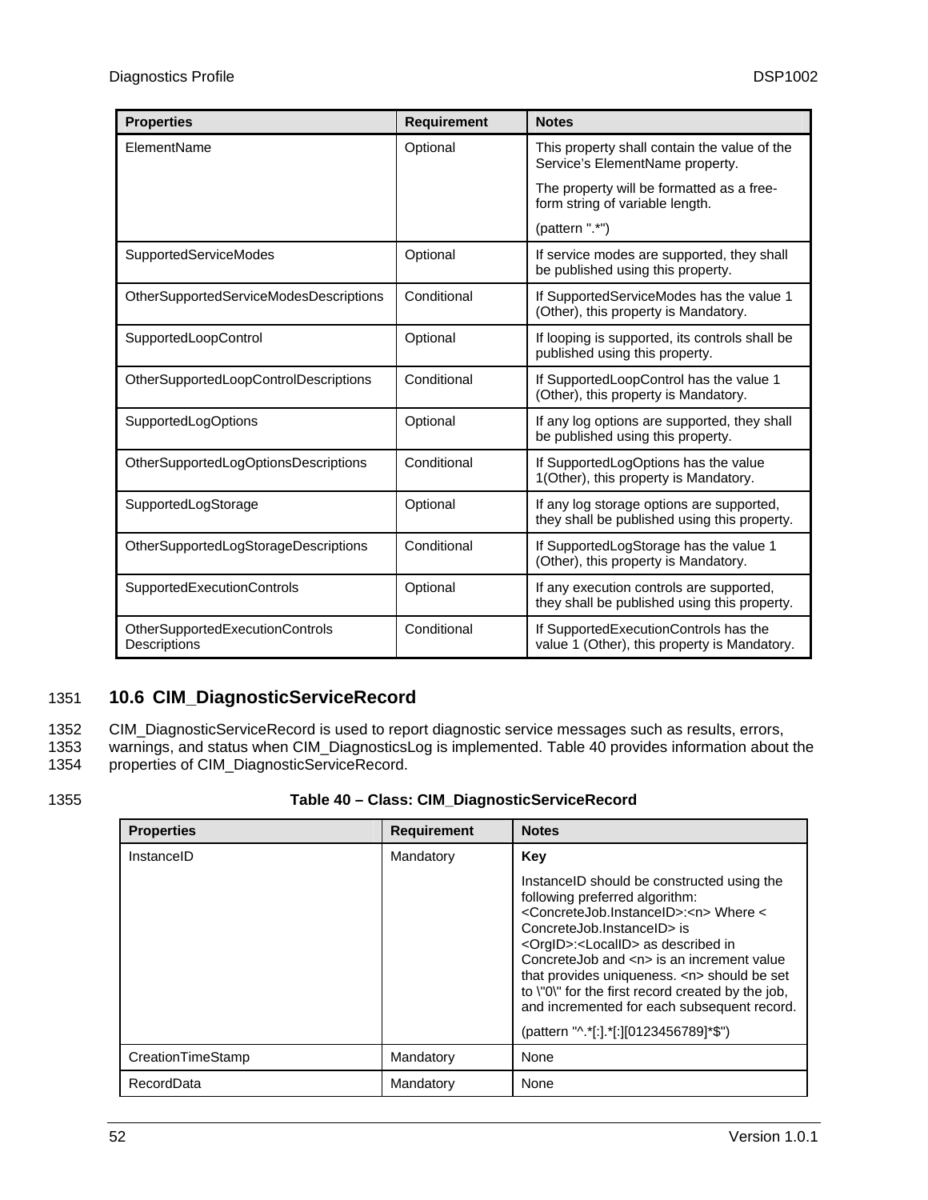| Properties | Requirement | Notes |
| --- | --- | --- |
| ElementName | Optional | This property shall contain the value of the Service's ElementName property.<br>The property will be formatted as a free-form string of variable length.<br>(pattern ".*") |
| SupportedServiceModes | Optional | If service modes are supported, they shall be published using this property. |
| OtherSupportedServiceModesDescriptions | Conditional | If SupportedServiceModes has the value 1 (Other), this property is Mandatory. |
| SupportedLoopControl | Optional | If looping is supported, its controls shall be published using this property. |
| OtherSupportedLoopControlDescriptions | Conditional | If SupportedLoopControl has the value 1 (Other), this property is Mandatory. |
| SupportedLogOptions | Optional | If any log options are supported, they shall be published using this property. |
| OtherSupportedLogOptionsDescriptions | Conditional | If SupportedLogOptions has the value 1(Other), this property is Mandatory. |
| SupportedLogStorage | Optional | If any log storage options are supported, they shall be published using this property. |
| OtherSupportedLogStorageDescriptions | Conditional | If SupportedLogStorage has the value 1 (Other), this property is Mandatory. |
| SupportedExecutionControls | Optional | If any execution controls are supported, they shall be published using this property. |
| OtherSupportedExecutionControls Descriptions | Conditional | If SupportedExecutionControls has the value 1 (Other), this property is Mandatory. |

1351 **10.6 CIM_DiagnosticServiceRecord**

1352 CIM_DiagnosticServiceRecord is used to report diagnostic service messages such as results, errors,
1353 warnings, and status when CIM_DiagnosticsLog is implemented. Table 40 provides information about the
1354 properties of CIM_DiagnosticServiceRecord.

1355 **Table 40 – Class: CIM_DiagnosticServiceRecord**

| Properties | Requirement | Notes |
| --- | --- | --- |
| InstanceID | Mandatory | **Key**<br>InstanceID should be constructed using the following preferred algorithm: <ConcreteJob.InstanceID>:<n> Where < ConcreteJob.InstanceID> is <OrgID>:<LocalID> as described in ConcreteJob and <n> is an increment value that provides uniqueness. <n> should be set to \"0\" for the first record created by the job, and incremented for each subsequent record.<br>(pattern "^.*[:].*[:][0123456789]*$") |
| CreationTimeStamp | Mandatory | None |
| RecordData | Mandatory | None |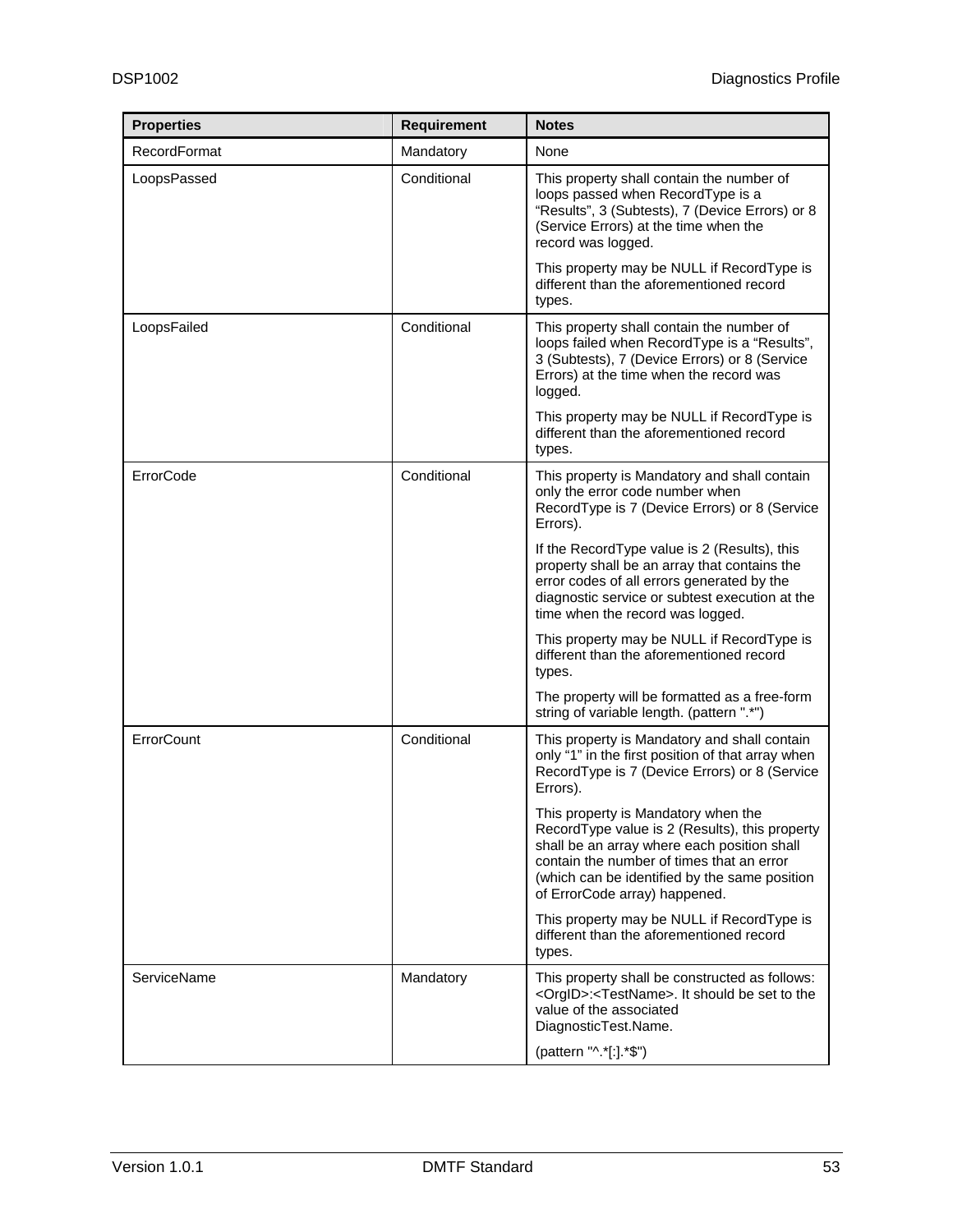| Properties | Requirement | Notes |
|---|---|---|
| RecordFormat | Mandatory | None |
| LoopsPassed | Conditional | This property shall contain the number of loops passed when RecordType is a "Results", 3 (Subtests), 7 (Device Errors) or 8 (Service Errors) at the time when the record was logged.<br><br>This property may be NULL if RecordType is different than the aforementioned record types. |
| LoopsFailed | Conditional | This property shall contain the number of loops failed when RecordType is a "Results", 3 (Subtests), 7 (Device Errors) or 8 (Service Errors) at the time when the record was logged.<br><br>This property may be NULL if RecordType is different than the aforementioned record types. |
| ErrorCode | Conditional | This property is Mandatory and shall contain only the error code number when RecordType is 7 (Device Errors) or 8 (Service Errors).<br><br>If the RecordType value is 2 (Results), this property shall be an array that contains the error codes of all errors generated by the diagnostic service or subtest execution at the time when the record was logged.<br><br>This property may be NULL if RecordType is different than the aforementioned record types.<br><br>The property will be formatted as a free-form string of variable length. (pattern ".*") |
| ErrorCount | Conditional | This property is Mandatory and shall contain only "1" in the first position of that array when RecordType is 7 (Device Errors) or 8 (Service Errors).<br><br>This property is Mandatory when the RecordType value is 2 (Results), this property shall be an array where each position shall contain the number of times that an error (which can be identified by the same position of ErrorCode array) happened.<br><br>This property may be NULL if RecordType is different than the aforementioned record types. |
| ServiceName | Mandatory | This property shall be constructed as follows: <OrgID>:<TestName>. It should be set to the value of the associated DiagnosticTest.Name.<br><br>(pattern "^.*[:].*$") |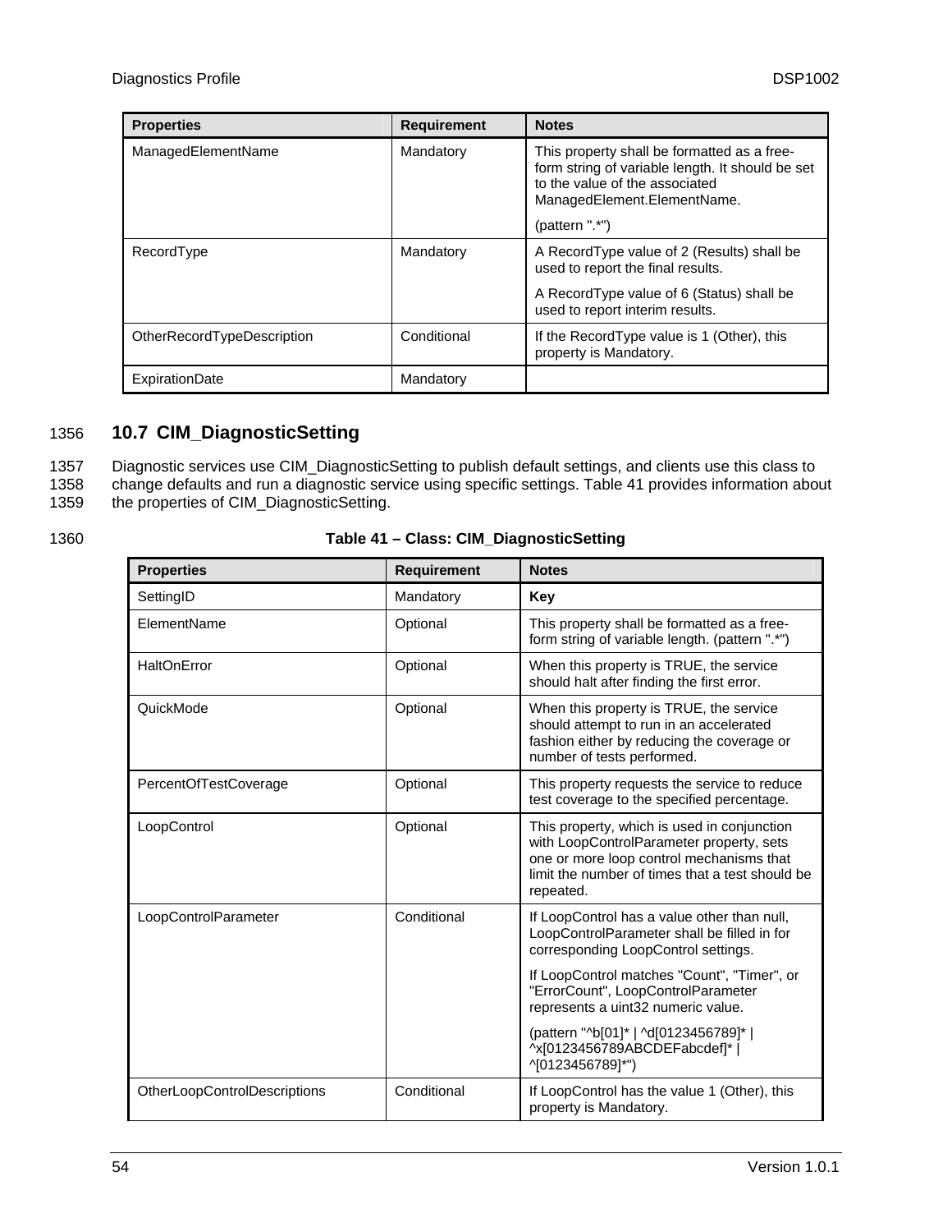| Properties | Requirement | Notes |
|---|---|---|
| ManagedElementName | Mandatory | This property shall be formatted as a free-form string of variable length. It should be set to the value of the associated ManagedElement.ElementName. (pattern ".*") |
| RecordType | Mandatory | A RecordType value of 2 (Results) shall be used to report the final results. A RecordType value of 6 (Status) shall be used to report interim results. |
| OtherRecordTypeDescription | Conditional | If the RecordType value is 1 (Other), this property is Mandatory. |
| ExpirationDate | Mandatory | |

## 10.7 CIM_DiagnosticSetting

Diagnostic services use CIM_DiagnosticSetting to publish default settings, and clients use this class to change defaults and run a diagnostic service using specific settings. Table 41 provides information about the properties of CIM_DiagnosticSetting.

**Table 41 – Class: CIM_DiagnosticSetting**

| Properties | Requirement | Notes |
|---|---|---|
| SettingID | Mandatory | **Key** |
| ElementName | Optional | This property shall be formatted as a free-form string of variable length. (pattern ".*") |
| HaltOnError | Optional | When this property is TRUE, the service should halt after finding the first error. |
| QuickMode | Optional | When this property is TRUE, the service should attempt to run in an accelerated fashion either by reducing the coverage or number of tests performed. |
| PercentOfTestCoverage | Optional | This property requests the service to reduce test coverage to the specified percentage. |
| LoopControl | Optional | This property, which is used in conjunction with LoopControlParameter property, sets one or more loop control mechanisms that limit the number of times that a test should be repeated. |
| LoopControlParameter | Conditional | If LoopControl has a value other than null, LoopControlParameter shall be filled in for corresponding LoopControl settings. If LoopControl matches "Count", "Timer", or "ErrorCount", LoopControlParameter represents a uint32 numeric value. (pattern "^b[01]* \| ^d[0123456789]* \| ^x[0123456789ABCDEFabcdef]* \| ^[0123456789]*") |
| OtherLoopControlDescriptions | Conditional | If LoopControl has the value 1 (Other), this property is Mandatory. |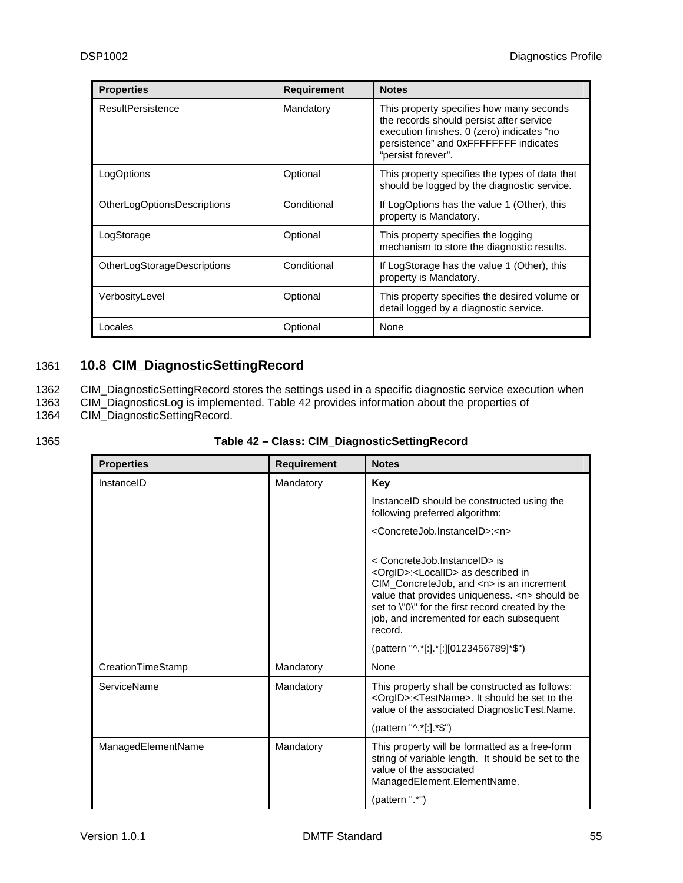| Properties | Requirement | Notes |
|---|---|---|
| ResultPersistence | Mandatory | This property specifies how many seconds the records should persist after service execution finishes. 0 (zero) indicates "no persistence" and 0xFFFFFFFF indicates "persist forever". |
| LogOptions | Optional | This property specifies the types of data that should be logged by the diagnostic service. |
| OtherLogOptionsDescriptions | Conditional | If LogOptions has the value 1 (Other), this property is Mandatory. |
| LogStorage | Optional | This property specifies the logging mechanism to store the diagnostic results. |
| OtherLogStorageDescriptions | Conditional | If LogStorage has the value 1 (Other), this property is Mandatory. |
| VerbosityLevel | Optional | This property specifies the desired volume or detail logged by a diagnostic service. |
| Locales | Optional | None |

1361 **10.8 CIM_DiagnosticSettingRecord**

1362 CIM_DiagnosticSettingRecord stores the settings used in a specific diagnostic service execution when
1363 CIM_DiagnosticsLog is implemented. Table 42 provides information about the properties of
1364 CIM_DiagnosticSettingRecord.

1365 **Table 42 – Class: CIM_DiagnosticSettingRecord**

| Properties | Requirement | Notes |
|---|---|---|
| InstanceID | Mandatory | **Key**<br>InstanceID should be constructed using the following preferred algorithm:<br><ConcreteJob.InstanceID>:<n><br><br>< ConcreteJob.InstanceID> is <OrgID>:<LocalID> as described in CIM_ConcreteJob, and <n> is an increment value that provides uniqueness. <n> should be set to \"0\" for the first record created by the job, and incremented for each subsequent record.<br>(pattern "^.*[:].*[:][0123456789]*$") |
| CreationTimeStamp | Mandatory | None |
| ServiceName | Mandatory | This property shall be constructed as follows: <OrgID>:<TestName>. It should be set to the value of the associated DiagnosticTest.Name.<br>(pattern "^.*[:].*$") |
| ManagedElementName | Mandatory | This property will be formatted as a free-form string of variable length. It should be set to the value of the associated ManagedElement.ElementName.<br>(pattern ".*") |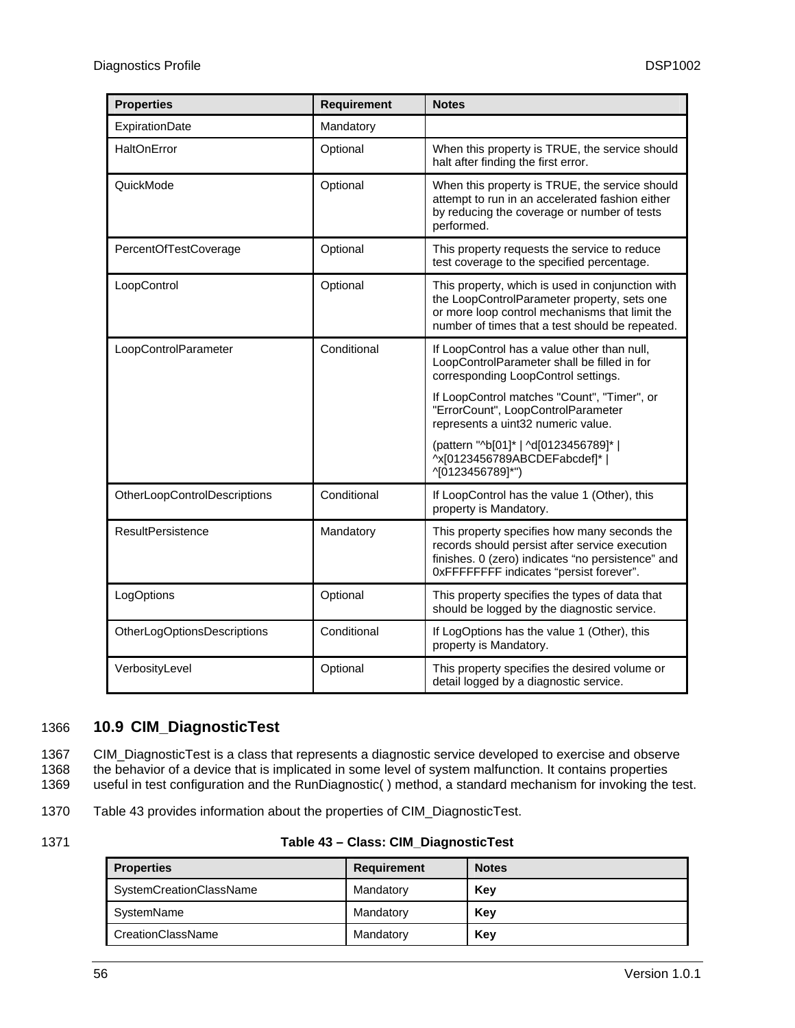| Properties | Requirement | Notes |
|---|---|---|
| ExpirationDate | Mandatory | |
| HaltOnError | Optional | When this property is TRUE, the service should halt after finding the first error. |
| QuickMode | Optional | When this property is TRUE, the service should attempt to run in an accelerated fashion either by reducing the coverage or number of tests performed. |
| PercentOfTestCoverage | Optional | This property requests the service to reduce test coverage to the specified percentage. |
| LoopControl | Optional | This property, which is used in conjunction with the LoopControlParameter property, sets one or more loop control mechanisms that limit the number of times that a test should be repeated. |
| LoopControlParameter | Conditional | If LoopControl has a value other than null, LoopControlParameter shall be filled in for corresponding LoopControl settings. If LoopControl matches "Count", "Timer", or "ErrorCount", LoopControlParameter represents a uint32 numeric value. (pattern "^b[01]* \| ^d[0123456789]* \| ^x[0123456789ABCDEFabcdef]* \| ^[0123456789]*") |
| OtherLoopControlDescriptions | Conditional | If LoopControl has the value 1 (Other), this property is Mandatory. |
| ResultPersistence | Mandatory | This property specifies how many seconds the records should persist after service execution finishes. 0 (zero) indicates “no persistence” and 0xFFFFFFFF indicates “persist forever”. |
| LogOptions | Optional | This property specifies the types of data that should be logged by the diagnostic service. |
| OtherLogOptionsDescriptions | Conditional | If LogOptions has the value 1 (Other), this property is Mandatory. |
| VerbosityLevel | Optional | This property specifies the desired volume or detail logged by a diagnostic service. |

## 10.9 CIM_DiagnosticTest

CIM_DiagnosticTest is a class that represents a diagnostic service developed to exercise and observe the behavior of a device that is implicated in some level of system malfunction. It contains properties useful in test configuration and the RunDiagnostic( ) method, a standard mechanism for invoking the test.

Table 43 provides information about the properties of CIM_DiagnosticTest.

**Table 43 – Class: CIM_DiagnosticTest**

| Properties | Requirement | Notes |
|---|---|---|
| SystemCreationClassName | Mandatory | **Key** |
| SystemName | Mandatory | **Key** |
| CreationClassName | Mandatory | **Key** |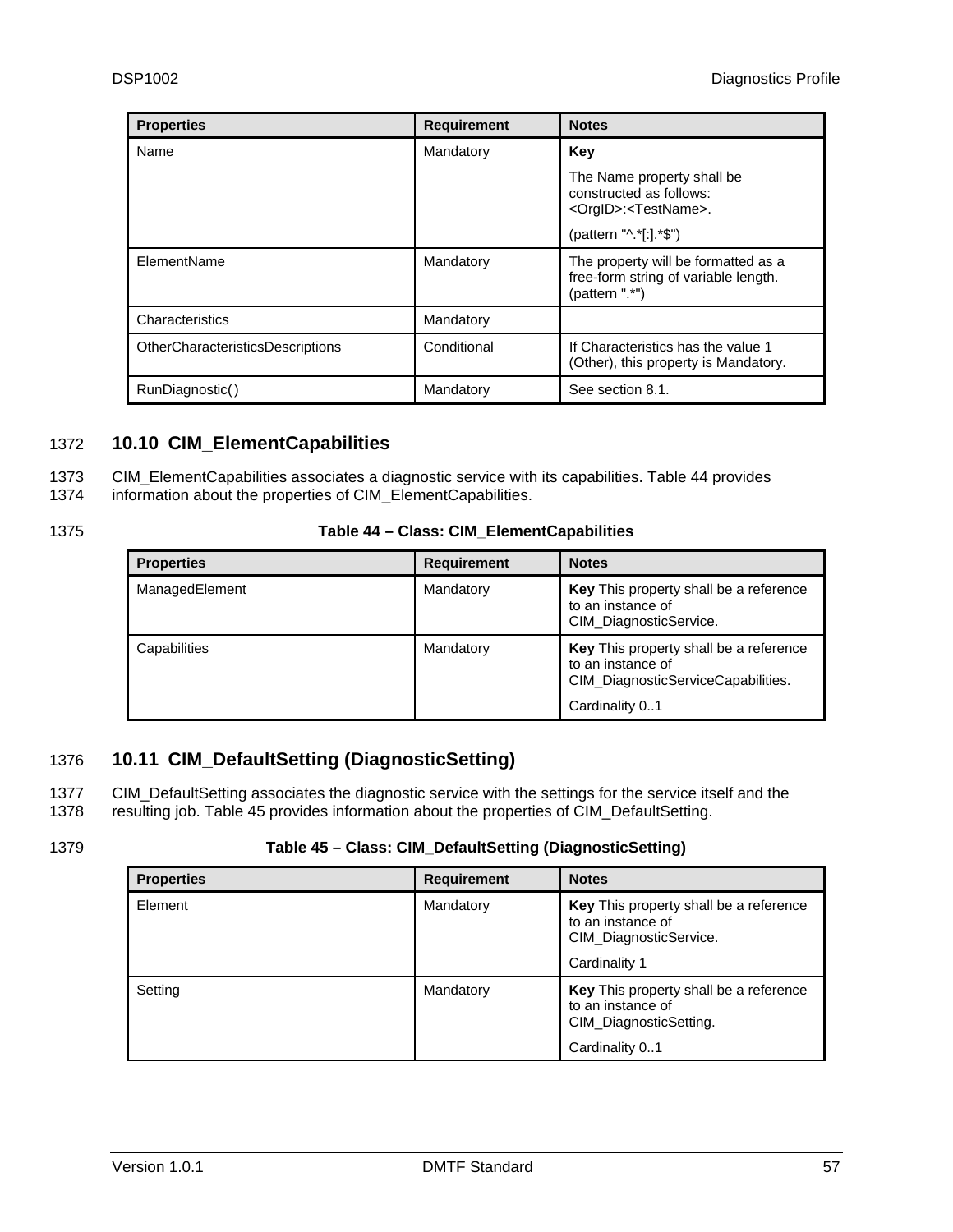| Properties | Requirement | Notes |
| --- | --- | --- |
| Name | Mandatory | **Key**<br>The Name property shall be constructed as follows: <OrgID>:<TestName>.<br>(pattern "^.*[:].*$") |
| ElementName | Mandatory | The property will be formatted as a free-form string of variable length. (pattern ".*") |
| Characteristics | Mandatory | |
| OtherCharacteristicsDescriptions | Conditional | If Characteristics has the value 1 (Other), this property is Mandatory. |
| RunDiagnostic( ) | Mandatory | See section 8.1. |

## 10.10 CIM_ElementCapabilities

CIM_ElementCapabilities associates a diagnostic service with its capabilities. Table 44 provides information about the properties of CIM_ElementCapabilities.

**Table 44 – Class: CIM_ElementCapabilities**

| Properties | Requirement | Notes |
| --- | --- | --- |
| ManagedElement | Mandatory | **Key** This property shall be a reference to an instance of CIM_DiagnosticService. |
| Capabilities | Mandatory | **Key** This property shall be a reference to an instance of CIM_DiagnosticServiceCapabilities.<br>Cardinality 0..1 |

## 10.11 CIM_DefaultSetting (DiagnosticSetting)

CIM_DefaultSetting associates the diagnostic service with the settings for the service itself and the resulting job. Table 45 provides information about the properties of CIM_DefaultSetting.

**Table 45 – Class: CIM_DefaultSetting (DiagnosticSetting)**

| Properties | Requirement | Notes |
| --- | --- | --- |
| Element | Mandatory | **Key** This property shall be a reference to an instance of CIM_DiagnosticService.<br>Cardinality 1 |
| Setting | Mandatory | **Key** This property shall be a reference to an instance of CIM_DiagnosticSetting.<br>Cardinality 0..1 |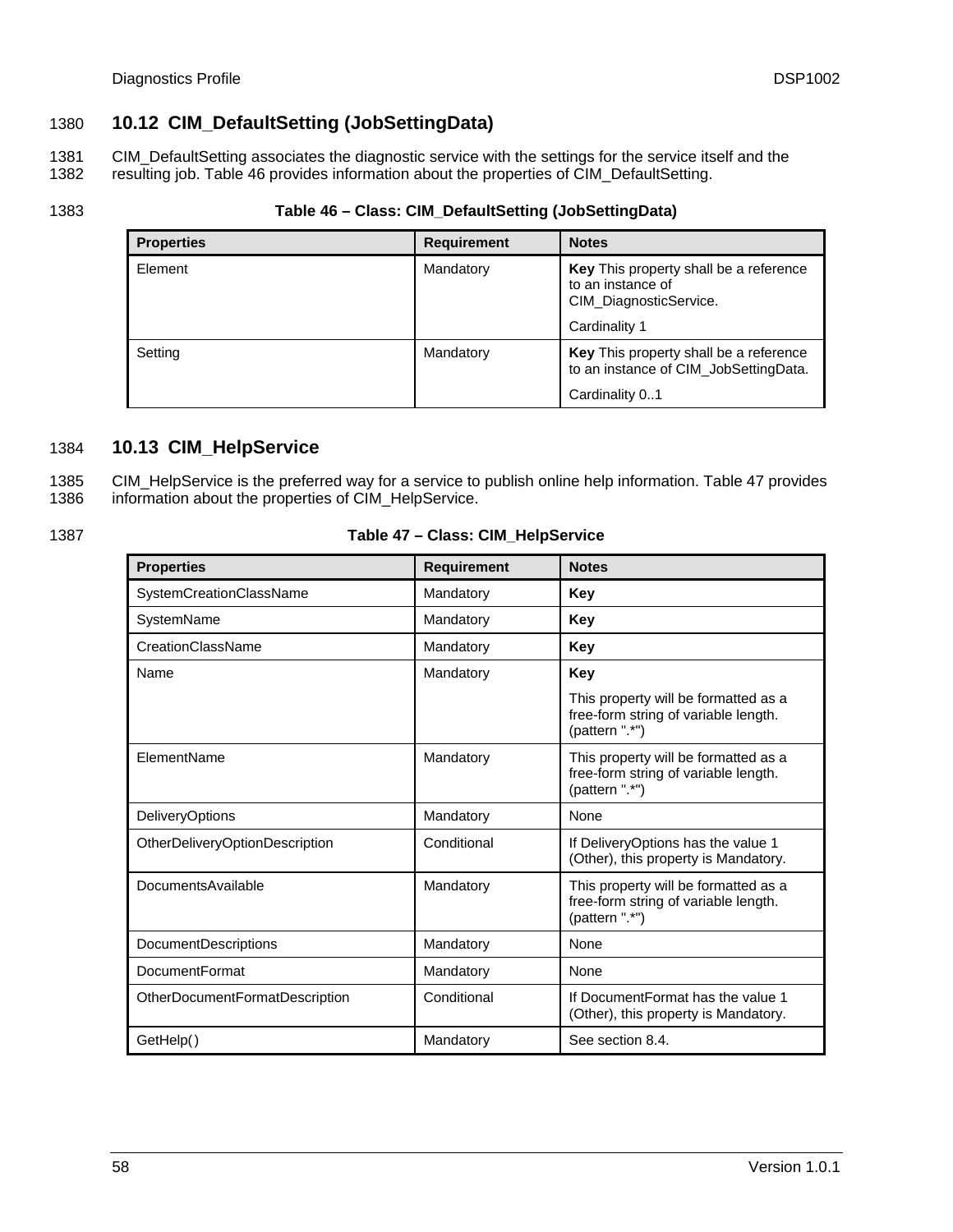## 10.12 CIM_DefaultSetting (JobSettingData)

CIM_DefaultSetting associates the diagnostic service with the settings for the service itself and the resulting job. Table 46 provides information about the properties of CIM_DefaultSetting.

**Table 46 – Class: CIM_DefaultSetting (JobSettingData)**

| Properties | Requirement | Notes |
|---|---|---|
| Element | Mandatory | **Key** This property shall be a reference to an instance of CIM_DiagnosticService.<br><br>Cardinality 1 |
| Setting | Mandatory | **Key** This property shall be a reference to an instance of CIM_JobSettingData.<br><br>Cardinality 0..1 |

## 10.13 CIM_HelpService

CIM_HelpService is the preferred way for a service to publish online help information. Table 47 provides information about the properties of CIM_HelpService.

**Table 47 – Class: CIM_HelpService**

| Properties | Requirement | Notes |
|---|---|---|
| SystemCreationClassName | Mandatory | **Key** |
| SystemName | Mandatory | **Key** |
| CreationClassName | Mandatory | **Key** |
| Name | Mandatory | **Key**<br><br>This property will be formatted as a free-form string of variable length. (pattern ".*") |
| ElementName | Mandatory | This property will be formatted as a free-form string of variable length. (pattern ".*") |
| DeliveryOptions | Mandatory | None |
| OtherDeliveryOptionDescription | Conditional | If DeliveryOptions has the value 1 (Other), this property is Mandatory. |
| DocumentsAvailable | Mandatory | This property will be formatted as a free-form string of variable length. (pattern ".*") |
| DocumentDescriptions | Mandatory | None |
| DocumentFormat | Mandatory | None |
| OtherDocumentFormatDescription | Conditional | If DocumentFormat has the value 1 (Other), this property is Mandatory. |
| GetHelp( ) | Mandatory | See section 8.4. |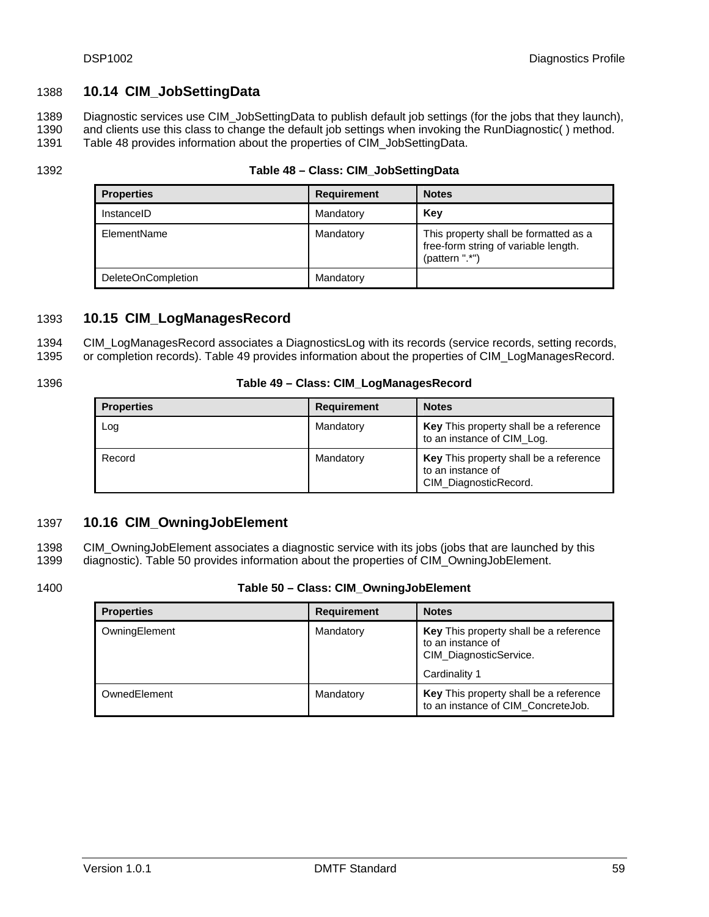## 10.14 CIM_JobSettingData

Diagnostic services use CIM_JobSettingData to publish default job settings (for the jobs that they launch), and clients use this class to change the default job settings when invoking the RunDiagnostic( ) method. Table 48 provides information about the properties of CIM_JobSettingData.

**Table 48 – Class: CIM_JobSettingData**

| Properties | Requirement | Notes |
|---|---|---|
| InstanceID | Mandatory | **Key** |
| ElementName | Mandatory | This property shall be formatted as a free-form string of variable length. (pattern ".*") |
| DeleteOnCompletion | Mandatory | |

## 10.15 CIM_LogManagesRecord

CIM_LogManagesRecord associates a DiagnosticsLog with its records (service records, setting records, or completion records). Table 49 provides information about the properties of CIM_LogManagesRecord.

**Table 49 – Class: CIM_LogManagesRecord**

| Properties | Requirement | Notes |
|---|---|---|
| Log | Mandatory | **Key** This property shall be a reference to an instance of CIM_Log. |
| Record | Mandatory | **Key** This property shall be a reference to an instance of CIM_DiagnosticRecord. |

## 10.16 CIM_OwningJobElement

CIM_OwningJobElement associates a diagnostic service with its jobs (jobs that are launched by this diagnostic). Table 50 provides information about the properties of CIM_OwningJobElement.

**Table 50 – Class: CIM_OwningJobElement**

| Properties | Requirement | Notes |
|---|---|---|
| OwningElement | Mandatory | **Key** This property shall be a reference to an instance of CIM_DiagnosticService.<br><br>Cardinality 1 |
| OwnedElement | Mandatory | **Key** This property shall be a reference to an instance of CIM_ConcreteJob. |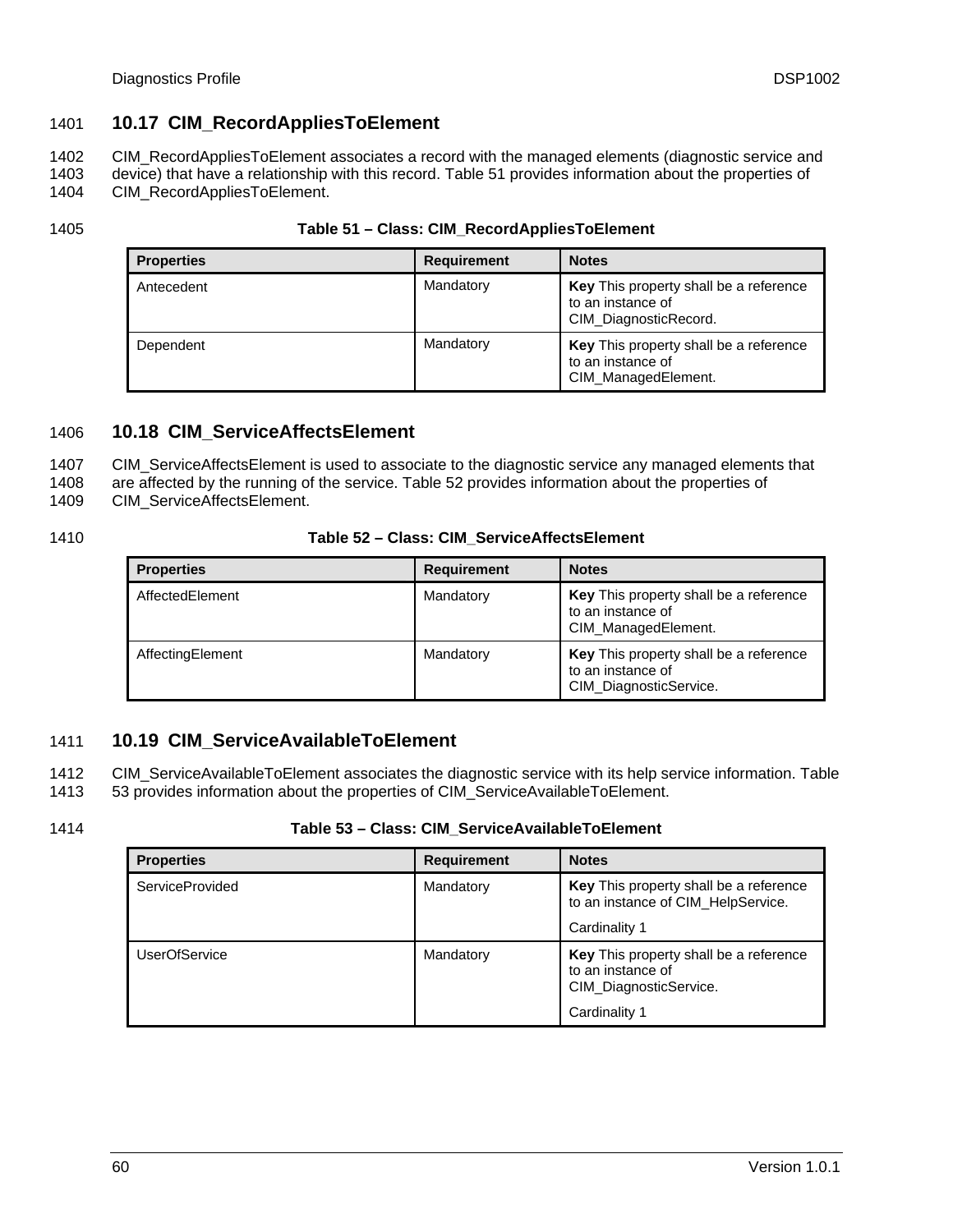## 10.17 CIM_RecordAppliesToElement

CIM_RecordAppliesToElement associates a record with the managed elements (diagnostic service and device) that have a relationship with this record. Table 51 provides information about the properties of CIM_RecordAppliesToElement.

**Table 51 – Class: CIM_RecordAppliesToElement**

| Properties | Requirement | Notes |
|---|---|---|
| Antecedent | Mandatory | **Key** This property shall be a reference to an instance of CIM_DiagnosticRecord. |
| Dependent | Mandatory | **Key** This property shall be a reference to an instance of CIM_ManagedElement. |

## 10.18 CIM_ServiceAffectsElement

CIM_ServiceAffectsElement is used to associate to the diagnostic service any managed elements that are affected by the running of the service. Table 52 provides information about the properties of CIM_ServiceAffectsElement.

**Table 52 – Class: CIM_ServiceAffectsElement**

| Properties | Requirement | Notes |
|---|---|---|
| AffectedElement | Mandatory | **Key** This property shall be a reference to an instance of CIM_ManagedElement. |
| AffectingElement | Mandatory | **Key** This property shall be a reference to an instance of CIM_DiagnosticService. |

## 10.19 CIM_ServiceAvailableToElement

CIM_ServiceAvailableToElement associates the diagnostic service with its help service information. Table 53 provides information about the properties of CIM_ServiceAvailableToElement.

**Table 53 – Class: CIM_ServiceAvailableToElement**

| Properties | Requirement | Notes |
|---|---|---|
| ServiceProvided | Mandatory | **Key** This property shall be a reference to an instance of CIM_HelpService.<br><br>Cardinality 1 |
| UserOfService | Mandatory | **Key** This property shall be a reference to an instance of CIM_DiagnosticService.<br><br>Cardinality 1 |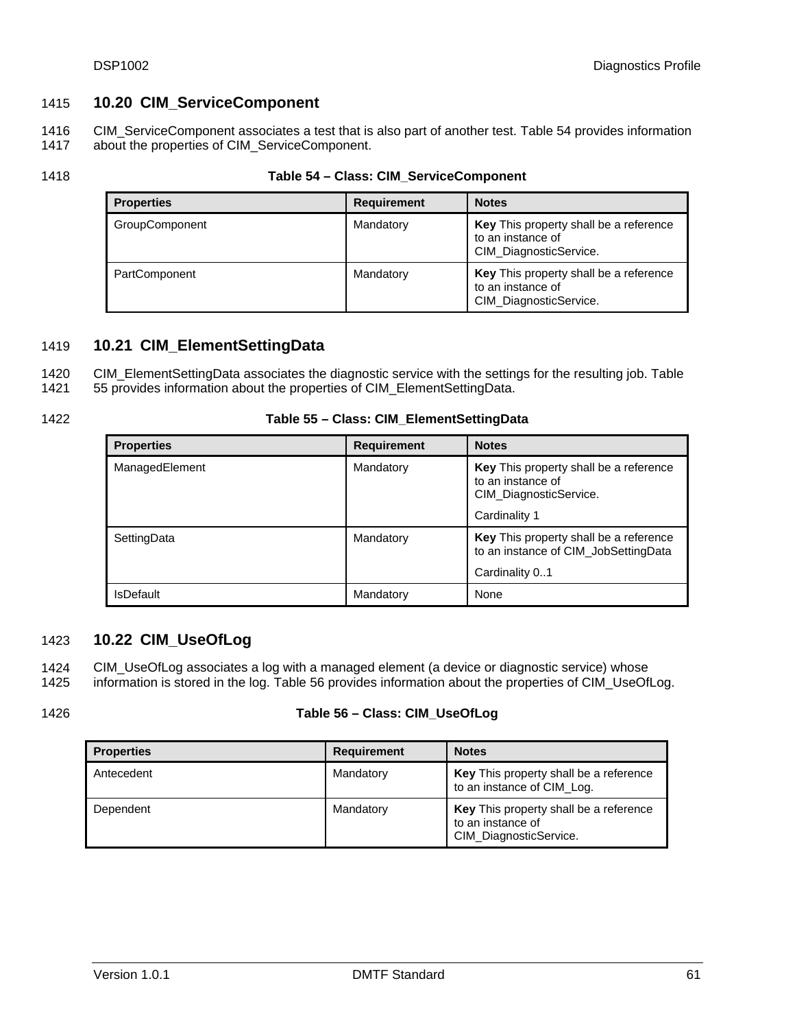## 10.20 CIM_ServiceComponent

CIM_ServiceComponent associates a test that is also part of another test. Table 54 provides information about the properties of CIM_ServiceComponent.

**Table 54 – Class: CIM_ServiceComponent**

| Properties | Requirement | Notes |
|---|---|---|
| GroupComponent | Mandatory | **Key** This property shall be a reference to an instance of CIM_DiagnosticService. |
| PartComponent | Mandatory | **Key** This property shall be a reference to an instance of CIM_DiagnosticService. |

## 10.21 CIM_ElementSettingData

CIM_ElementSettingData associates the diagnostic service with the settings for the resulting job. Table 55 provides information about the properties of CIM_ElementSettingData.

**Table 55 – Class: CIM_ElementSettingData**

| Properties | Requirement | Notes |
|---|---|---|
| ManagedElement | Mandatory | **Key** This property shall be a reference to an instance of CIM_DiagnosticService.<br><br>Cardinality 1 |
| SettingData | Mandatory | **Key** This property shall be a reference to an instance of CIM_JobSettingData<br><br>Cardinality 0..1 |
| IsDefault | Mandatory | None |

## 10.22 CIM_UseOfLog

CIM_UseOfLog associates a log with a managed element (a device or diagnostic service) whose information is stored in the log. Table 56 provides information about the properties of CIM_UseOfLog.

**Table 56 – Class: CIM_UseOfLog**

| Properties | Requirement | Notes |
|---|---|---|
| Antecedent | Mandatory | **Key** This property shall be a reference to an instance of CIM_Log. |
| Dependent | Mandatory | **Key** This property shall be a reference to an instance of CIM_DiagnosticService. |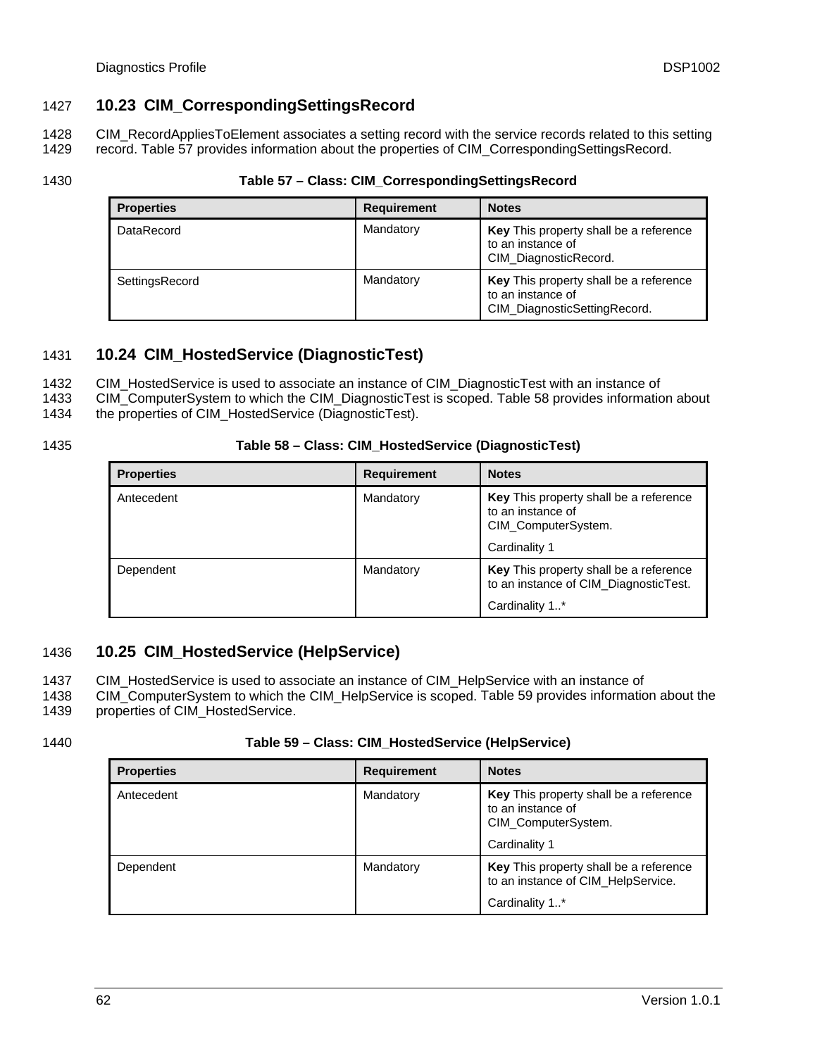## 10.23 CIM_CorrespondingSettingsRecord

CIM_RecordAppliesToElement associates a setting record with the service records related to this setting record. Table 57 provides information about the properties of CIM_CorrespondingSettingsRecord.

**Table 57 – Class: CIM_CorrespondingSettingsRecord**

| Properties | Requirement | Notes |
|---|---|---|
| DataRecord | Mandatory | **Key** This property shall be a reference to an instance of CIM_DiagnosticRecord. |
| SettingsRecord | Mandatory | **Key** This property shall be a reference to an instance of CIM_DiagnosticSettingRecord. |

## 10.24 CIM_HostedService (DiagnosticTest)

CIM_HostedService is used to associate an instance of CIM_DiagnosticTest with an instance of CIM_ComputerSystem to which the CIM_DiagnosticTest is scoped. Table 58 provides information about the properties of CIM_HostedService (DiagnosticTest).

**Table 58 – Class: CIM_HostedService (DiagnosticTest)**

| Properties | Requirement | Notes |
|---|---|---|
| Antecedent | Mandatory | **Key** This property shall be a reference to an instance of CIM_ComputerSystem.<br><br>Cardinality 1 |
| Dependent | Mandatory | **Key** This property shall be a reference to an instance of CIM_DiagnosticTest.<br><br>Cardinality 1..* |

## 10.25 CIM_HostedService (HelpService)

CIM_HostedService is used to associate an instance of CIM_HelpService with an instance of CIM_ComputerSystem to which the CIM_HelpService is scoped. Table 59 provides information about the properties of CIM_HostedService.

**Table 59 – Class: CIM_HostedService (HelpService)**

| Properties | Requirement | Notes |
|---|---|---|
| Antecedent | Mandatory | **Key** This property shall be a reference to an instance of CIM_ComputerSystem.<br><br>Cardinality 1 |
| Dependent | Mandatory | **Key** This property shall be a reference to an instance of CIM_HelpService.<br><br>Cardinality 1..* |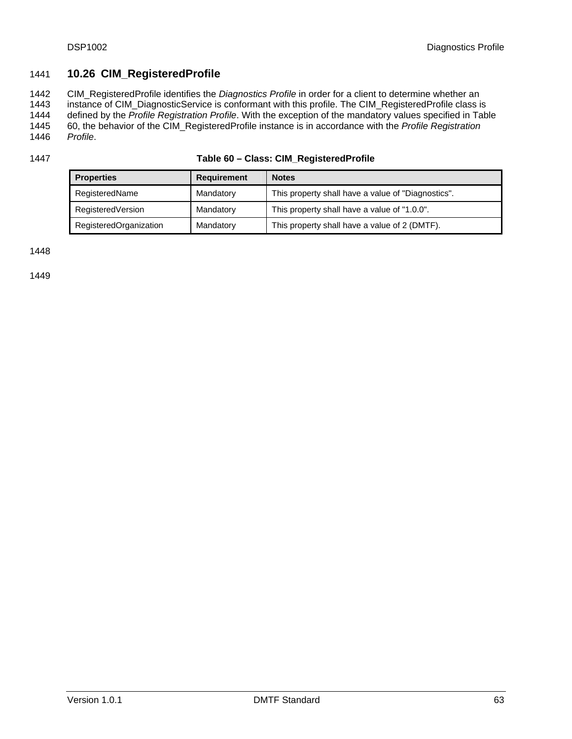## 10.26 CIM_RegisteredProfile

CIM_RegisteredProfile identifies the *Diagnostics Profile* in order for a client to determine whether an instance of CIM_DiagnosticService is conformant with this profile. The CIM_RegisteredProfile class is defined by the *Profile Registration Profile*. With the exception of the mandatory values specified in Table 60, the behavior of the CIM_RegisteredProfile instance is in accordance with the *Profile Registration Profile*.

**Table 60 – Class: CIM_RegisteredProfile**

| Properties | Requirement | Notes |
|---|---|---|
| RegisteredName | Mandatory | This property shall have a value of "Diagnostics". |
| RegisteredVersion | Mandatory | This property shall have a value of "1.0.0". |
| RegisteredOrganization | Mandatory | This property shall have a value of 2 (DMTF). |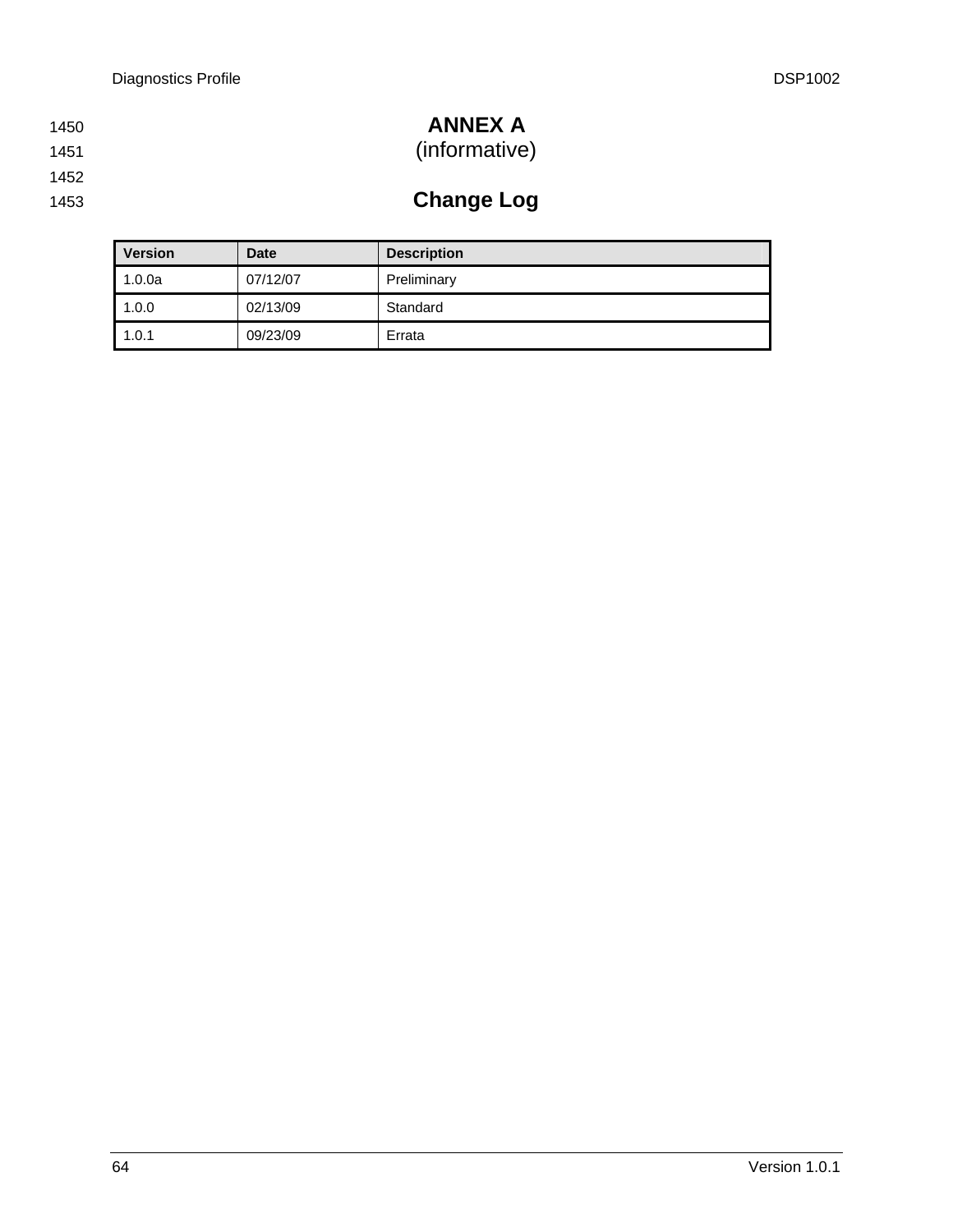# ANNEX A
(informative)

## Change Log

| Version | Date | Description |
|---|---|---|
| 1.0.0a | 07/12/07 | Preliminary |
| 1.0.0 | 02/13/09 | Standard |
| 1.0.1 | 09/23/09 | Errata |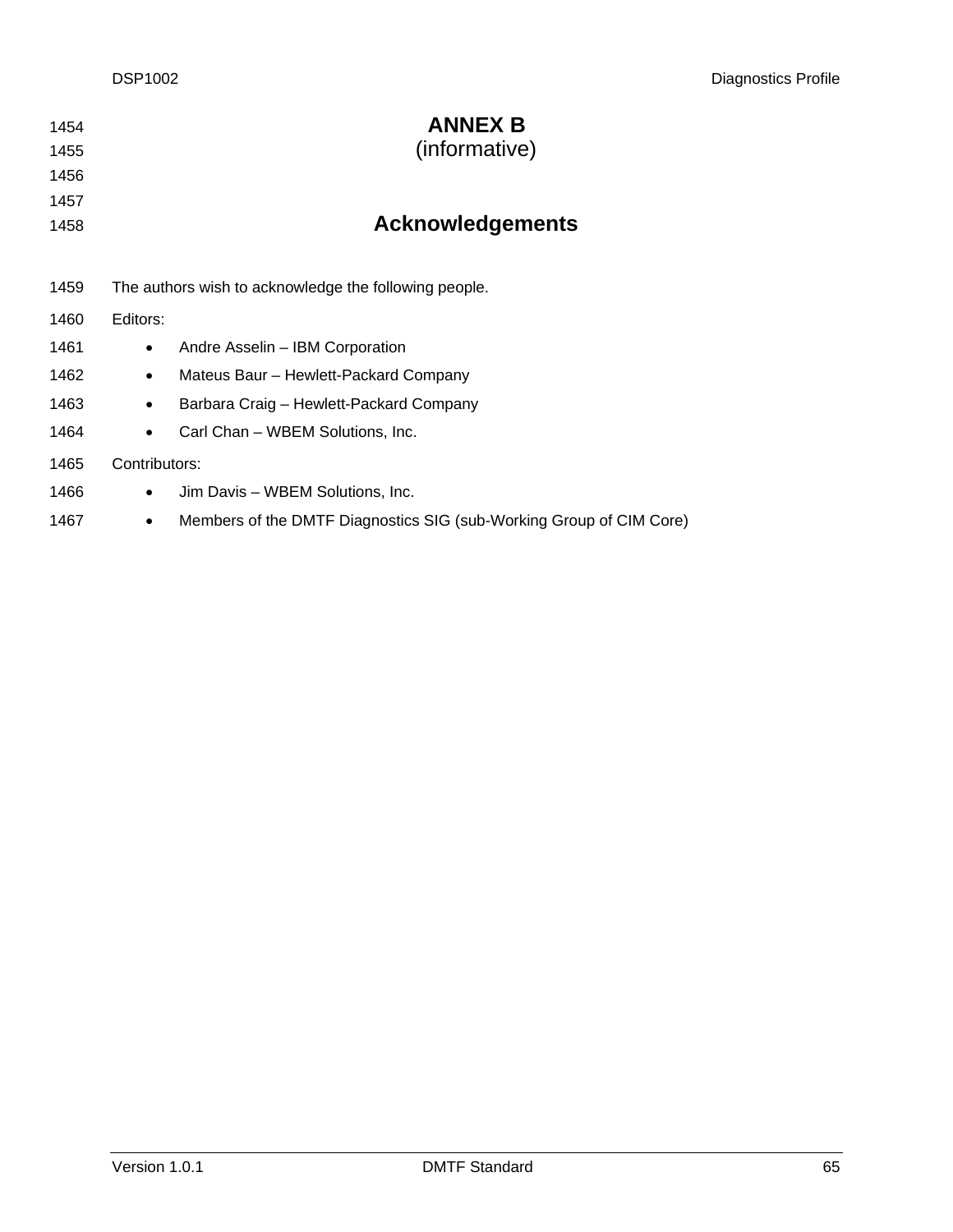# ANNEX B
(informative)

## Acknowledgements

The authors wish to acknowledge the following people.

Editors:

- Andre Asselin – IBM Corporation
- Mateus Baur – Hewlett-Packard Company
- Barbara Craig – Hewlett-Packard Company
- Carl Chan – WBEM Solutions, Inc.

Contributors:

- Jim Davis – WBEM Solutions, Inc.
- Members of the DMTF Diagnostics SIG (sub-Working Group of CIM Core)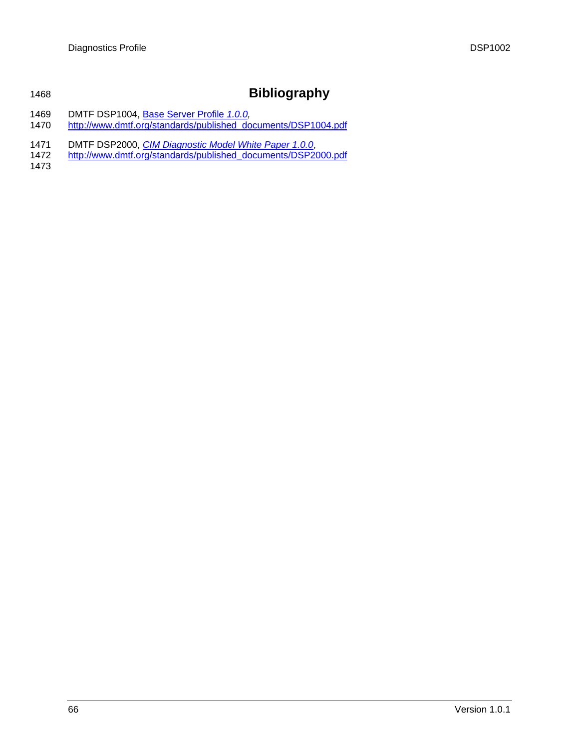# Bibliography

DMTF DSP1004, Base Server Profile *1.0.0*,
http://www.dmtf.org/standards/published_documents/DSP1004.pdf

DMTF DSP2000, *CIM Diagnostic Model White Paper 1.0.0*,
http://www.dmtf.org/standards/published_documents/DSP2000.pdf